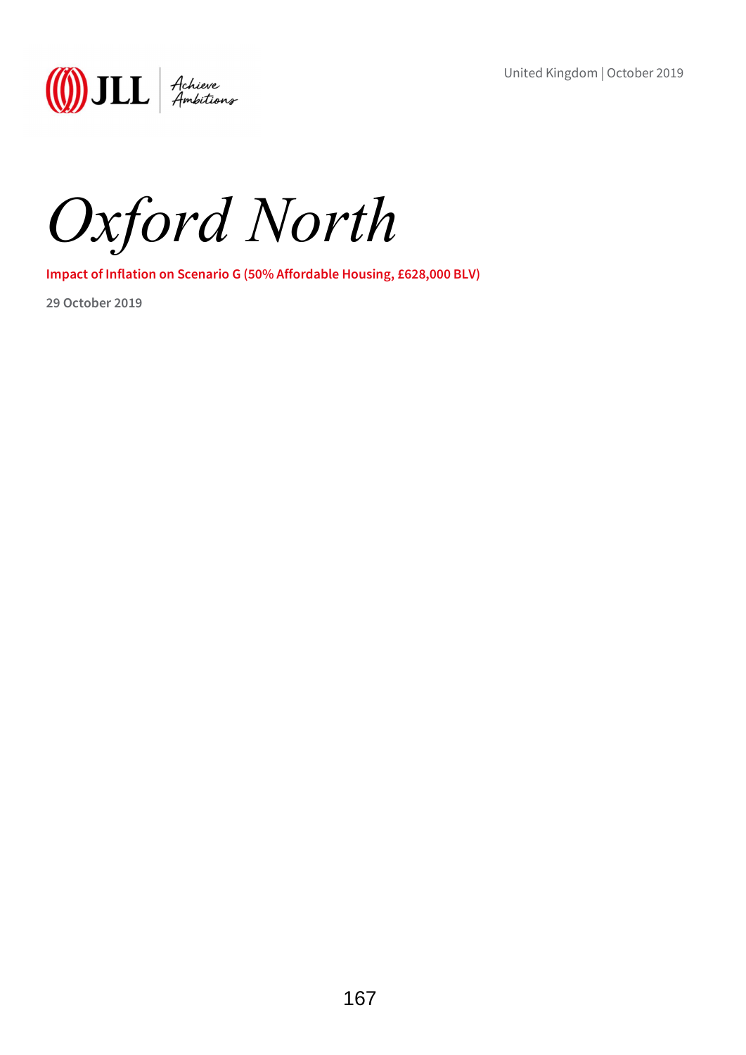United Kingdom | October 2019

# *Oxford North*

**Impact of Inflation on Scenario G (50% Affordable Housing, £628,000 BLV)**

**29 October 2019**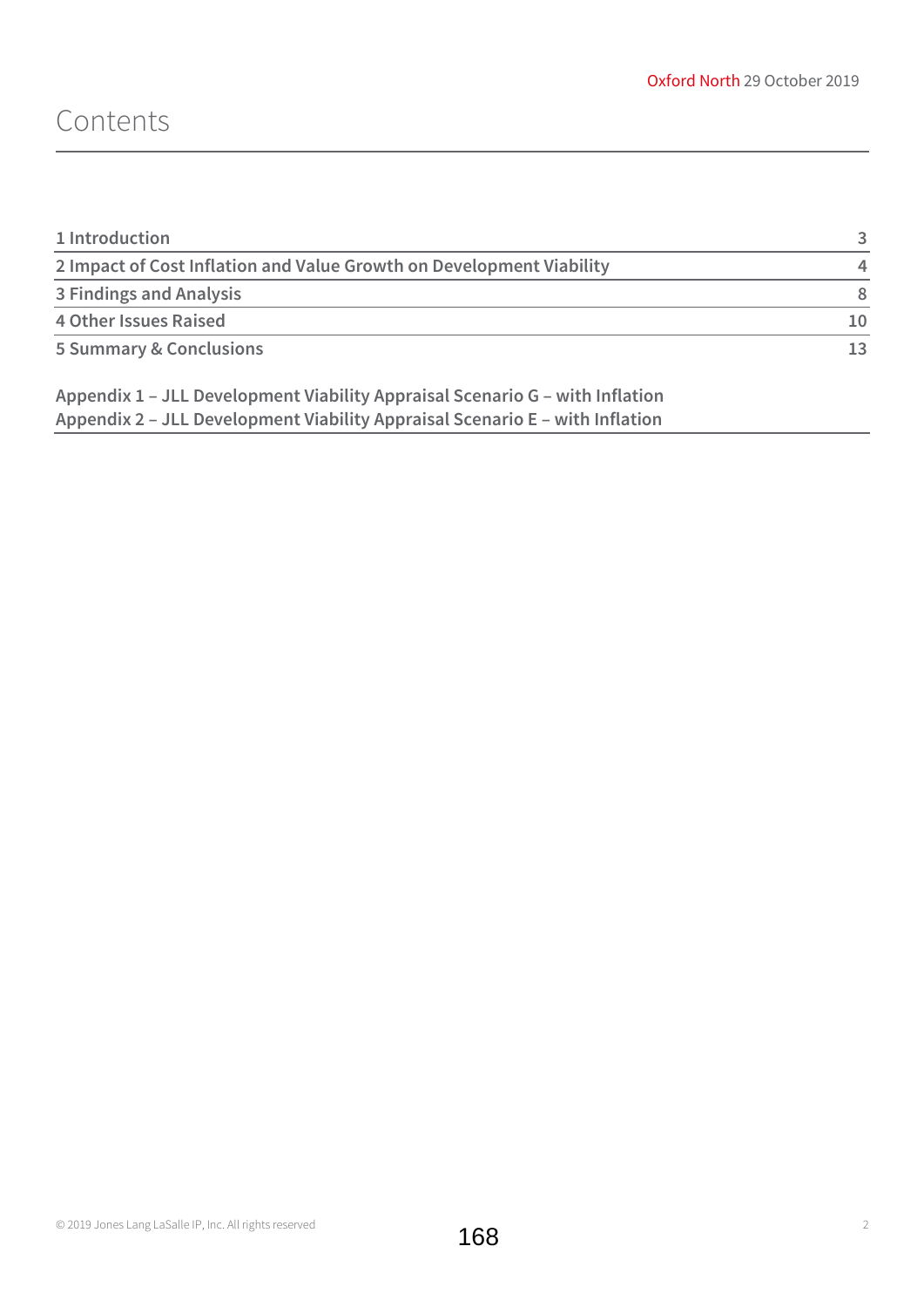# Contents

| | |
|---|---|
| 1 Introduction | 3 |
| 2 Impact of Cost Inflation and Value Growth on Development Viability | 4 |
| 3 Findings and Analysis | 8 |
| 4 Other Issues Raised | 10 |
| 5 Summary & Conclusions | 13 |

Appendix 1 – JLL Development Viability Appraisal Scenario G – with Inflation
Appendix 2 – JLL Development Viability Appraisal Scenario E – with Inflation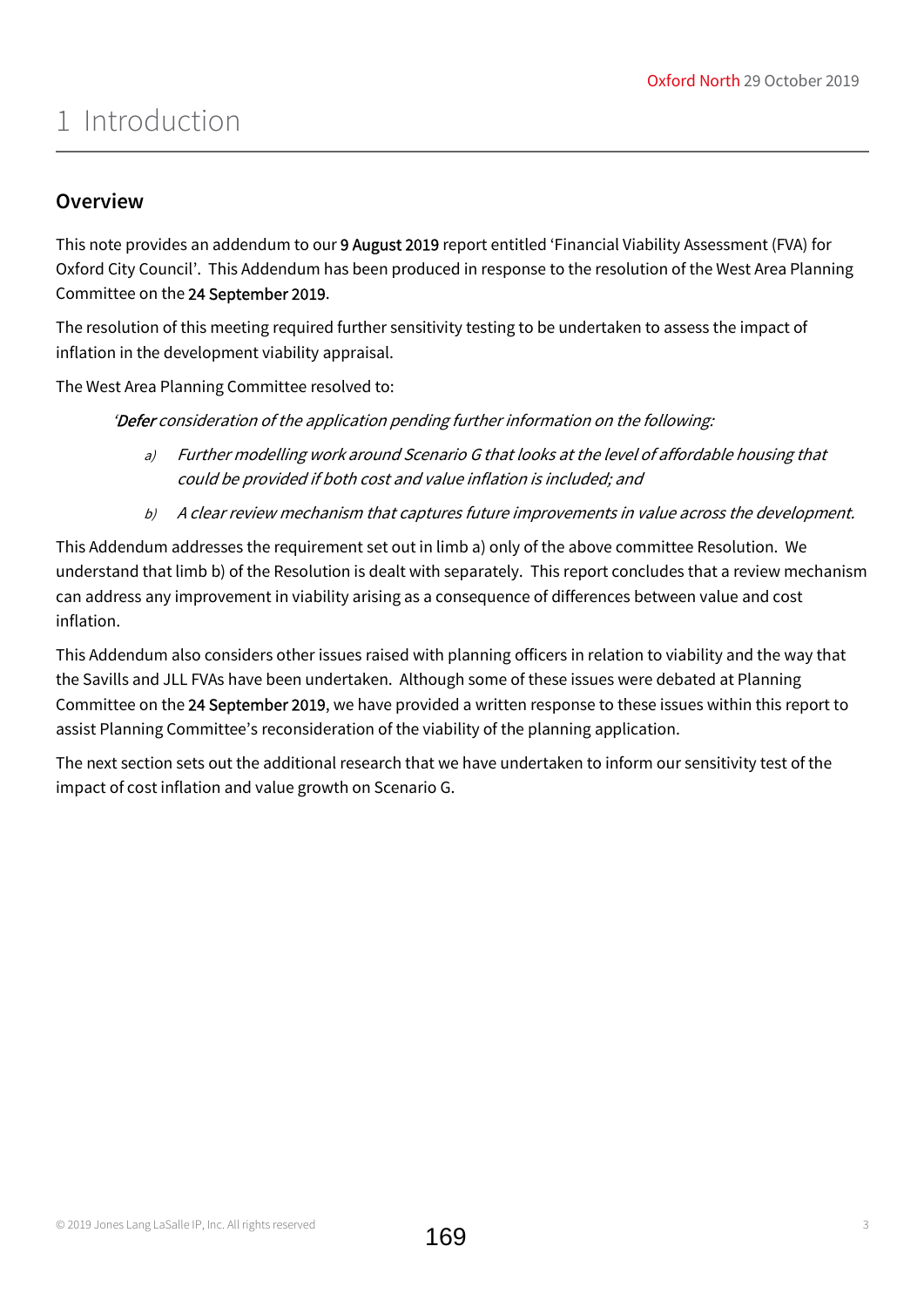# 1 Introduction

## Overview

This note provides an addendum to our 9 August 2019 report entitled 'Financial Viability Assessment (FVA) for Oxford City Council'. This Addendum has been produced in response to the resolution of the West Area Planning Committee on the 24 September 2019.

The resolution of this meeting required further sensitivity testing to be undertaken to assess the impact of inflation in the development viability appraisal.

The West Area Planning Committee resolved to:

*'Defer consideration of the application pending further information on the following:*

- *a) Further modelling work around Scenario G that looks at the level of affordable housing that could be provided if both cost and value inflation is included; and*
- *b) A clear review mechanism that captures future improvements in value across the development.*

This Addendum addresses the requirement set out in limb a) only of the above committee Resolution. We understand that limb b) of the Resolution is dealt with separately. This report concludes that a review mechanism can address any improvement in viability arising as a consequence of differences between value and cost inflation.

This Addendum also considers other issues raised with planning officers in relation to viability and the way that the Savills and JLL FVAs have been undertaken. Although some of these issues were debated at Planning Committee on the 24 September 2019, we have provided a written response to these issues within this report to assist Planning Committee's reconsideration of the viability of the planning application.

The next section sets out the additional research that we have undertaken to inform our sensitivity test of the impact of cost inflation and value growth on Scenario G.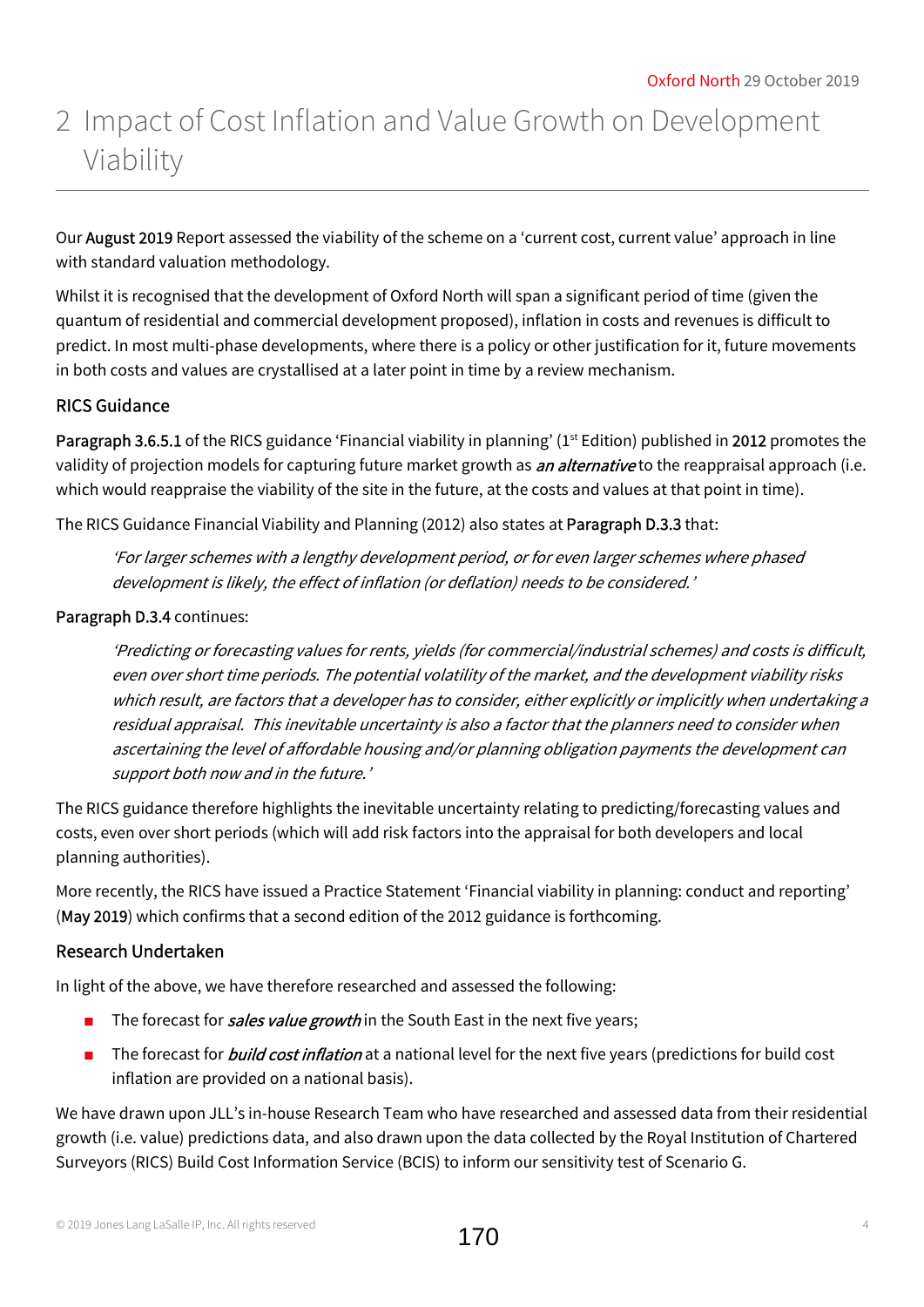# 2 Impact of Cost Inflation and Value Growth on Development Viability

Our August 2019 Report assessed the viability of the scheme on a 'current cost, current value' approach in line with standard valuation methodology.

Whilst it is recognised that the development of Oxford North will span a significant period of time (given the quantum of residential and commercial development proposed), inflation in costs and revenues is difficult to predict. In most multi-phase developments, where there is a policy or other justification for it, future movements in both costs and values are crystallised at a later point in time by a review mechanism.

## RICS Guidance

Paragraph 3.6.5.1 of the RICS guidance 'Financial viability in planning' (1st Edition) published in 2012 promotes the validity of projection models for capturing future market growth as ***an alternative*** to the reappraisal approach (i.e. which would reappraise the viability of the site in the future, at the costs and values at that point in time).

The RICS Guidance Financial Viability and Planning (2012) also states at Paragraph D.3.3 that:

> *'For larger schemes with a lengthy development period, or for even larger schemes where phased development is likely, the effect of inflation (or deflation) needs to be considered.'*

Paragraph D.3.4 continues:

> *'Predicting or forecasting values for rents, yields (for commercial/industrial schemes) and costs is difficult, even over short time periods. The potential volatility of the market, and the development viability risks which result, are factors that a developer has to consider, either explicitly or implicitly when undertaking a residual appraisal. This inevitable uncertainty is also a factor that the planners need to consider when ascertaining the level of affordable housing and/or planning obligation payments the development can support both now and in the future.'*

The RICS guidance therefore highlights the inevitable uncertainty relating to predicting/forecasting values and costs, even over short periods (which will add risk factors into the appraisal for both developers and local planning authorities).

More recently, the RICS have issued a Practice Statement 'Financial viability in planning: conduct and reporting' (May 2019) which confirms that a second edition of the 2012 guidance is forthcoming.

## Research Undertaken

In light of the above, we have therefore researched and assessed the following:

- The forecast for ***sales value growth*** in the South East in the next five years;
- The forecast for ***build cost inflation*** at a national level for the next five years (predictions for build cost inflation are provided on a national basis).

We have drawn upon JLL's in-house Research Team who have researched and assessed data from their residential growth (i.e. value) predictions data, and also drawn upon the data collected by the Royal Institution of Chartered Surveyors (RICS) Build Cost Information Service (BCIS) to inform our sensitivity test of Scenario G.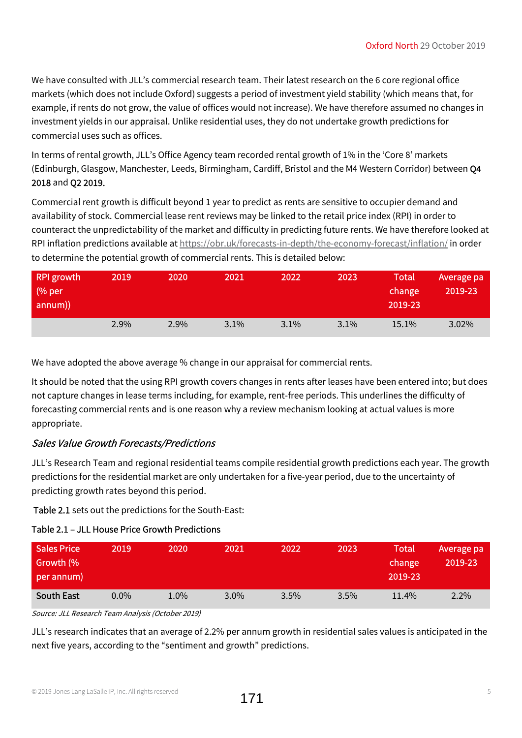We have consulted with JLL's commercial research team. Their latest research on the 6 core regional office markets (which does not include Oxford) suggests a period of investment yield stability (which means that, for example, if rents do not grow, the value of offices would not increase). We have therefore assumed no changes in investment yields in our appraisal. Unlike residential uses, they do not undertake growth predictions for commercial uses such as offices.

In terms of rental growth, JLL's Office Agency team recorded rental growth of 1% in the 'Core 8' markets (Edinburgh, Glasgow, Manchester, Leeds, Birmingham, Cardiff, Bristol and the M4 Western Corridor) between Q4 2018 and Q2 2019.

Commercial rent growth is difficult beyond 1 year to predict as rents are sensitive to occupier demand and availability of stock. Commercial lease rent reviews may be linked to the retail price index (RPI) in order to counteract the unpredictability of the market and difficulty in predicting future rents. We have therefore looked at RPI inflation predictions available at https://obr.uk/forecasts-in-depth/the-economy-forecast/inflation/ in order to determine the potential growth of commercial rents. This is detailed below:

| RPI growth (% per annum)) | 2019 | 2020 | 2021 | 2022 | 2023 | Total change 2019-23 | Average pa 2019-23 |
|---|---|---|---|---|---|---|---|
| | 2.9% | 2.9% | 3.1% | 3.1% | 3.1% | 15.1% | 3.02% |

We have adopted the above average % change in our appraisal for commercial rents.

It should be noted that the using RPI growth covers changes in rents after leases have been entered into; but does not capture changes in lease terms including, for example, rent-free periods. This underlines the difficulty of forecasting commercial rents and is one reason why a review mechanism looking at actual values is more appropriate.

### *Sales Value Growth Forecasts/Predictions*

JLL's Research Team and regional residential teams compile residential growth predictions each year. The growth predictions for the residential market are only undertaken for a five-year period, due to the uncertainty of predicting growth rates beyond this period.

Table 2.1 sets out the predictions for the South-East:

Table 2.1 – JLL House Price Growth Predictions

| Sales Price Growth (% per annum) | 2019 | 2020 | 2021 | 2022 | 2023 | Total change 2019-23 | Average pa 2019-23 |
|---|---|---|---|---|---|---|---|
| South East | 0.0% | 1.0% | 3.0% | 3.5% | 3.5% | 11.4% | 2.2% |

*Source: JLL Research Team Analysis (October 2019)*

JLL's research indicates that an average of 2.2% per annum growth in residential sales values is anticipated in the next five years, according to the "sentiment and growth" predictions.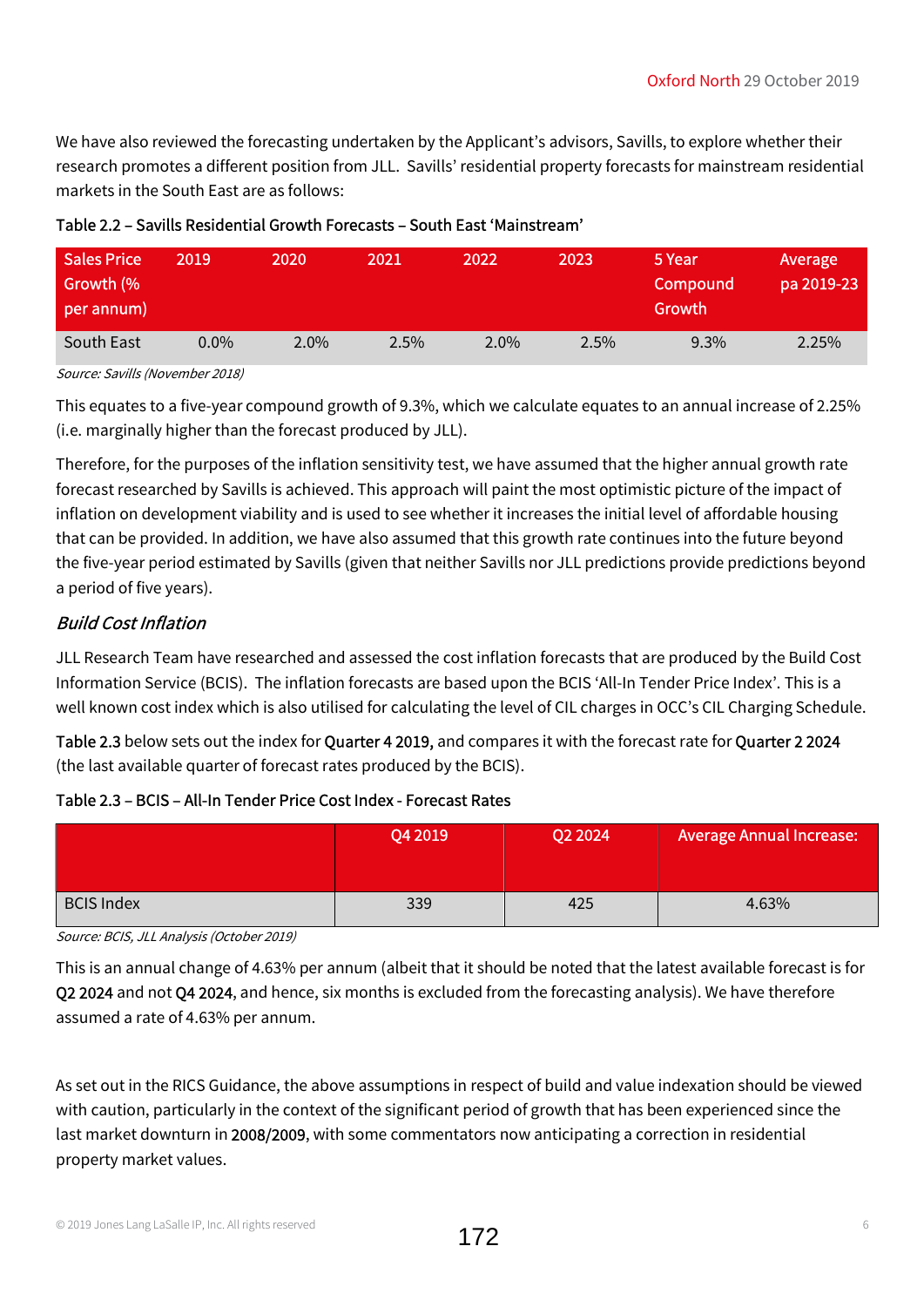We have also reviewed the forecasting undertaken by the Applicant's advisors, Savills, to explore whether their research promotes a different position from JLL. Savills' residential property forecasts for mainstream residential markets in the South East are as follows:

Table 2.2 – Savills Residential Growth Forecasts – South East 'Mainstream'

| Sales Price Growth (% per annum) | 2019 | 2020 | 2021 | 2022 | 2023 | 5 Year Compound Growth | Average pa 2019-23 |
|---|---|---|---|---|---|---|---|
| South East | 0.0% | 2.0% | 2.5% | 2.0% | 2.5% | 9.3% | 2.25% |

*Source: Savills (November 2018)*

This equates to a five-year compound growth of 9.3%, which we calculate equates to an annual increase of 2.25% (i.e. marginally higher than the forecast produced by JLL).

Therefore, for the purposes of the inflation sensitivity test, we have assumed that the higher annual growth rate forecast researched by Savills is achieved. This approach will paint the most optimistic picture of the impact of inflation on development viability and is used to see whether it increases the initial level of affordable housing that can be provided. In addition, we have also assumed that this growth rate continues into the future beyond the five-year period estimated by Savills (given that neither Savills nor JLL predictions provide predictions beyond a period of five years).

### *Build Cost Inflation*

JLL Research Team have researched and assessed the cost inflation forecasts that are produced by the Build Cost Information Service (BCIS). The inflation forecasts are based upon the BCIS 'All-In Tender Price Index'. This is a well known cost index which is also utilised for calculating the level of CIL charges in OCC's CIL Charging Schedule.

Table 2.3 below sets out the index for Quarter 4 2019, and compares it with the forecast rate for Quarter 2 2024 (the last available quarter of forecast rates produced by the BCIS).

Table 2.3 – BCIS – All-In Tender Price Cost Index - Forecast Rates

| | Q4 2019 | Q2 2024 | Average Annual Increase: |
|---|---|---|---|
| BCIS Index | 339 | 425 | 4.63% |

*Source: BCIS, JLL Analysis (October 2019)*

This is an annual change of 4.63% per annum (albeit that it should be noted that the latest available forecast is for Q2 2024 and not Q4 2024, and hence, six months is excluded from the forecasting analysis). We have therefore assumed a rate of 4.63% per annum.

As set out in the RICS Guidance, the above assumptions in respect of build and value indexation should be viewed with caution, particularly in the context of the significant period of growth that has been experienced since the last market downturn in 2008/2009, with some commentators now anticipating a correction in residential property market values.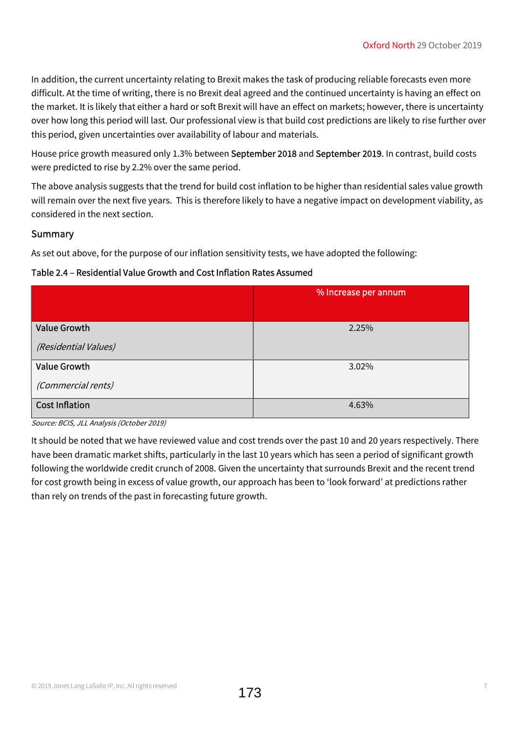In addition, the current uncertainty relating to Brexit makes the task of producing reliable forecasts even more difficult. At the time of writing, there is no Brexit deal agreed and the continued uncertainty is having an effect on the market. It is likely that either a hard or soft Brexit will have an effect on markets; however, there is uncertainty over how long this period will last. Our professional view is that build cost predictions are likely to rise further over this period, given uncertainties over availability of labour and materials.

House price growth measured only 1.3% between September 2018 and September 2019. In contrast, build costs were predicted to rise by 2.2% over the same period.

The above analysis suggests that the trend for build cost inflation to be higher than residential sales value growth will remain over the next five years. This is therefore likely to have a negative impact on development viability, as considered in the next section.

## Summary

As set out above, for the purpose of our inflation sensitivity tests, we have adopted the following:

**Table 2.4 – Residential Value Growth and Cost Inflation Rates Assumed**

| | % Increase per annum |
|---|---|
| Value Growth *(Residential Values)* | 2.25% |
| Value Growth *(Commercial rents)* | 3.02% |
| Cost Inflation | 4.63% |

*Source: BCIS, JLL Analysis (October 2019)*

It should be noted that we have reviewed value and cost trends over the past 10 and 20 years respectively. There have been dramatic market shifts, particularly in the last 10 years which has seen a period of significant growth following the worldwide credit crunch of 2008. Given the uncertainty that surrounds Brexit and the recent trend for cost growth being in excess of value growth, our approach has been to 'look forward' at predictions rather than rely on trends of the past in forecasting future growth.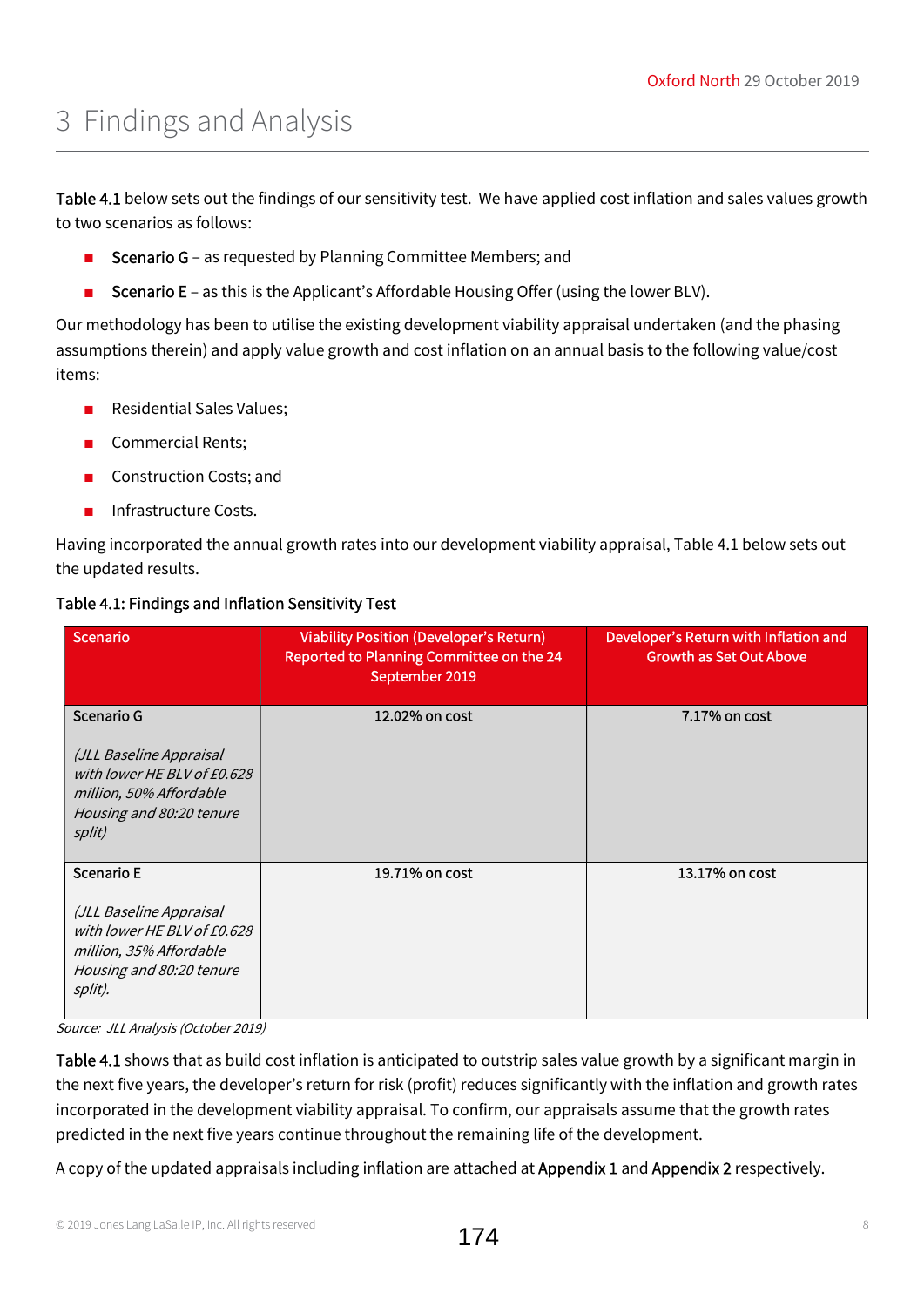# 3 Findings and Analysis

**Table 4.1** below sets out the findings of our sensitivity test. We have applied cost inflation and sales values growth to two scenarios as follows:

- **Scenario G** – as requested by Planning Committee Members; and
- **Scenario E** – as this is the Applicant's Affordable Housing Offer (using the lower BLV).

Our methodology has been to utilise the existing development viability appraisal undertaken (and the phasing assumptions therein) and apply value growth and cost inflation on an annual basis to the following value/cost items:

- Residential Sales Values;
- Commercial Rents;
- Construction Costs; and
- Infrastructure Costs.

Having incorporated the annual growth rates into our development viability appraisal, Table 4.1 below sets out the updated results.

**Table 4.1: Findings and Inflation Sensitivity Test**

| Scenario | Viability Position (Developer's Return) Reported to Planning Committee on the 24 September 2019 | Developer's Return with Inflation and Growth as Set Out Above |
|---|---|---|
| Scenario G<br><br>*(JLL Baseline Appraisal with lower HE BLV of £0.628 million, 50% Affordable Housing and 80:20 tenure split)* | 12.02% on cost | 7.17% on cost |
| Scenario E<br><br>*(JLL Baseline Appraisal with lower HE BLV of £0.628 million, 35% Affordable Housing and 80:20 tenure split).* | 19.71% on cost | 13.17% on cost |

*Source: JLL Analysis (October 2019)*

**Table 4.1** shows that as build cost inflation is anticipated to outstrip sales value growth by a significant margin in the next five years, the developer's return for risk (profit) reduces significantly with the inflation and growth rates incorporated in the development viability appraisal. To confirm, our appraisals assume that the growth rates predicted in the next five years continue throughout the remaining life of the development.

A copy of the updated appraisals including inflation are attached at **Appendix 1** and **Appendix 2** respectively.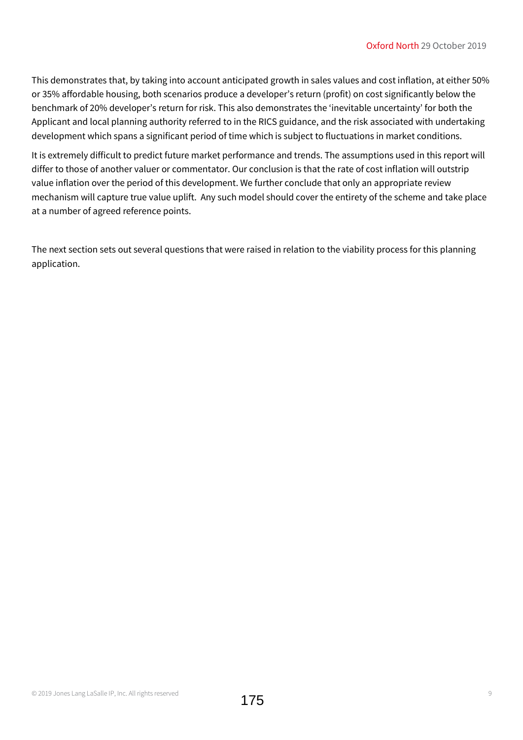This demonstrates that, by taking into account anticipated growth in sales values and cost inflation, at either 50% or 35% affordable housing, both scenarios produce a developer's return (profit) on cost significantly below the benchmark of 20% developer's return for risk. This also demonstrates the 'inevitable uncertainty' for both the Applicant and local planning authority referred to in the RICS guidance, and the risk associated with undertaking development which spans a significant period of time which is subject to fluctuations in market conditions.

It is extremely difficult to predict future market performance and trends. The assumptions used in this report will differ to those of another valuer or commentator. Our conclusion is that the rate of cost inflation will outstrip value inflation over the period of this development. We further conclude that only an appropriate review mechanism will capture true value uplift. Any such model should cover the entirety of the scheme and take place at a number of agreed reference points.

The next section sets out several questions that were raised in relation to the viability process for this planning application.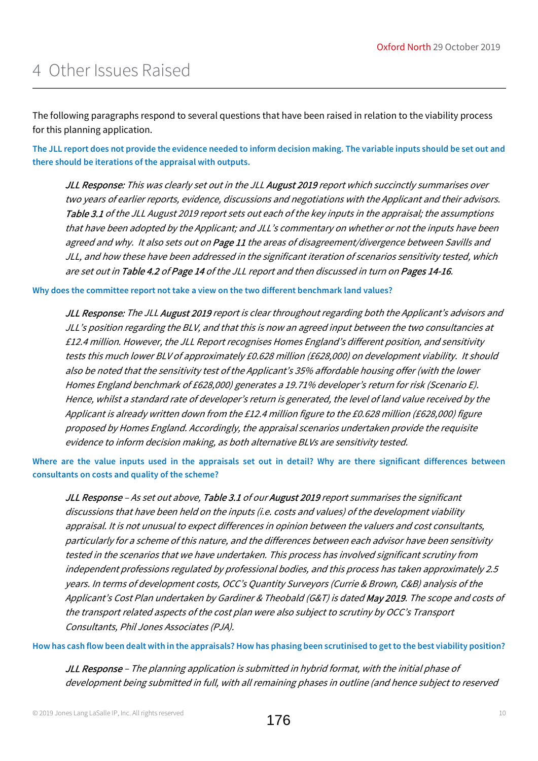# 4 Other Issues Raised

The following paragraphs respond to several questions that have been raised in relation to the viability process for this planning application.

**The JLL report does not provide the evidence needed to inform decision making. The variable inputs should be set out and there should be iterations of the appraisal with outputs.**

> *JLL Response: This was clearly set out in the JLL **August 2019** report which succinctly summarises over two years of earlier reports, evidence, discussions and negotiations with the Applicant and their advisors. **Table 3.1** of the JLL August 2019 report sets out each of the key inputs in the appraisal; the assumptions that have been adopted by the Applicant; and JLL's commentary on whether or not the inputs have been agreed and why. It also sets out on **Page 11** the areas of disagreement/divergence between Savills and JLL, and how these have been addressed in the significant iteration of scenarios sensitivity tested, which are set out in **Table 4.2** of **Page 14** of the JLL report and then discussed in turn on **Pages 14-16**.*

**Why does the committee report not take a view on the two different benchmark land values?**

> *JLL Response: The JLL **August 2019** report is clear throughout regarding both the Applicant's advisors and JLL's position regarding the BLV, and that this is now an agreed input between the two consultancies at £12.4 million. However, the JLL Report recognises Homes England's different position, and sensitivity tests this much lower BLV of approximately £0.628 million (£628,000) on development viability. It should also be noted that the sensitivity test of the Applicant's 35% affordable housing offer (with the lower Homes England benchmark of £628,000) generates a 19.71% developer's return for risk (Scenario E). Hence, whilst a standard rate of developer's return is generated, the level of land value received by the Applicant is already written down from the £12.4 million figure to the £0.628 million (£628,000) figure proposed by Homes England. Accordingly, the appraisal scenarios undertaken provide the requisite evidence to inform decision making, as both alternative BLVs are sensitivity tested.*

**Where are the value inputs used in the appraisals set out in detail? Why are there significant differences between consultants on costs and quality of the scheme?**

> *JLL Response – As set out above, **Table 3.1** of our **August 2019** report summarises the significant discussions that have been held on the inputs (i.e. costs and values) of the development viability appraisal. It is not unusual to expect differences in opinion between the valuers and cost consultants, particularly for a scheme of this nature, and the differences between each advisor have been sensitivity tested in the scenarios that we have undertaken. This process has involved significant scrutiny from independent professions regulated by professional bodies, and this process has taken approximately 2.5 years. In terms of development costs, OCC's Quantity Surveyors (Currie & Brown, C&B) analysis of the Applicant's Cost Plan undertaken by Gardiner & Theobald (G&T) is dated **May 2019**. The scope and costs of the transport related aspects of the cost plan were also subject to scrutiny by OCC's Transport Consultants, Phil Jones Associates (PJA).*

**How has cash flow been dealt with in the appraisals? How has phasing been scrutinised to get to the best viability position?**

> *JLL Response – The planning application is submitted in hybrid format, with the initial phase of development being submitted in full, with all remaining phases in outline (and hence subject to reserved*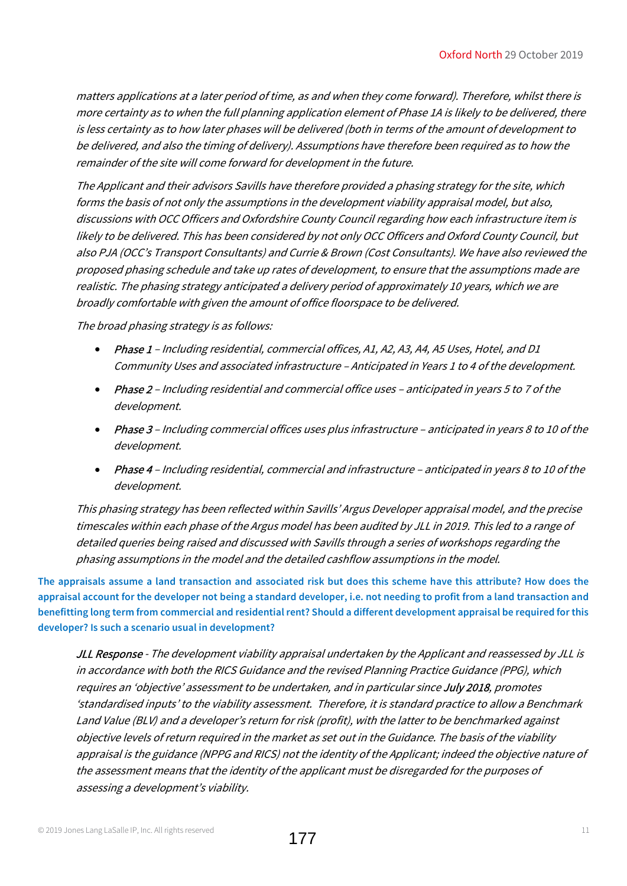*matters applications at a later period of time, as and when they come forward). Therefore, whilst there is more certainty as to when the full planning application element of Phase 1A is likely to be delivered, there is less certainty as to how later phases will be delivered (both in terms of the amount of development to be delivered, and also the timing of delivery). Assumptions have therefore been required as to how the remainder of the site will come forward for development in the future.*

*The Applicant and their advisors Savills have therefore provided a phasing strategy for the site, which forms the basis of not only the assumptions in the development viability appraisal model, but also, discussions with OCC Officers and Oxfordshire County Council regarding how each infrastructure item is likely to be delivered. This has been considered by not only OCC Officers and Oxford County Council, but also PJA (OCC's Transport Consultants) and Currie & Brown (Cost Consultants). We have also reviewed the proposed phasing schedule and take up rates of development, to ensure that the assumptions made are realistic. The phasing strategy anticipated a delivery period of approximately 10 years, which we are broadly comfortable with given the amount of office floorspace to be delivered.*

*The broad phasing strategy is as follows:*

- ***Phase 1*** *– Including residential, commercial offices, A1, A2, A3, A4, A5 Uses, Hotel, and D1 Community Uses and associated infrastructure – Anticipated in Years 1 to 4 of the development.*
- ***Phase 2*** *– Including residential and commercial office uses – anticipated in years 5 to 7 of the development.*
- ***Phase 3*** *– Including commercial offices uses plus infrastructure – anticipated in years 8 to 10 of the development.*
- ***Phase 4*** *– Including residential, commercial and infrastructure – anticipated in years 8 to 10 of the development.*

*This phasing strategy has been reflected within Savills' Argus Developer appraisal model, and the precise timescales within each phase of the Argus model has been audited by JLL in 2019. This led to a range of detailed queries being raised and discussed with Savills through a series of workshops regarding the phasing assumptions in the model and the detailed cashflow assumptions in the model.*

**The appraisals assume a land transaction and associated risk but does this scheme have this attribute? How does the appraisal account for the developer not being a standard developer, i.e. not needing to profit from a land transaction and benefitting long term from commercial and residential rent? Should a different development appraisal be required for this developer? Is such a scenario usual in development?**

***JLL Response*** *- The development viability appraisal undertaken by the Applicant and reassessed by JLL is in accordance with both the RICS Guidance and the revised Planning Practice Guidance (PPG), which requires an 'objective' assessment to be undertaken, and in particular since* ***July 2018****, promotes 'standardised inputs' to the viability assessment. Therefore, it is standard practice to allow a Benchmark Land Value (BLV) and a developer's return for risk (profit), with the latter to be benchmarked against objective levels of return required in the market as set out in the Guidance. The basis of the viability appraisal is the guidance (NPPG and RICS) not the identity of the Applicant; indeed the objective nature of the assessment means that the identity of the applicant must be disregarded for the purposes of assessing a development's viability.*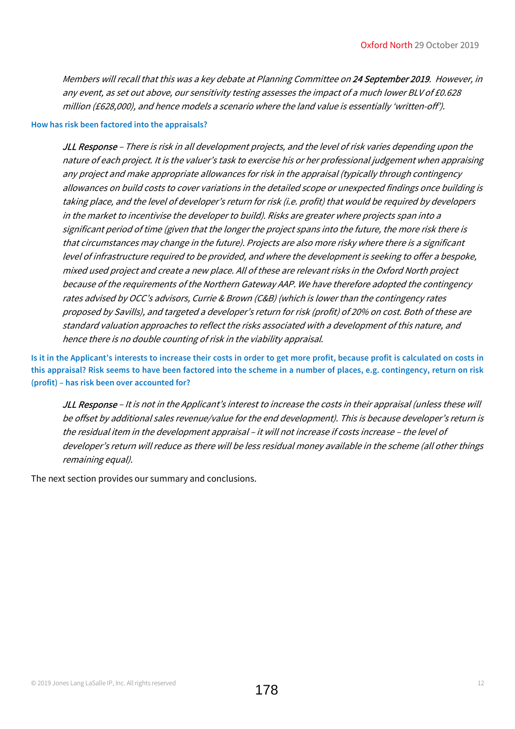*Members will recall that this was a key debate at Planning Committee on **24 September 2019**. However, in any event, as set out above, our sensitivity testing assesses the impact of a much lower BLV of £0.628 million (£628,000), and hence models a scenario where the land value is essentially 'written-off').*

**How has risk been factored into the appraisals?**

*JLL Response – There is risk in all development projects, and the level of risk varies depending upon the nature of each project. It is the valuer's task to exercise his or her professional judgement when appraising any project and make appropriate allowances for risk in the appraisal (typically through contingency allowances on build costs to cover variations in the detailed scope or unexpected findings once building is taking place, and the level of developer's return for risk (i.e. profit) that would be required by developers in the market to incentivise the developer to build). Risks are greater where projects span into a significant period of time (given that the longer the project spans into the future, the more risk there is that circumstances may change in the future). Projects are also more risky where there is a significant level of infrastructure required to be provided, and where the development is seeking to offer a bespoke, mixed used project and create a new place. All of these are relevant risks in the Oxford North project because of the requirements of the Northern Gateway AAP. We have therefore adopted the contingency rates advised by OCC's advisors, Currie & Brown (C&B) (which is lower than the contingency rates proposed by Savills), and targeted a developer's return for risk (profit) of 20% on cost. Both of these are standard valuation approaches to reflect the risks associated with a development of this nature, and hence there is no double counting of risk in the viability appraisal.*

**Is it in the Applicant's interests to increase their costs in order to get more profit, because profit is calculated on costs in this appraisal? Risk seems to have been factored into the scheme in a number of places, e.g. contingency, return on risk (profit) – has risk been over accounted for?**

*JLL Response – It is not in the Applicant's interest to increase the costs in their appraisal (unless these will be offset by additional sales revenue/value for the end development). This is because developer's return is the residual item in the development appraisal – it will not increase if costs increase – the level of developer's return will reduce as there will be less residual money available in the scheme (all other things remaining equal).*

The next section provides our summary and conclusions.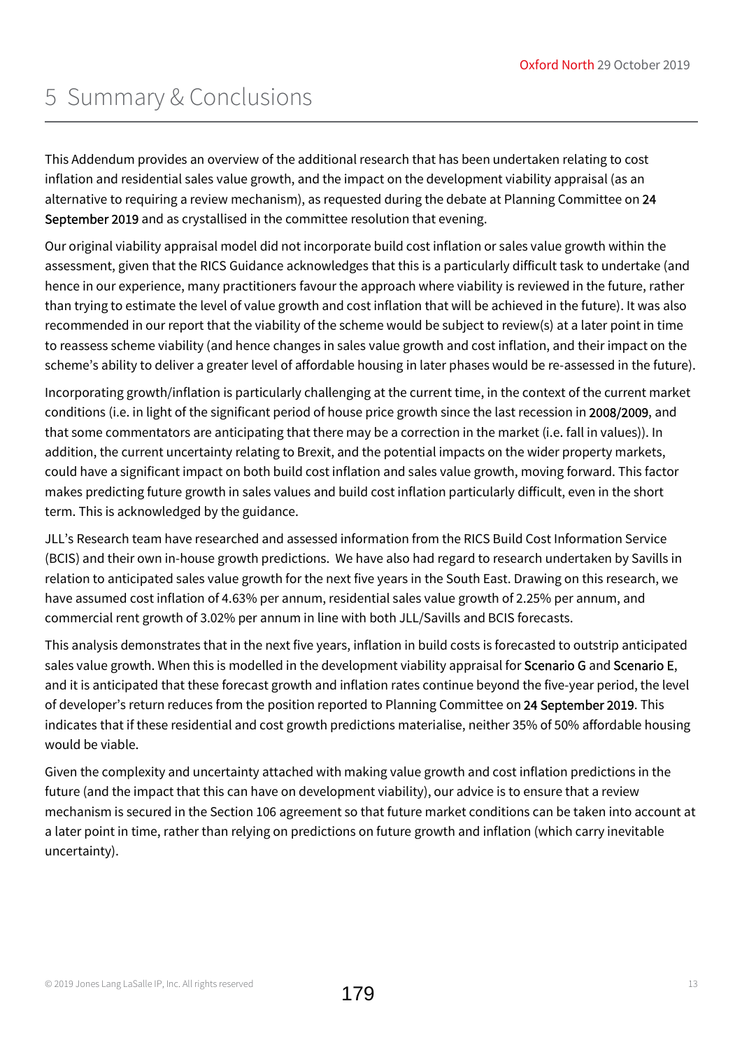# 5 Summary & Conclusions

This Addendum provides an overview of the additional research that has been undertaken relating to cost inflation and residential sales value growth, and the impact on the development viability appraisal (as an alternative to requiring a review mechanism), as requested during the debate at Planning Committee on 24 September 2019 and as crystallised in the committee resolution that evening.

Our original viability appraisal model did not incorporate build cost inflation or sales value growth within the assessment, given that the RICS Guidance acknowledges that this is a particularly difficult task to undertake (and hence in our experience, many practitioners favour the approach where viability is reviewed in the future, rather than trying to estimate the level of value growth and cost inflation that will be achieved in the future). It was also recommended in our report that the viability of the scheme would be subject to review(s) at a later point in time to reassess scheme viability (and hence changes in sales value growth and cost inflation, and their impact on the scheme's ability to deliver a greater level of affordable housing in later phases would be re-assessed in the future).

Incorporating growth/inflation is particularly challenging at the current time, in the context of the current market conditions (i.e. in light of the significant period of house price growth since the last recession in 2008/2009, and that some commentators are anticipating that there may be a correction in the market (i.e. fall in values)). In addition, the current uncertainty relating to Brexit, and the potential impacts on the wider property markets, could have a significant impact on both build cost inflation and sales value growth, moving forward. This factor makes predicting future growth in sales values and build cost inflation particularly difficult, even in the short term. This is acknowledged by the guidance.

JLL's Research team have researched and assessed information from the RICS Build Cost Information Service (BCIS) and their own in-house growth predictions. We have also had regard to research undertaken by Savills in relation to anticipated sales value growth for the next five years in the South East. Drawing on this research, we have assumed cost inflation of 4.63% per annum, residential sales value growth of 2.25% per annum, and commercial rent growth of 3.02% per annum in line with both JLL/Savills and BCIS forecasts.

This analysis demonstrates that in the next five years, inflation in build costs is forecasted to outstrip anticipated sales value growth. When this is modelled in the development viability appraisal for Scenario G and Scenario E, and it is anticipated that these forecast growth and inflation rates continue beyond the five-year period, the level of developer's return reduces from the position reported to Planning Committee on 24 September 2019. This indicates that if these residential and cost growth predictions materialise, neither 35% of 50% affordable housing would be viable.

Given the complexity and uncertainty attached with making value growth and cost inflation predictions in the future (and the impact that this can have on development viability), our advice is to ensure that a review mechanism is secured in the Section 106 agreement so that future market conditions can be taken into account at a later point in time, rather than relying on predictions on future growth and inflation (which carry inevitable uncertainty).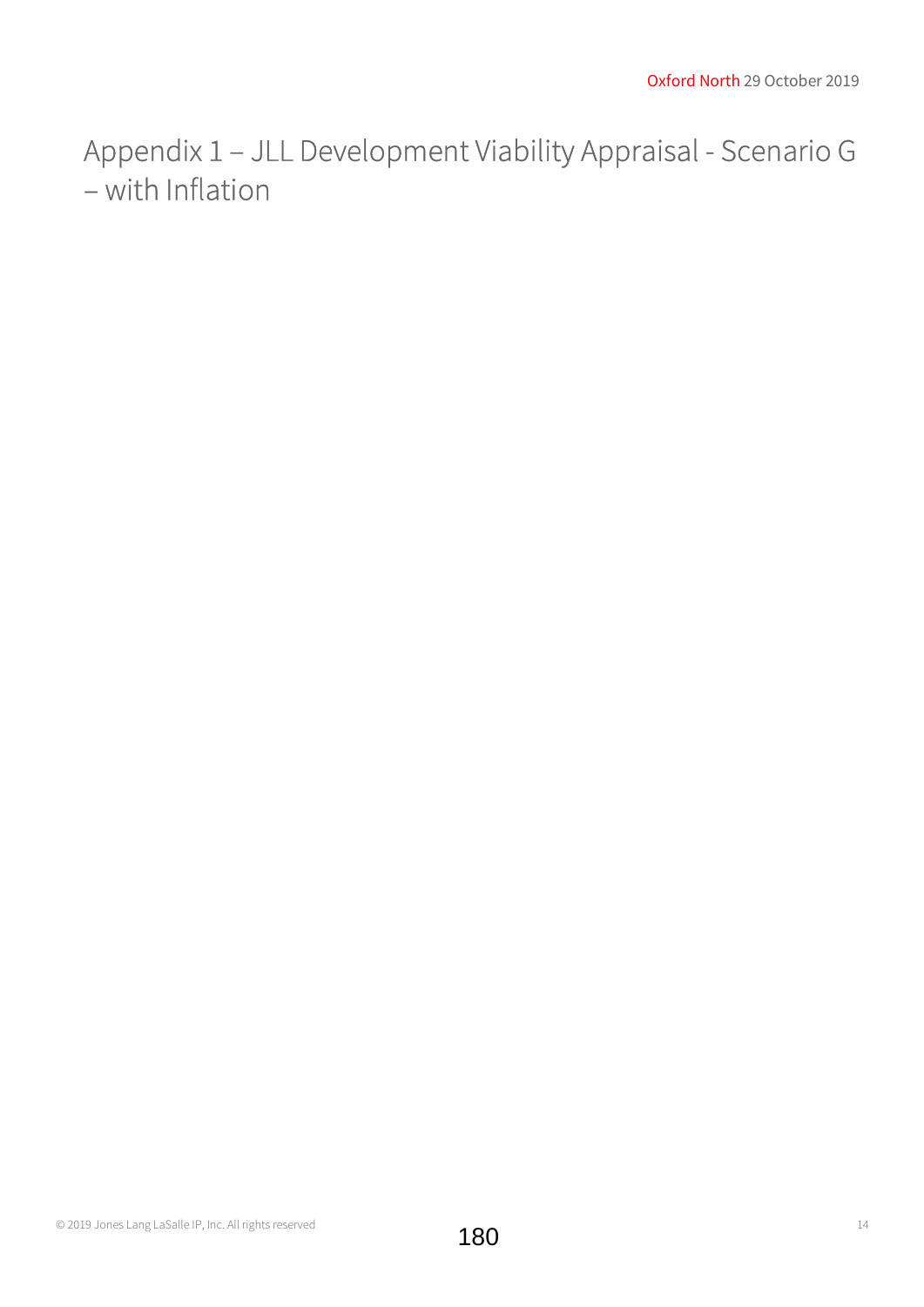# Appendix 1 – JLL Development Viability Appraisal - Scenario G – with Inflation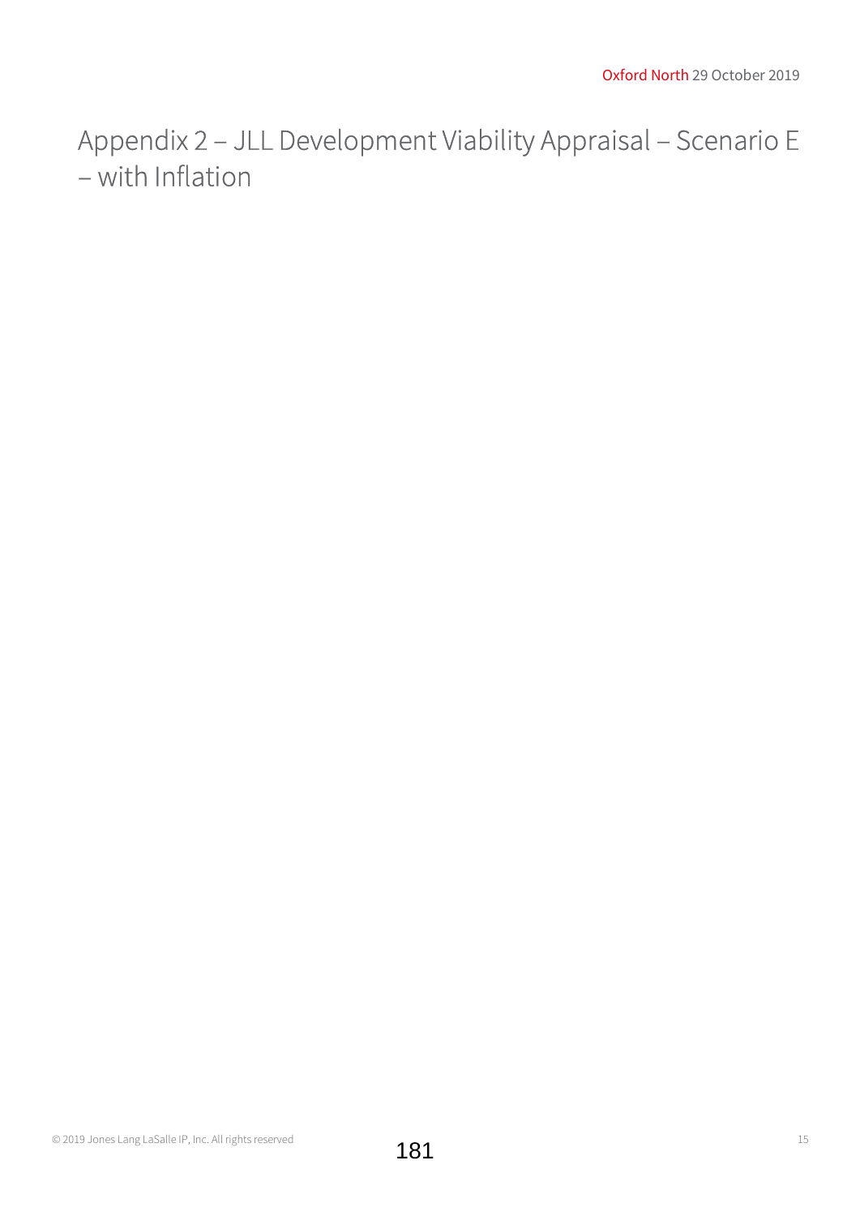# Appendix 2 – JLL Development Viability Appraisal – Scenario E – with Inflation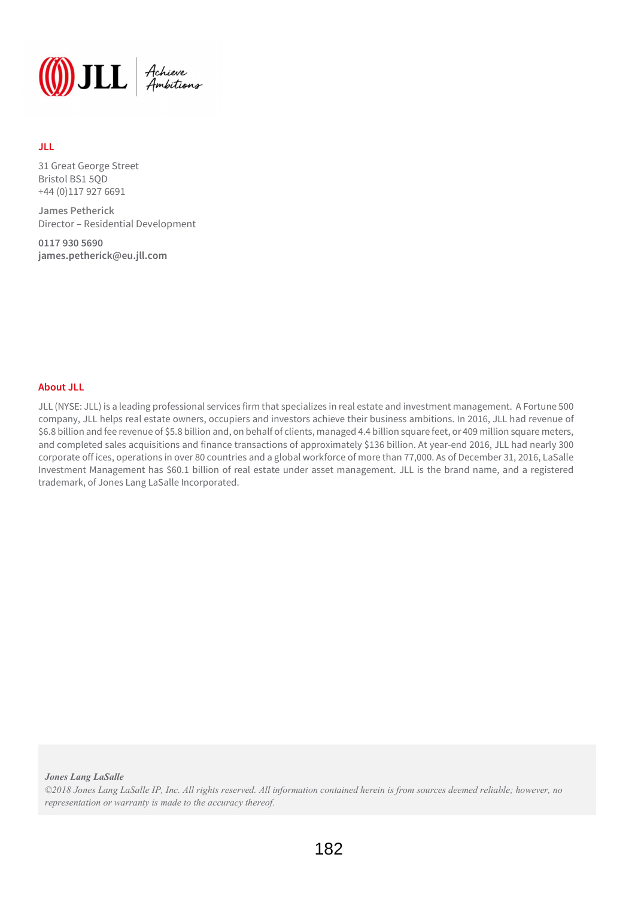**JLL**

31 Great George Street
Bristol BS1 5QD
+44 (0)117 927 6691

James Petherick
Director – Residential Development

**0117 930 5690**
**james.petherick@eu.jll.com**

**About JLL**

JLL (NYSE: JLL) is a leading professional services firm that specializes in real estate and investment management. A Fortune 500 company, JLL helps real estate owners, occupiers and investors achieve their business ambitions. In 2016, JLL had revenue of $6.8 billion and fee revenue of $5.8 billion and, on behalf of clients, managed 4.4 billion square feet, or 409 million square meters, and completed sales acquisitions and finance transactions of approximately $136 billion. At year-end 2016, JLL had nearly 300 corporate off ices, operations in over 80 countries and a global workforce of more than 77,000. As of December 31, 2016, LaSalle Investment Management has $60.1 billion of real estate under asset management. JLL is the brand name, and a registered trademark, of Jones Lang LaSalle Incorporated.

***Jones Lang LaSalle***
*©2018 Jones Lang LaSalle IP, Inc. All rights reserved. All information contained herein is from sources deemed reliable; however, no representation or warranty is made to the accuracy thereof.*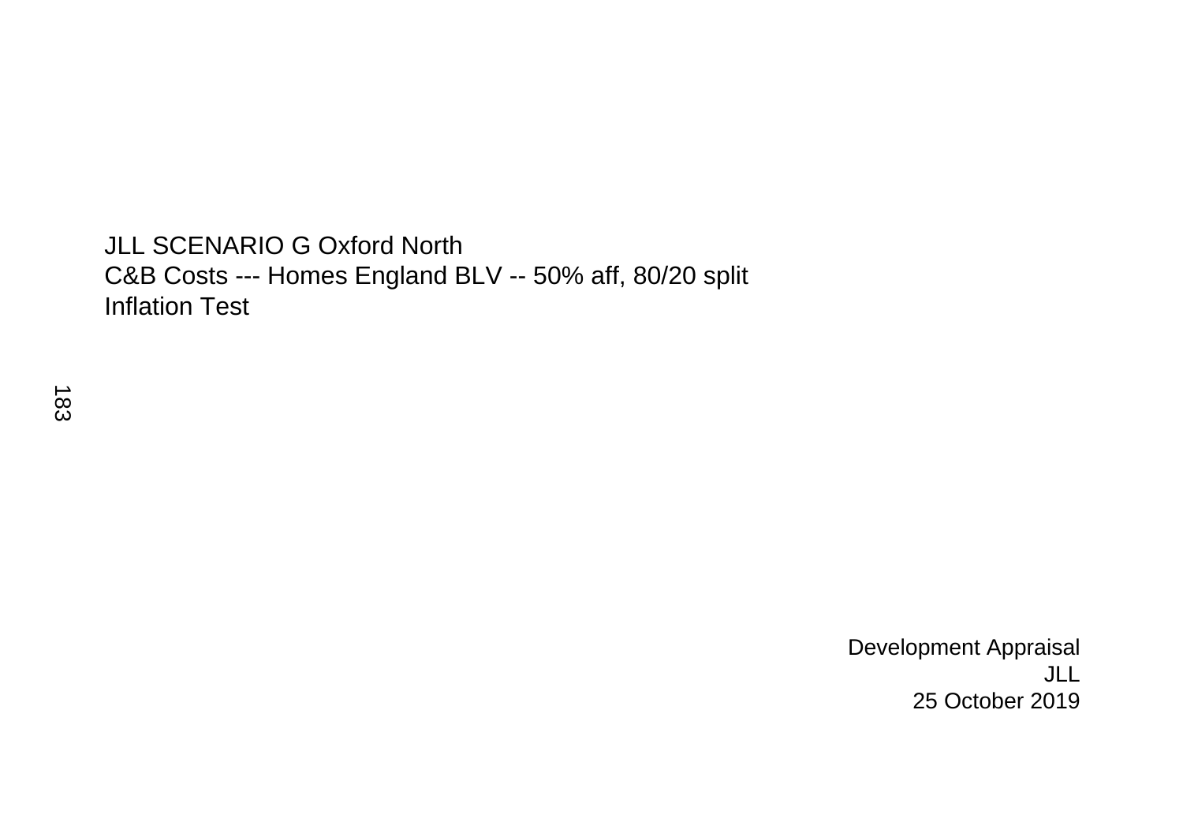JLL SCENARIO G Oxford North
C&B Costs --- Homes England BLV -- 50% aff, 80/20 split
Inflation Test

Development Appraisal
JLL
25 October 2019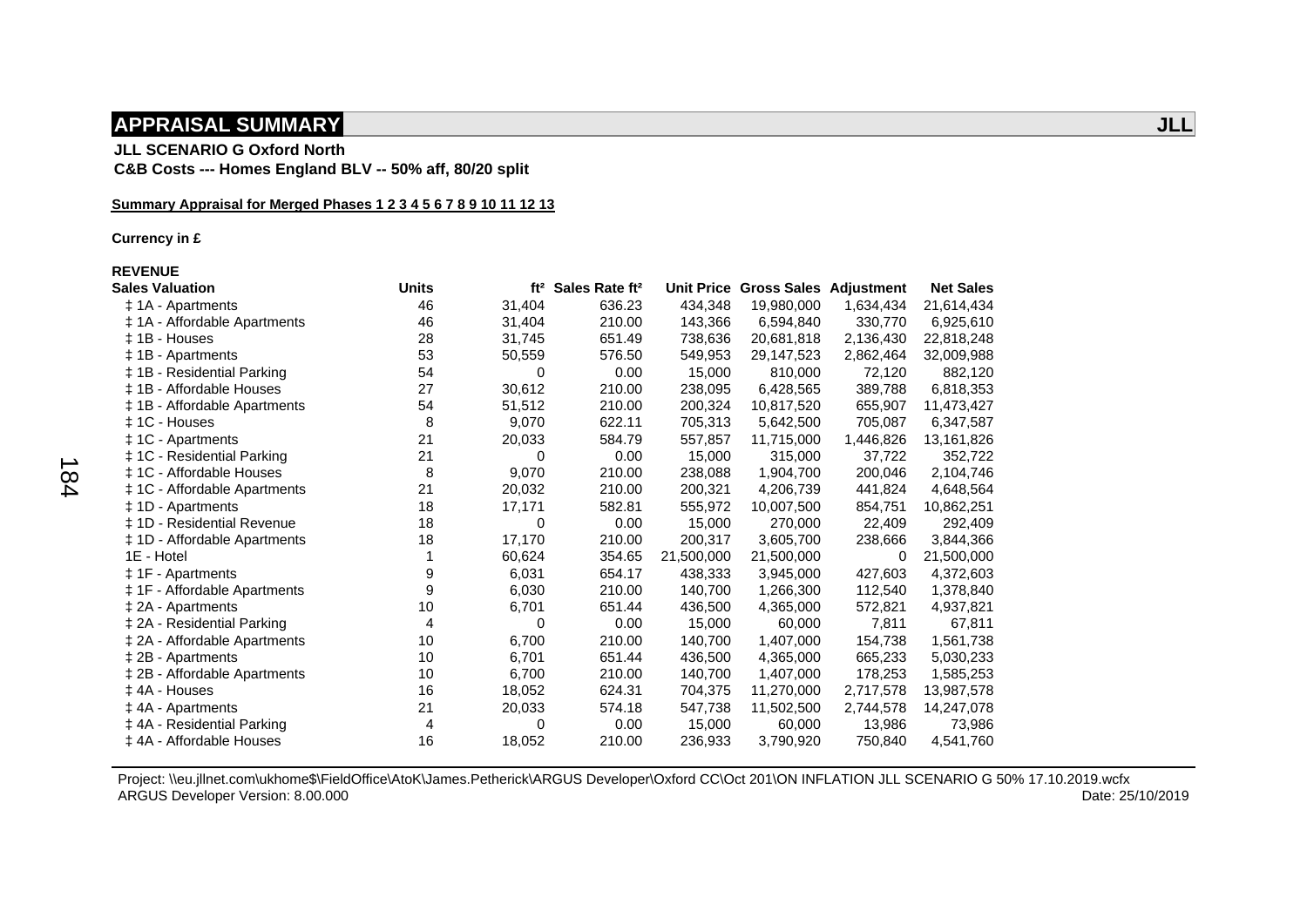## APPRAISAL SUMMARY

**JLL**

**JLL SCENARIO G Oxford North**
**C&B Costs --- Homes England BLV -- 50% aff, 80/20 split**

**Summary Appraisal for Merged Phases 1 2 3 4 5 6 7 8 9 10 11 12 13**

**Currency in £**

**REVENUE**

| Sales Valuation | Units | ft² | Sales Rate ft² | Unit Price | Gross Sales | Adjustment | Net Sales |
|---|---|---|---|---|---|---|---|
| ‡ 1A - Apartments | 46 | 31,404 | 636.23 | 434,348 | 19,980,000 | 1,634,434 | 21,614,434 |
| ‡ 1A - Affordable Apartments | 46 | 31,404 | 210.00 | 143,366 | 6,594,840 | 330,770 | 6,925,610 |
| ‡ 1B - Houses | 28 | 31,745 | 651.49 | 738,636 | 20,681,818 | 2,136,430 | 22,818,248 |
| ‡ 1B - Apartments | 53 | 50,559 | 576.50 | 549,953 | 29,147,523 | 2,862,464 | 32,009,988 |
| ‡ 1B - Residential Parking | 54 | 0 | 0.00 | 15,000 | 810,000 | 72,120 | 882,120 |
| ‡ 1B - Affordable Houses | 27 | 30,612 | 210.00 | 238,095 | 6,428,565 | 389,788 | 6,818,353 |
| ‡ 1B - Affordable Apartments | 54 | 51,512 | 210.00 | 200,324 | 10,817,520 | 655,907 | 11,473,427 |
| ‡ 1C - Houses | 8 | 9,070 | 622.11 | 705,313 | 5,642,500 | 705,087 | 6,347,587 |
| ‡ 1C - Apartments | 21 | 20,033 | 584.79 | 557,857 | 11,715,000 | 1,446,826 | 13,161,826 |
| ‡ 1C - Residential Parking | 21 | 0 | 0.00 | 15,000 | 315,000 | 37,722 | 352,722 |
| ‡ 1C - Affordable Houses | 8 | 9,070 | 210.00 | 238,088 | 1,904,700 | 200,046 | 2,104,746 |
| ‡ 1C - Affordable Apartments | 21 | 20,032 | 210.00 | 200,321 | 4,206,739 | 441,824 | 4,648,564 |
| ‡ 1D - Apartments | 18 | 17,171 | 582.81 | 555,972 | 10,007,500 | 854,751 | 10,862,251 |
| ‡ 1D - Residential Revenue | 18 | 0 | 0.00 | 15,000 | 270,000 | 22,409 | 292,409 |
| ‡ 1D - Affordable Apartments | 18 | 17,170 | 210.00 | 200,317 | 3,605,700 | 238,666 | 3,844,366 |
| 1E - Hotel | 1 | 60,624 | 354.65 | 21,500,000 | 21,500,000 | 0 | 21,500,000 |
| ‡ 1F - Apartments | 9 | 6,031 | 654.17 | 438,333 | 3,945,000 | 427,603 | 4,372,603 |
| ‡ 1F - Affordable Apartments | 9 | 6,030 | 210.00 | 140,700 | 1,266,300 | 112,540 | 1,378,840 |
| ‡ 2A - Apartments | 10 | 6,701 | 651.44 | 436,500 | 4,365,000 | 572,821 | 4,937,821 |
| ‡ 2A - Residential Parking | 4 | 0 | 0.00 | 15,000 | 60,000 | 7,811 | 67,811 |
| ‡ 2A - Affordable Apartments | 10 | 6,700 | 210.00 | 140,700 | 1,407,000 | 154,738 | 1,561,738 |
| ‡ 2B - Apartments | 10 | 6,701 | 651.44 | 436,500 | 4,365,000 | 665,233 | 5,030,233 |
| ‡ 2B - Affordable Apartments | 10 | 6,700 | 210.00 | 140,700 | 1,407,000 | 178,253 | 1,585,253 |
| ‡ 4A - Houses | 16 | 18,052 | 624.31 | 704,375 | 11,270,000 | 2,717,578 | 13,987,578 |
| ‡ 4A - Apartments | 21 | 20,033 | 574.18 | 547,738 | 11,502,500 | 2,744,578 | 14,247,078 |
| ‡ 4A - Residential Parking | 4 | 0 | 0.00 | 15,000 | 60,000 | 13,986 | 73,986 |
| ‡ 4A - Affordable Houses | 16 | 18,052 | 210.00 | 236,933 | 3,790,920 | 750,840 | 4,541,760 |

Project: \\eu.jllnet.com\ukhome$\FieldOffice\AtoK\James.Petherick\ARGUS Developer\Oxford CC\Oct 201\ON INFLATION JLL SCENARIO G 50% 17.10.2019.wcfx
ARGUS Developer Version: 8.00.000 Date: 25/10/2019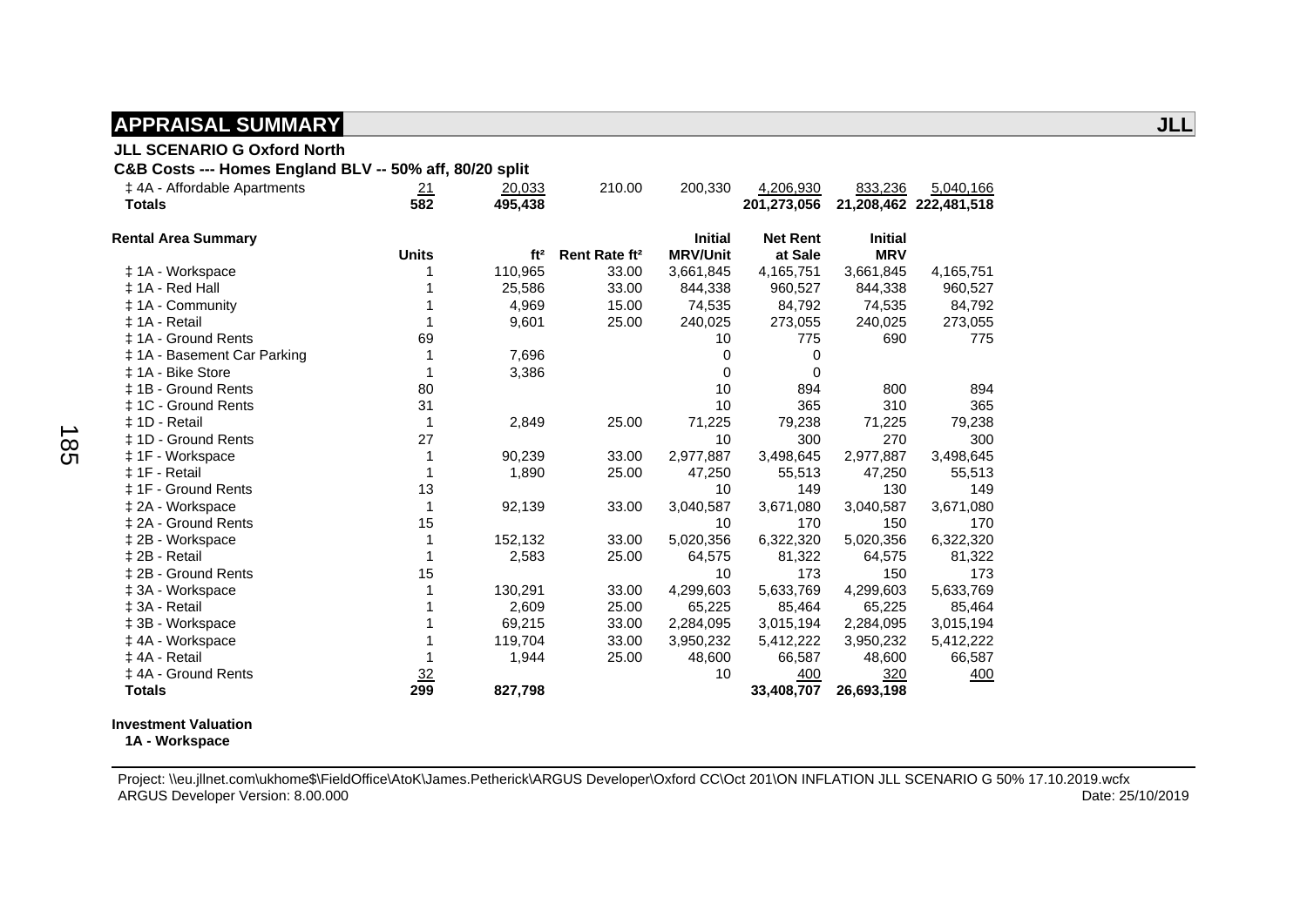## APPRAISAL SUMMARY

**JLL**

**JLL SCENARIO G Oxford North**

**C&B Costs --- Homes England BLV -- 50% aff, 80/20 split**

| | | | | | | | |
|---|---|---|---|---|---|---|---|
| ‡ 4A - Affordable Apartments | 21 | 20,033 | 210.00 | 200,330 | 4,206,930 | 833,236 | 5,040,166 |
| **Totals** | **582** | **495,438** | | | **201,273,056** | **21,208,462** | **222,481,518** |

**Rental Area Summary**

| | Units | ft² | Rent Rate ft² | Initial MRV/Unit | Net Rent at Sale | Initial MRV | |
|---|---|---|---|---|---|---|---|
| ‡ 1A - Workspace | 1 | 110,965 | 33.00 | 3,661,845 | 4,165,751 | 3,661,845 | 4,165,751 |
| ‡ 1A - Red Hall | 1 | 25,586 | 33.00 | 844,338 | 960,527 | 844,338 | 960,527 |
| ‡ 1A - Community | 1 | 4,969 | 15.00 | 74,535 | 84,792 | 74,535 | 84,792 |
| ‡ 1A - Retail | 1 | 9,601 | 25.00 | 240,025 | 273,055 | 240,025 | 273,055 |
| ‡ 1A - Ground Rents | 69 | | | 10 | 775 | 690 | 775 |
| ‡ 1A - Basement Car Parking | 1 | 7,696 | | 0 | 0 | | |
| ‡ 1A - Bike Store | 1 | 3,386 | | 0 | 0 | | |
| ‡ 1B - Ground Rents | 80 | | | 10 | 894 | 800 | 894 |
| ‡ 1C - Ground Rents | 31 | | | 10 | 365 | 310 | 365 |
| ‡ 1D - Retail | 1 | 2,849 | 25.00 | 71,225 | 79,238 | 71,225 | 79,238 |
| ‡ 1D - Ground Rents | 27 | | | 10 | 300 | 270 | 300 |
| ‡ 1F - Workspace | 1 | 90,239 | 33.00 | 2,977,887 | 3,498,645 | 2,977,887 | 3,498,645 |
| ‡ 1F - Retail | 1 | 1,890 | 25.00 | 47,250 | 55,513 | 47,250 | 55,513 |
| ‡ 1F - Ground Rents | 13 | | | 10 | 149 | 130 | 149 |
| ‡ 2A - Workspace | 1 | 92,139 | 33.00 | 3,040,587 | 3,671,080 | 3,040,587 | 3,671,080 |
| ‡ 2A - Ground Rents | 15 | | | 10 | 170 | 150 | 170 |
| ‡ 2B - Workspace | 1 | 152,132 | 33.00 | 5,020,356 | 6,322,320 | 5,020,356 | 6,322,320 |
| ‡ 2B - Retail | 1 | 2,583 | 25.00 | 64,575 | 81,322 | 64,575 | 81,322 |
| ‡ 2B - Ground Rents | 15 | | | 10 | 173 | 150 | 173 |
| ‡ 3A - Workspace | 1 | 130,291 | 33.00 | 4,299,603 | 5,633,769 | 4,299,603 | 5,633,769 |
| ‡ 3A - Retail | 1 | 2,609 | 25.00 | 65,225 | 85,464 | 65,225 | 85,464 |
| ‡ 3B - Workspace | 1 | 69,215 | 33.00 | 2,284,095 | 3,015,194 | 2,284,095 | 3,015,194 |
| ‡ 4A - Workspace | 1 | 119,704 | 33.00 | 3,950,232 | 5,412,222 | 3,950,232 | 5,412,222 |
| ‡ 4A - Retail | 1 | 1,944 | 25.00 | 48,600 | 66,587 | 48,600 | 66,587 |
| ‡ 4A - Ground Rents | 32 | | | 10 | 400 | 320 | 400 |
| **Totals** | **299** | **827,798** | | | **33,408,707** | **26,693,198** | |

**Investment Valuation**

**1A - Workspace**

Project: \\eu.jllnet.com\ukhome$\FieldOffice\AtoK\James.Petherick\ARGUS Developer\Oxford CC\Oct 201\ON INFLATION JLL SCENARIO G 50% 17.10.2019.wcfx
ARGUS Developer Version: 8.00.000 Date: 25/10/2019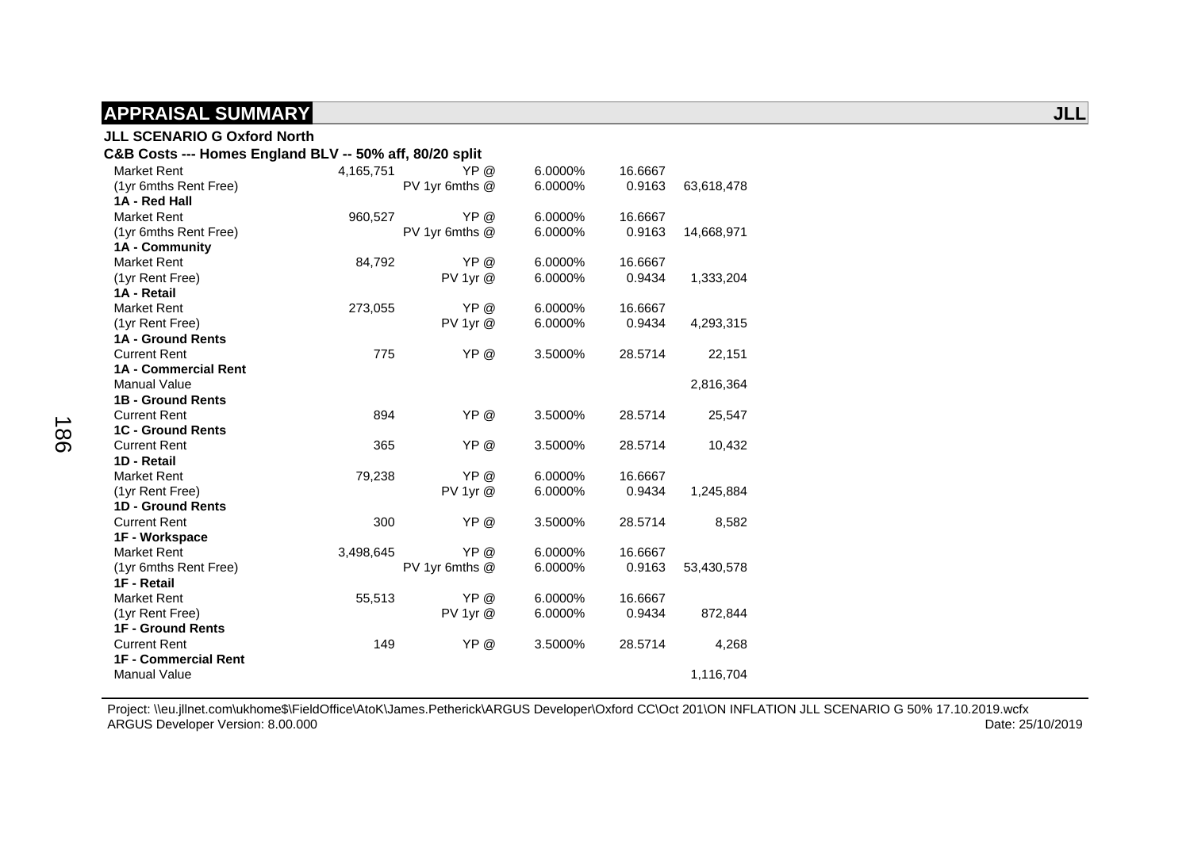## APPRAISAL SUMMARY

**JLL**

**JLL SCENARIO G Oxford North**

**C&B Costs --- Homes England BLV -- 50% aff, 80/20 split**

| | | | | | |
|---|---|---|---|---|---|
| Market Rent | 4,165,751 | YP @ | 6.0000% | 16.6667 | |
| (1yr 6mths Rent Free) | | PV 1yr 6mths @ | 6.0000% | 0.9163 | 63,618,478 |
| **1A - Red Hall** | | | | | |
| Market Rent | 960,527 | YP @ | 6.0000% | 16.6667 | |
| (1yr 6mths Rent Free) | | PV 1yr 6mths @ | 6.0000% | 0.9163 | 14,668,971 |
| **1A - Community** | | | | | |
| Market Rent | 84,792 | YP @ | 6.0000% | 16.6667 | |
| (1yr Rent Free) | | PV 1yr @ | 6.0000% | 0.9434 | 1,333,204 |
| **1A - Retail** | | | | | |
| Market Rent | 273,055 | YP @ | 6.0000% | 16.6667 | |
| (1yr Rent Free) | | PV 1yr @ | 6.0000% | 0.9434 | 4,293,315 |
| **1A - Ground Rents** | | | | | |
| Current Rent | 775 | YP @ | 3.5000% | 28.5714 | 22,151 |
| **1A - Commercial Rent** | | | | | |
| Manual Value | | | | | 2,816,364 |
| **1B - Ground Rents** | | | | | |
| Current Rent | 894 | YP @ | 3.5000% | 28.5714 | 25,547 |
| **1C - Ground Rents** | | | | | |
| Current Rent | 365 | YP @ | 3.5000% | 28.5714 | 10,432 |
| **1D - Retail** | | | | | |
| Market Rent | 79,238 | YP @ | 6.0000% | 16.6667 | |
| (1yr Rent Free) | | PV 1yr @ | 6.0000% | 0.9434 | 1,245,884 |
| **1D - Ground Rents** | | | | | |
| Current Rent | 300 | YP @ | 3.5000% | 28.5714 | 8,582 |
| **1F - Workspace** | | | | | |
| Market Rent | 3,498,645 | YP @ | 6.0000% | 16.6667 | |
| (1yr 6mths Rent Free) | | PV 1yr 6mths @ | 6.0000% | 0.9163 | 53,430,578 |
| **1F - Retail** | | | | | |
| Market Rent | 55,513 | YP @ | 6.0000% | 16.6667 | |
| (1yr Rent Free) | | PV 1yr @ | 6.0000% | 0.9434 | 872,844 |
| **1F - Ground Rents** | | | | | |
| Current Rent | 149 | YP @ | 3.5000% | 28.5714 | 4,268 |
| **1F - Commercial Rent** | | | | | |
| Manual Value | | | | | 1,116,704 |

Project: \\eu.jllnet.com\ukhome$\FieldOffice\AtoK\James.Petherick\ARGUS Developer\Oxford CC\Oct 201\ON INFLATION JLL SCENARIO G 50% 17.10.2019.wcfx
ARGUS Developer Version: 8.00.000 Date: 25/10/2019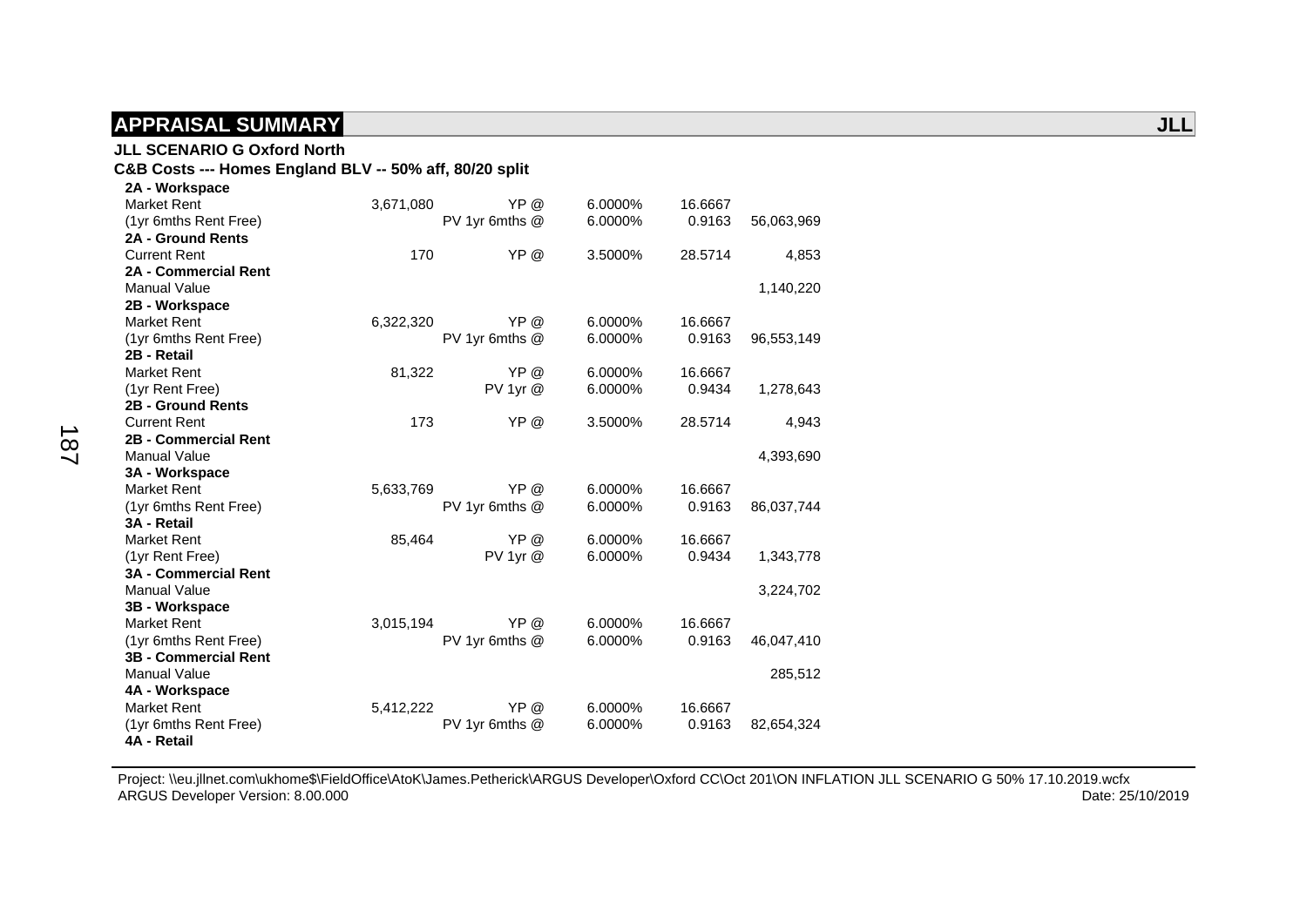## APPRAISAL SUMMARY

**JLL**

**JLL SCENARIO G Oxford North**

**C&B Costs --- Homes England BLV -- 50% aff, 80/20 split**

| | | | | | |
|---|---|---|---|---|---|
| **2A - Workspace** | | | | | |
| Market Rent | 3,671,080 | YP @ | 6.0000% | 16.6667 | |
| (1yr 6mths Rent Free) | | PV 1yr 6mths @ | 6.0000% | 0.9163 | 56,063,969 |
| **2A - Ground Rents** | | | | | |
| Current Rent | 170 | YP @ | 3.5000% | 28.5714 | 4,853 |
| **2A - Commercial Rent** | | | | | |
| Manual Value | | | | | 1,140,220 |
| **2B - Workspace** | | | | | |
| Market Rent | 6,322,320 | YP @ | 6.0000% | 16.6667 | |
| (1yr 6mths Rent Free) | | PV 1yr 6mths @ | 6.0000% | 0.9163 | 96,553,149 |
| **2B - Retail** | | | | | |
| Market Rent | 81,322 | YP @ | 6.0000% | 16.6667 | |
| (1yr Rent Free) | | PV 1yr @ | 6.0000% | 0.9434 | 1,278,643 |
| **2B - Ground Rents** | | | | | |
| Current Rent | 173 | YP @ | 3.5000% | 28.5714 | 4,943 |
| **2B - Commercial Rent** | | | | | |
| Manual Value | | | | | 4,393,690 |
| **3A - Workspace** | | | | | |
| Market Rent | 5,633,769 | YP @ | 6.0000% | 16.6667 | |
| (1yr 6mths Rent Free) | | PV 1yr 6mths @ | 6.0000% | 0.9163 | 86,037,744 |
| **3A - Retail** | | | | | |
| Market Rent | 85,464 | YP @ | 6.0000% | 16.6667 | |
| (1yr Rent Free) | | PV 1yr @ | 6.0000% | 0.9434 | 1,343,778 |
| **3A - Commercial Rent** | | | | | |
| Manual Value | | | | | 3,224,702 |
| **3B - Workspace** | | | | | |
| Market Rent | 3,015,194 | YP @ | 6.0000% | 16.6667 | |
| (1yr 6mths Rent Free) | | PV 1yr 6mths @ | 6.0000% | 0.9163 | 46,047,410 |
| **3B - Commercial Rent** | | | | | |
| Manual Value | | | | | 285,512 |
| **4A - Workspace** | | | | | |
| Market Rent | 5,412,222 | YP @ | 6.0000% | 16.6667 | |
| (1yr 6mths Rent Free) | | PV 1yr 6mths @ | 6.0000% | 0.9163 | 82,654,324 |
| **4A - Retail** | | | | | |

Project: \\eu.jllnet.com\ukhome$\FieldOffice\AtoK\James.Petherick\ARGUS Developer\Oxford CC\Oct 201\ON INFLATION JLL SCENARIO G 50% 17.10.2019.wcfx
ARGUS Developer Version: 8.00.000 Date: 25/10/2019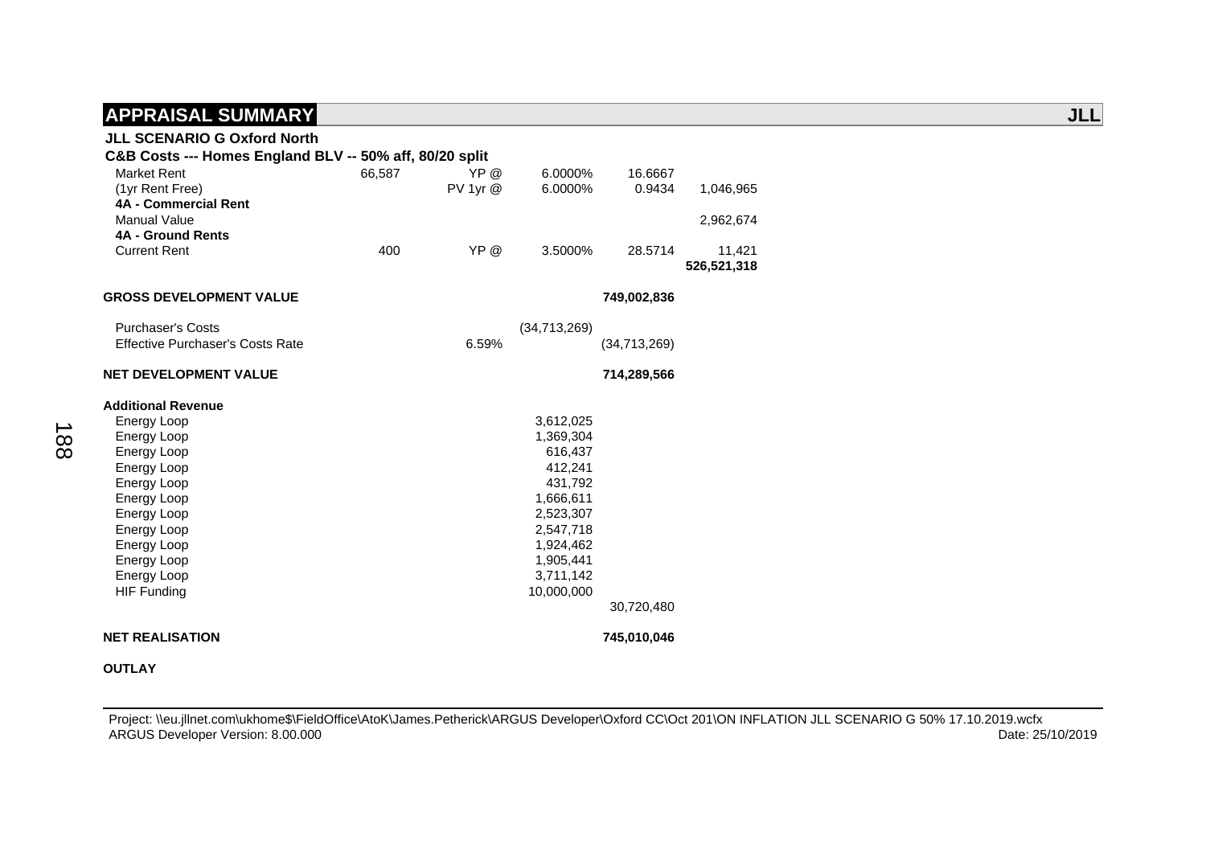# APPRAISAL SUMMARY

**JLL**

**JLL SCENARIO G Oxford North**

**C&B Costs --- Homes England BLV -- 50% aff, 80/20 split**

| | | | | | |
|---|---|---|---|---|---|
| Market Rent | 66,587 | YP @ | 6.0000% | 16.6667 | |
| (1yr Rent Free) | | PV 1yr @ | 6.0000% | 0.9434 | 1,046,965 |
| **4A - Commercial Rent** | | | | | |
| Manual Value | | | | | 2,962,674 |
| **4A - Ground Rents** | | | | | |
| Current Rent | 400 | YP @ | 3.5000% | 28.5714 | 11,421 |
| | | | | | **526,521,318** |
| **GROSS DEVELOPMENT VALUE** | | | | **749,002,836** | |
| Purchaser's Costs | | | (34,713,269) | | |
| Effective Purchaser's Costs Rate | | 6.59% | | (34,713,269) | |
| **NET DEVELOPMENT VALUE** | | | | **714,289,566** | |
| **Additional Revenue** | | | | | |
| Energy Loop | | | 3,612,025 | | |
| Energy Loop | | | 1,369,304 | | |
| Energy Loop | | | 616,437 | | |
| Energy Loop | | | 412,241 | | |
| Energy Loop | | | 431,792 | | |
| Energy Loop | | | 1,666,611 | | |
| Energy Loop | | | 2,523,307 | | |
| Energy Loop | | | 2,547,718 | | |
| Energy Loop | | | 1,924,462 | | |
| Energy Loop | | | 1,905,441 | | |
| Energy Loop | | | 3,711,142 | | |
| HIF Funding | | | 10,000,000 | | |
| | | | | 30,720,480 | |
| **NET REALISATION** | | | | **745,010,046** | |

**OUTLAY**

Project: \\eu.jllnet.com\ukhome$\FieldOffice\AtoK\James.Petherick\ARGUS Developer\Oxford CC\Oct 201\ON INFLATION JLL SCENARIO G 50% 17.10.2019.wcfx
ARGUS Developer Version: 8.00.000 Date: 25/10/2019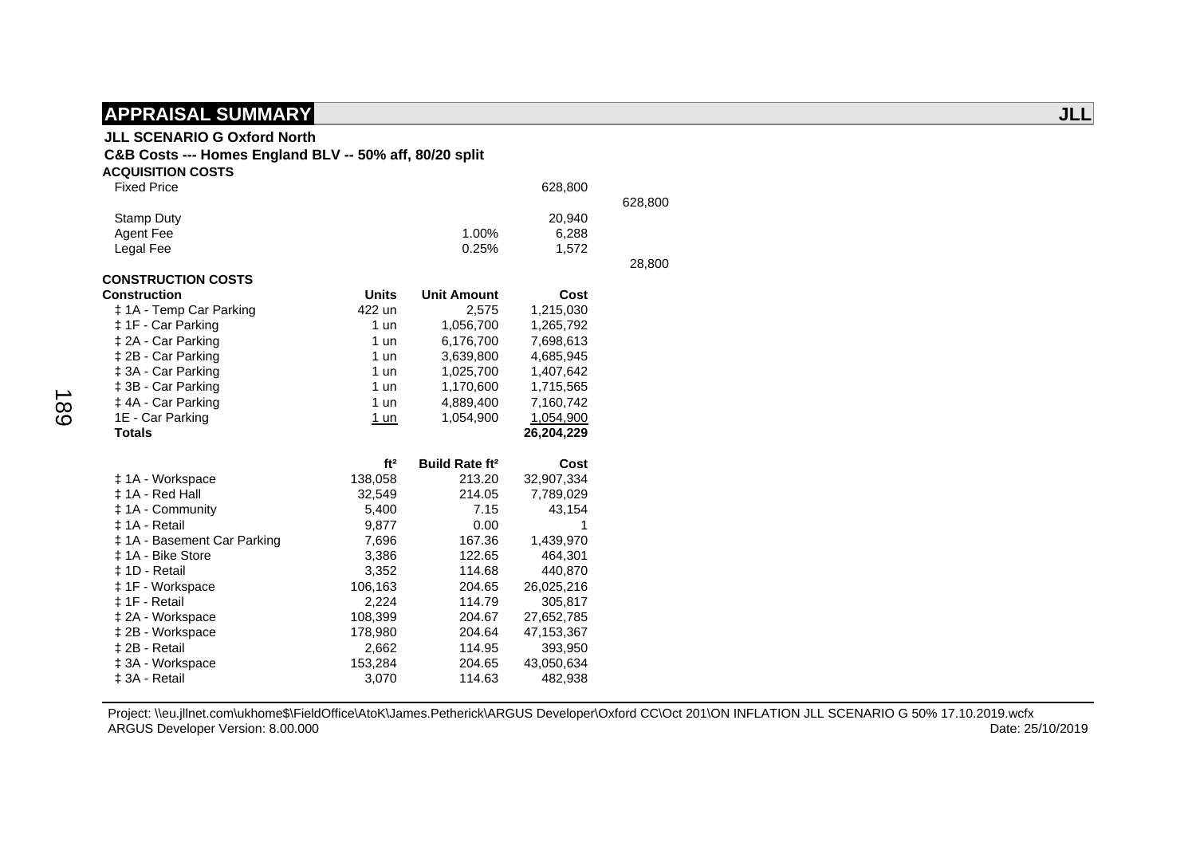## APPRAISAL SUMMARY

**JLL**

**JLL SCENARIO G Oxford North**

**C&B Costs --- Homes England BLV -- 50% aff, 80/20 split**

**ACQUISITION COSTS**

| | | | | |
|---|---|---|---|---|
| Fixed Price | | | 628,800 | |
| | | | | 628,800 |
| Stamp Duty | | | 20,940 | |
| Agent Fee | | 1.00% | 6,288 | |
| Legal Fee | | 0.25% | 1,572 | |
| | | | | 28,800 |

**CONSTRUCTION COSTS**

| **Construction** | **Units** | **Unit Amount** | **Cost** |
|---|---|---|---|
| ‡ 1A - Temp Car Parking | 422 un | 2,575 | 1,215,030 |
| ‡ 1F - Car Parking | 1 un | 1,056,700 | 1,265,792 |
| ‡ 2A - Car Parking | 1 un | 6,176,700 | 7,698,613 |
| ‡ 2B - Car Parking | 1 un | 3,639,800 | 4,685,945 |
| ‡ 3A - Car Parking | 1 un | 1,025,700 | 1,407,642 |
| ‡ 3B - Car Parking | 1 un | 1,170,600 | 1,715,565 |
| ‡ 4A - Car Parking | 1 un | 4,889,400 | 7,160,742 |
| 1E - Car Parking | 1 un | 1,054,900 | 1,054,900 |
| **Totals** | | | **26,204,229** |

| | **ft²** | **Build Rate ft²** | **Cost** |
|---|---|---|---|
| ‡ 1A - Workspace | 138,058 | 213.20 | 32,907,334 |
| ‡ 1A - Red Hall | 32,549 | 214.05 | 7,789,029 |
| ‡ 1A - Community | 5,400 | 7.15 | 43,154 |
| ‡ 1A - Retail | 9,877 | 0.00 | 1 |
| ‡ 1A - Basement Car Parking | 7,696 | 167.36 | 1,439,970 |
| ‡ 1A - Bike Store | 3,386 | 122.65 | 464,301 |
| ‡ 1D - Retail | 3,352 | 114.68 | 440,870 |
| ‡ 1F - Workspace | 106,163 | 204.65 | 26,025,216 |
| ‡ 1F - Retail | 2,224 | 114.79 | 305,817 |
| ‡ 2A - Workspace | 108,399 | 204.67 | 27,652,785 |
| ‡ 2B - Workspace | 178,980 | 204.64 | 47,153,367 |
| ‡ 2B - Retail | 2,662 | 114.95 | 393,950 |
| ‡ 3A - Workspace | 153,284 | 204.65 | 43,050,634 |
| ‡ 3A - Retail | 3,070 | 114.63 | 482,938 |

Project: \\eu.jllnet.com\ukhome$\FieldOffice\AtoK\James.Petherick\ARGUS Developer\Oxford CC\Oct 201\ON INFLATION JLL SCENARIO G 50% 17.10.2019.wcfx
ARGUS Developer Version: 8.00.000 Date: 25/10/2019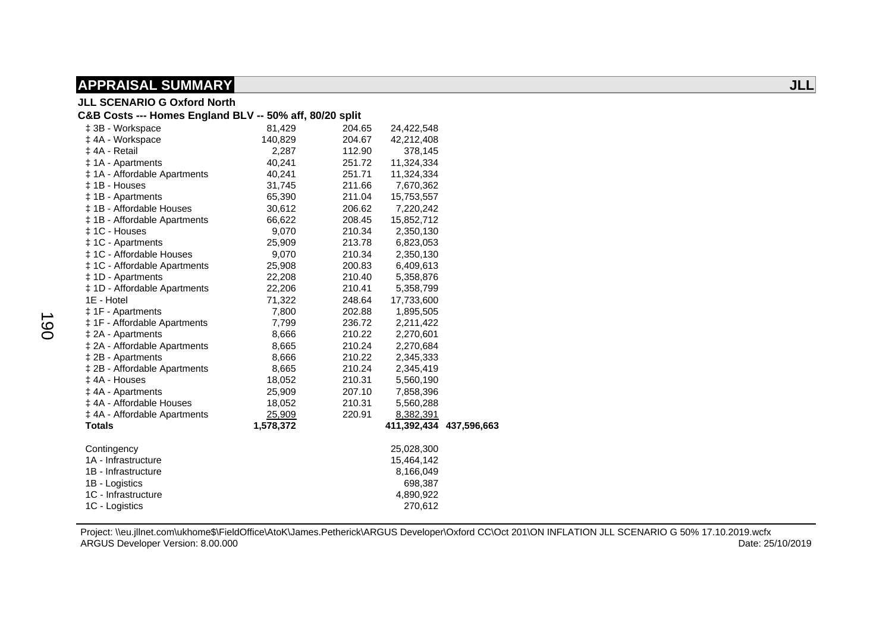# APPRAISAL SUMMARY

**JLL**

**JLL SCENARIO G Oxford North**
**C&B Costs --- Homes England BLV -- 50% aff, 80/20 split**

| | | | | |
|---|---|---|---|---|
| ‡ 3B - Workspace | 81,429 | 204.65 | 24,422,548 | |
| ‡ 4A - Workspace | 140,829 | 204.67 | 42,212,408 | |
| ‡ 4A - Retail | 2,287 | 112.90 | 378,145 | |
| ‡ 1A - Apartments | 40,241 | 251.72 | 11,324,334 | |
| ‡ 1A - Affordable Apartments | 40,241 | 251.71 | 11,324,334 | |
| ‡ 1B - Houses | 31,745 | 211.66 | 7,670,362 | |
| ‡ 1B - Apartments | 65,390 | 211.04 | 15,753,557 | |
| ‡ 1B - Affordable Houses | 30,612 | 206.62 | 7,220,242 | |
| ‡ 1B - Affordable Apartments | 66,622 | 208.45 | 15,852,712 | |
| ‡ 1C - Houses | 9,070 | 210.34 | 2,350,130 | |
| ‡ 1C - Apartments | 25,909 | 213.78 | 6,823,053 | |
| ‡ 1C - Affordable Houses | 9,070 | 210.34 | 2,350,130 | |
| ‡ 1C - Affordable Apartments | 25,908 | 200.83 | 6,409,613 | |
| ‡ 1D - Apartments | 22,208 | 210.40 | 5,358,876 | |
| ‡ 1D - Affordable Apartments | 22,206 | 210.41 | 5,358,799 | |
| 1E - Hotel | 71,322 | 248.64 | 17,733,600 | |
| ‡ 1F - Apartments | 7,800 | 202.88 | 1,895,505 | |
| ‡ 1F - Affordable Apartments | 7,799 | 236.72 | 2,211,422 | |
| ‡ 2A - Apartments | 8,666 | 210.22 | 2,270,601 | |
| ‡ 2A - Affordable Apartments | 8,665 | 210.24 | 2,270,684 | |
| ‡ 2B - Apartments | 8,666 | 210.22 | 2,345,333 | |
| ‡ 2B - Affordable Apartments | 8,665 | 210.24 | 2,345,419 | |
| ‡ 4A - Houses | 18,052 | 210.31 | 5,560,190 | |
| ‡ 4A - Apartments | 25,909 | 207.10 | 7,858,396 | |
| ‡ 4A - Affordable Houses | 18,052 | 210.31 | 5,560,288 | |
| ‡ 4A - Affordable Apartments | 25,909 | 220.91 | 8,382,391 | |
| **Totals** | **1,578,372** | | **411,392,434** | **437,596,663** |
| | | | | |
| Contingency | | | 25,028,300 | |
| 1A - Infrastructure | | | 15,464,142 | |
| 1B - Infrastructure | | | 8,166,049 | |
| 1B - Logistics | | | 698,387 | |
| 1C - Infrastructure | | | 4,890,922 | |
| 1C - Logistics | | | 270,612 | |

Project: \\eu.jllnet.com\ukhome$\FieldOffice\AtoK\James.Petherick\ARGUS Developer\Oxford CC\Oct 201\ON INFLATION JLL SCENARIO G 50% 17.10.2019.wcfx
ARGUS Developer Version: 8.00.000 Date: 25/10/2019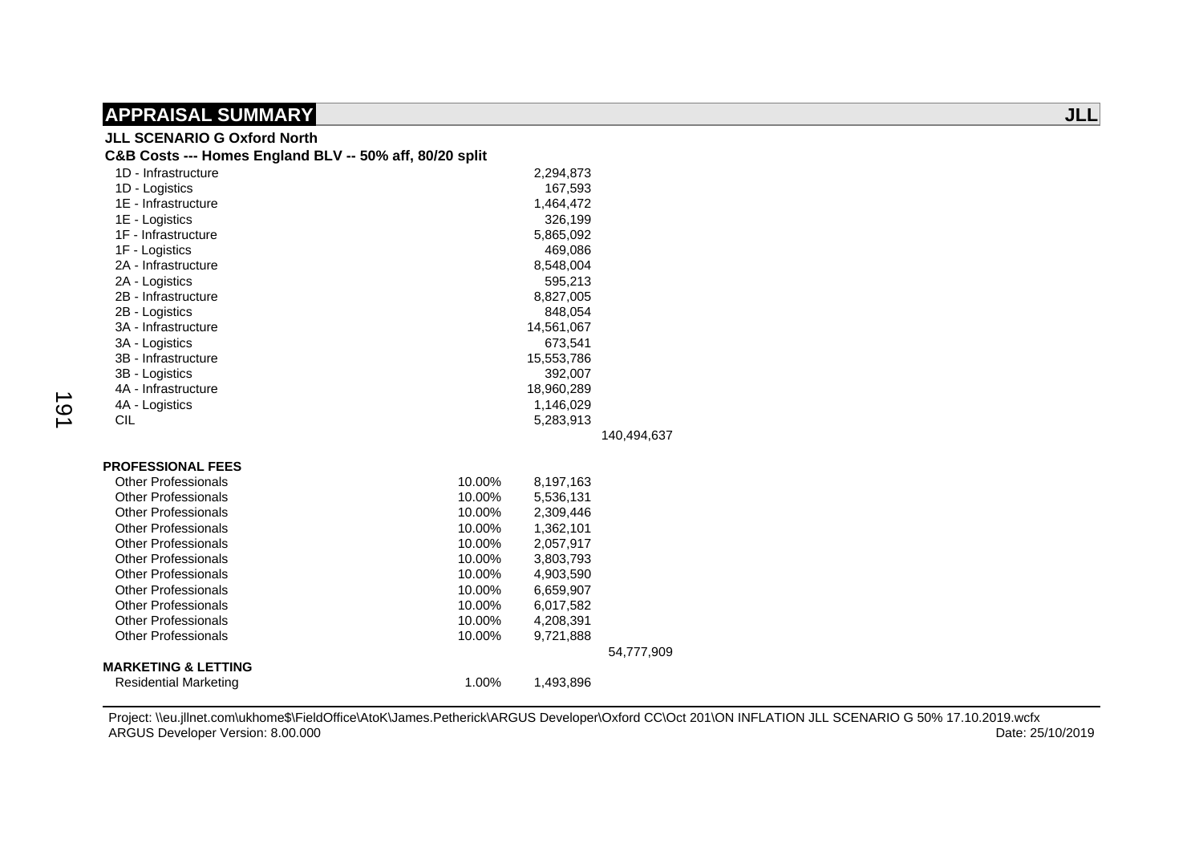## APPRAISAL SUMMARY

**JLL**

**JLL SCENARIO G Oxford North**

**C&B Costs --- Homes England BLV -- 50% aff, 80/20 split**

| | | | |
|---|---|---|---|
| 1D - Infrastructure | | 2,294,873 | |
| 1D - Logistics | | 167,593 | |
| 1E - Infrastructure | | 1,464,472 | |
| 1E - Logistics | | 326,199 | |
| 1F - Infrastructure | | 5,865,092 | |
| 1F - Logistics | | 469,086 | |
| 2A - Infrastructure | | 8,548,004 | |
| 2A - Logistics | | 595,213 | |
| 2B - Infrastructure | | 8,827,005 | |
| 2B - Logistics | | 848,054 | |
| 3A - Infrastructure | | 14,561,067 | |
| 3A - Logistics | | 673,541 | |
| 3B - Infrastructure | | 15,553,786 | |
| 3B - Logistics | | 392,007 | |
| 4A - Infrastructure | | 18,960,289 | |
| 4A - Logistics | | 1,146,029 | |
| CIL | | 5,283,913 | |
| | | | 140,494,637 |
| **PROFESSIONAL FEES** | | | |
| Other Professionals | 10.00% | 8,197,163 | |
| Other Professionals | 10.00% | 5,536,131 | |
| Other Professionals | 10.00% | 2,309,446 | |
| Other Professionals | 10.00% | 1,362,101 | |
| Other Professionals | 10.00% | 2,057,917 | |
| Other Professionals | 10.00% | 3,803,793 | |
| Other Professionals | 10.00% | 4,903,590 | |
| Other Professionals | 10.00% | 6,659,907 | |
| Other Professionals | 10.00% | 6,017,582 | |
| Other Professionals | 10.00% | 4,208,391 | |
| Other Professionals | 10.00% | 9,721,888 | |
| | | | 54,777,909 |
| **MARKETING & LETTING** | | | |
| Residential Marketing | 1.00% | 1,493,896 | |

Project: \\eu.jllnet.com\ukhome$\FieldOffice\AtoK\James.Petherick\ARGUS Developer\Oxford CC\Oct 201\ON INFLATION JLL SCENARIO G 50% 17.10.2019.wcfx
ARGUS Developer Version: 8.00.000 Date: 25/10/2019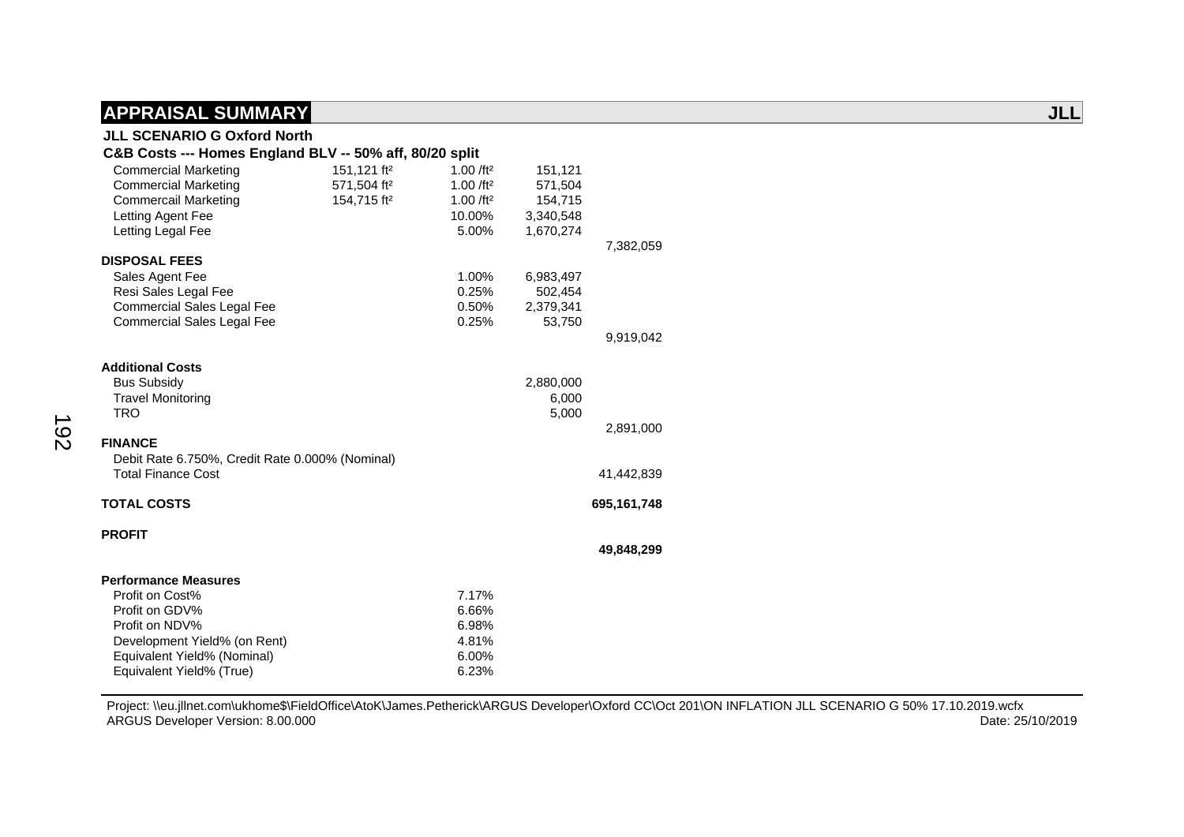## APPRAISAL SUMMARY

**JLL**

**JLL SCENARIO G Oxford North**

**C&B Costs --- Homes England BLV -- 50% aff, 80/20 split**

| | | | | |
|---|---|---|---|---|
| Commercial Marketing | 151,121 ft² | 1.00 /ft² | 151,121 | |
| Commercial Marketing | 571,504 ft² | 1.00 /ft² | 571,504 | |
| Commercail Marketing | 154,715 ft² | 1.00 /ft² | 154,715 | |
| Letting Agent Fee | | 10.00% | 3,340,548 | |
| Letting Legal Fee | | 5.00% | 1,670,274 | |
| | | | | 7,382,059 |
| **DISPOSAL FEES** | | | | |
| Sales Agent Fee | | 1.00% | 6,983,497 | |
| Resi Sales Legal Fee | | 0.25% | 502,454 | |
| Commercial Sales Legal Fee | | 0.50% | 2,379,341 | |
| Commercial Sales Legal Fee | | 0.25% | 53,750 | |
| | | | | 9,919,042 |
| **Additional Costs** | | | | |
| Bus Subsidy | | | 2,880,000 | |
| Travel Monitoring | | | 6,000 | |
| TRO | | | 5,000 | |
| | | | | 2,891,000 |
| **FINANCE** | | | | |
| Debit Rate 6.750%, Credit Rate 0.000% (Nominal) | | | | |
| Total Finance Cost | | | | 41,442,839 |
| **TOTAL COSTS** | | | | **695,161,748** |
| **PROFIT** | | | | |
| | | | | **49,848,299** |
| **Performance Measures** | | | | |
| Profit on Cost% | | 7.17% | | |
| Profit on GDV% | | 6.66% | | |
| Profit on NDV% | | 6.98% | | |
| Development Yield% (on Rent) | | 4.81% | | |
| Equivalent Yield% (Nominal) | | 6.00% | | |
| Equivalent Yield% (True) | | 6.23% | | |

Project: \\eu.jllnet.com\ukhome$\FieldOffice\AtoK\James.Petherick\ARGUS Developer\Oxford CC\Oct 201\ON INFLATION JLL SCENARIO G 50% 17.10.2019.wcfx
ARGUS Developer Version: 8.00.000 Date: 25/10/2019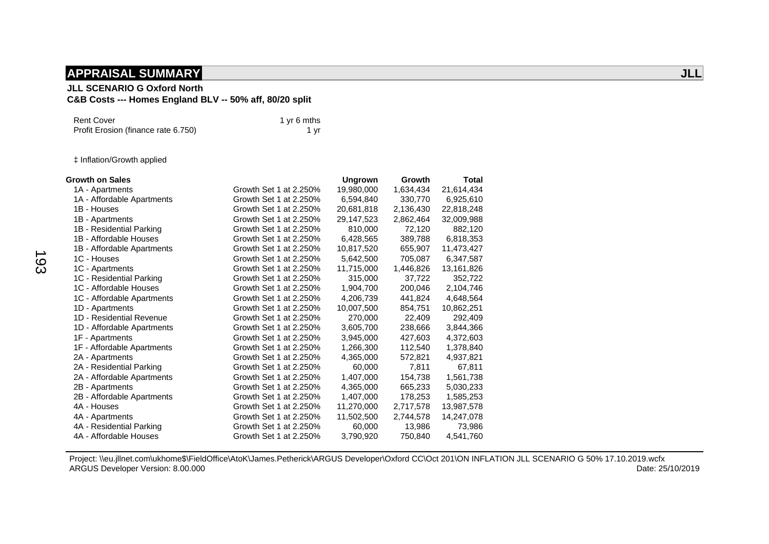## APPRAISAL SUMMARY

**JLL**

**JLL SCENARIO G Oxford North**
**C&B Costs --- Homes England BLV -- 50% aff, 80/20 split**

| | |
|---|---|
| Rent Cover | 1 yr 6 mths |
| Profit Erosion (finance rate 6.750) | 1 yr |

‡ Inflation/Growth applied

| **Growth on Sales** | | **Ungrown** | **Growth** | **Total** |
|---|---|---|---|---|
| 1A - Apartments | Growth Set 1 at 2.250% | 19,980,000 | 1,634,434 | 21,614,434 |
| 1A - Affordable Apartments | Growth Set 1 at 2.250% | 6,594,840 | 330,770 | 6,925,610 |
| 1B - Houses | Growth Set 1 at 2.250% | 20,681,818 | 2,136,430 | 22,818,248 |
| 1B - Apartments | Growth Set 1 at 2.250% | 29,147,523 | 2,862,464 | 32,009,988 |
| 1B - Residential Parking | Growth Set 1 at 2.250% | 810,000 | 72,120 | 882,120 |
| 1B - Affordable Houses | Growth Set 1 at 2.250% | 6,428,565 | 389,788 | 6,818,353 |
| 1B - Affordable Apartments | Growth Set 1 at 2.250% | 10,817,520 | 655,907 | 11,473,427 |
| 1C - Houses | Growth Set 1 at 2.250% | 5,642,500 | 705,087 | 6,347,587 |
| 1C - Apartments | Growth Set 1 at 2.250% | 11,715,000 | 1,446,826 | 13,161,826 |
| 1C - Residential Parking | Growth Set 1 at 2.250% | 315,000 | 37,722 | 352,722 |
| 1C - Affordable Houses | Growth Set 1 at 2.250% | 1,904,700 | 200,046 | 2,104,746 |
| 1C - Affordable Apartments | Growth Set 1 at 2.250% | 4,206,739 | 441,824 | 4,648,564 |
| 1D - Apartments | Growth Set 1 at 2.250% | 10,007,500 | 854,751 | 10,862,251 |
| 1D - Residential Revenue | Growth Set 1 at 2.250% | 270,000 | 22,409 | 292,409 |
| 1D - Affordable Apartments | Growth Set 1 at 2.250% | 3,605,700 | 238,666 | 3,844,366 |
| 1F - Apartments | Growth Set 1 at 2.250% | 3,945,000 | 427,603 | 4,372,603 |
| 1F - Affordable Apartments | Growth Set 1 at 2.250% | 1,266,300 | 112,540 | 1,378,840 |
| 2A - Apartments | Growth Set 1 at 2.250% | 4,365,000 | 572,821 | 4,937,821 |
| 2A - Residential Parking | Growth Set 1 at 2.250% | 60,000 | 7,811 | 67,811 |
| 2A - Affordable Apartments | Growth Set 1 at 2.250% | 1,407,000 | 154,738 | 1,561,738 |
| 2B - Apartments | Growth Set 1 at 2.250% | 4,365,000 | 665,233 | 5,030,233 |
| 2B - Affordable Apartments | Growth Set 1 at 2.250% | 1,407,000 | 178,253 | 1,585,253 |
| 4A - Houses | Growth Set 1 at 2.250% | 11,270,000 | 2,717,578 | 13,987,578 |
| 4A - Apartments | Growth Set 1 at 2.250% | 11,502,500 | 2,744,578 | 14,247,078 |
| 4A - Residential Parking | Growth Set 1 at 2.250% | 60,000 | 13,986 | 73,986 |
| 4A - Affordable Houses | Growth Set 1 at 2.250% | 3,790,920 | 750,840 | 4,541,760 |

Project: \\eu.jllnet.com\ukhome$\FieldOffice\AtoK\James.Petherick\ARGUS Developer\Oxford CC\Oct 201\ON INFLATION JLL SCENARIO G 50% 17.10.2019.wcfx
ARGUS Developer Version: 8.00.000 Date: 25/10/2019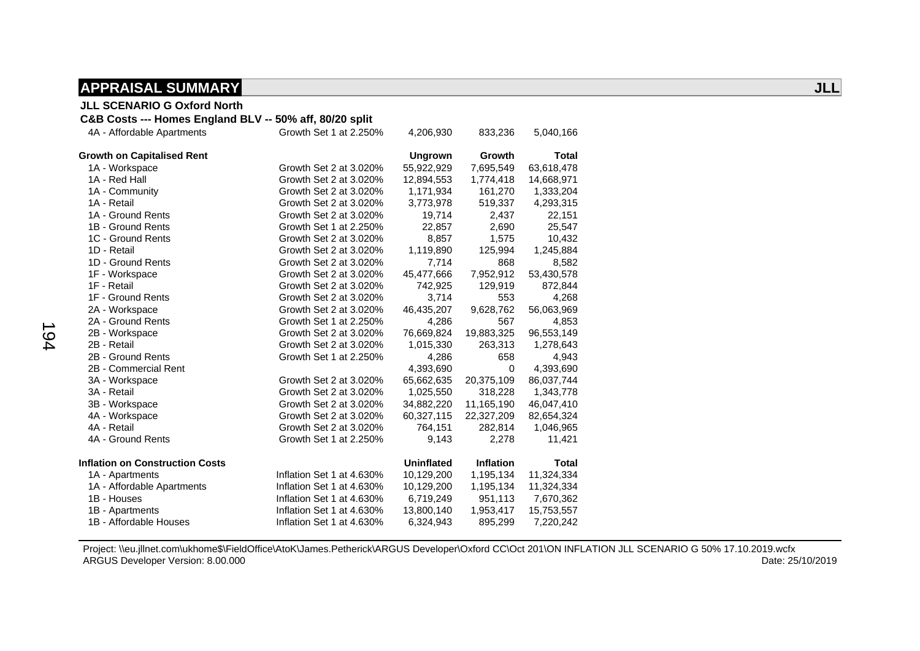## APPRAISAL SUMMARY

**JLL**

**JLL SCENARIO G Oxford North**

**C&B Costs --- Homes England BLV -- 50% aff, 80/20 split**

| | | | | |
|---|---|---|---|---|
| 4A - Affordable Apartments | Growth Set 1 at 2.250% | 4,206,930 | 833,236 | 5,040,166 |
| **Growth on Capitalised Rent** | | **Ungrown** | **Growth** | **Total** |
| 1A - Workspace | Growth Set 2 at 3.020% | 55,922,929 | 7,695,549 | 63,618,478 |
| 1A - Red Hall | Growth Set 2 at 3.020% | 12,894,553 | 1,774,418 | 14,668,971 |
| 1A - Community | Growth Set 2 at 3.020% | 1,171,934 | 161,270 | 1,333,204 |
| 1A - Retail | Growth Set 2 at 3.020% | 3,773,978 | 519,337 | 4,293,315 |
| 1A - Ground Rents | Growth Set 2 at 3.020% | 19,714 | 2,437 | 22,151 |
| 1B - Ground Rents | Growth Set 1 at 2.250% | 22,857 | 2,690 | 25,547 |
| 1C - Ground Rents | Growth Set 2 at 3.020% | 8,857 | 1,575 | 10,432 |
| 1D - Retail | Growth Set 2 at 3.020% | 1,119,890 | 125,994 | 1,245,884 |
| 1D - Ground Rents | Growth Set 2 at 3.020% | 7,714 | 868 | 8,582 |
| 1F - Workspace | Growth Set 2 at 3.020% | 45,477,666 | 7,952,912 | 53,430,578 |
| 1F - Retail | Growth Set 2 at 3.020% | 742,925 | 129,919 | 872,844 |
| 1F - Ground Rents | Growth Set 2 at 3.020% | 3,714 | 553 | 4,268 |
| 2A - Workspace | Growth Set 2 at 3.020% | 46,435,207 | 9,628,762 | 56,063,969 |
| 2A - Ground Rents | Growth Set 1 at 2.250% | 4,286 | 567 | 4,853 |
| 2B - Workspace | Growth Set 2 at 3.020% | 76,669,824 | 19,883,325 | 96,553,149 |
| 2B - Retail | Growth Set 2 at 3.020% | 1,015,330 | 263,313 | 1,278,643 |
| 2B - Ground Rents | Growth Set 1 at 2.250% | 4,286 | 658 | 4,943 |
| 2B - Commercial Rent | | 4,393,690 | 0 | 4,393,690 |
| 3A - Workspace | Growth Set 2 at 3.020% | 65,662,635 | 20,375,109 | 86,037,744 |
| 3A - Retail | Growth Set 2 at 3.020% | 1,025,550 | 318,228 | 1,343,778 |
| 3B - Workspace | Growth Set 2 at 3.020% | 34,882,220 | 11,165,190 | 46,047,410 |
| 4A - Workspace | Growth Set 2 at 3.020% | 60,327,115 | 22,327,209 | 82,654,324 |
| 4A - Retail | Growth Set 2 at 3.020% | 764,151 | 282,814 | 1,046,965 |
| 4A - Ground Rents | Growth Set 1 at 2.250% | 9,143 | 2,278 | 11,421 |
| **Inflation on Construction Costs** | | **Uninflated** | **Inflation** | **Total** |
| 1A - Apartments | Inflation Set 1 at 4.630% | 10,129,200 | 1,195,134 | 11,324,334 |
| 1A - Affordable Apartments | Inflation Set 1 at 4.630% | 10,129,200 | 1,195,134 | 11,324,334 |
| 1B - Houses | Inflation Set 1 at 4.630% | 6,719,249 | 951,113 | 7,670,362 |
| 1B - Apartments | Inflation Set 1 at 4.630% | 13,800,140 | 1,953,417 | 15,753,557 |
| 1B - Affordable Houses | Inflation Set 1 at 4.630% | 6,324,943 | 895,299 | 7,220,242 |

Project: \\eu.jllnet.com\ukhome$\FieldOffice\AtoK\James.Petherick\ARGUS Developer\Oxford CC\Oct 201\ON INFLATION JLL SCENARIO G 50% 17.10.2019.wcfx
ARGUS Developer Version: 8.00.000 Date: 25/10/2019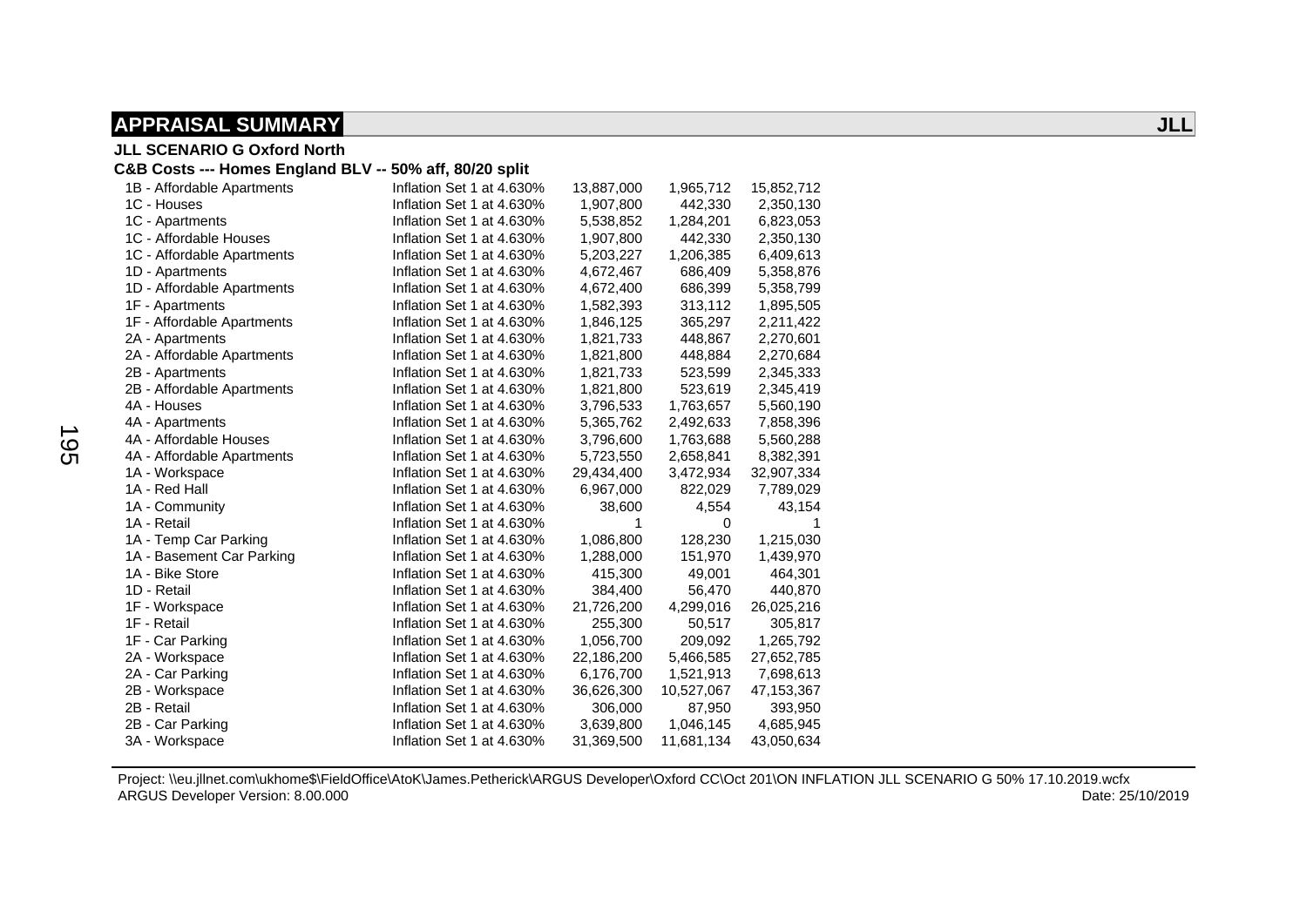## APPRAISAL SUMMARY

**JLL**

**JLL SCENARIO G Oxford North**

**C&B Costs --- Homes England BLV -- 50% aff, 80/20 split**

| | | | | |
|---|---|---|---|---|
| 1B - Affordable Apartments | Inflation Set 1 at 4.630% | 13,887,000 | 1,965,712 | 15,852,712 |
| 1C - Houses | Inflation Set 1 at 4.630% | 1,907,800 | 442,330 | 2,350,130 |
| 1C - Apartments | Inflation Set 1 at 4.630% | 5,538,852 | 1,284,201 | 6,823,053 |
| 1C - Affordable Houses | Inflation Set 1 at 4.630% | 1,907,800 | 442,330 | 2,350,130 |
| 1C - Affordable Apartments | Inflation Set 1 at 4.630% | 5,203,227 | 1,206,385 | 6,409,613 |
| 1D - Apartments | Inflation Set 1 at 4.630% | 4,672,467 | 686,409 | 5,358,876 |
| 1D - Affordable Apartments | Inflation Set 1 at 4.630% | 4,672,400 | 686,399 | 5,358,799 |
| 1F - Apartments | Inflation Set 1 at 4.630% | 1,582,393 | 313,112 | 1,895,505 |
| 1F - Affordable Apartments | Inflation Set 1 at 4.630% | 1,846,125 | 365,297 | 2,211,422 |
| 2A - Apartments | Inflation Set 1 at 4.630% | 1,821,733 | 448,867 | 2,270,601 |
| 2A - Affordable Apartments | Inflation Set 1 at 4.630% | 1,821,800 | 448,884 | 2,270,684 |
| 2B - Apartments | Inflation Set 1 at 4.630% | 1,821,733 | 523,599 | 2,345,333 |
| 2B - Affordable Apartments | Inflation Set 1 at 4.630% | 1,821,800 | 523,619 | 2,345,419 |
| 4A - Houses | Inflation Set 1 at 4.630% | 3,796,533 | 1,763,657 | 5,560,190 |
| 4A - Apartments | Inflation Set 1 at 4.630% | 5,365,762 | 2,492,633 | 7,858,396 |
| 4A - Affordable Houses | Inflation Set 1 at 4.630% | 3,796,600 | 1,763,688 | 5,560,288 |
| 4A - Affordable Apartments | Inflation Set 1 at 4.630% | 5,723,550 | 2,658,841 | 8,382,391 |
| 1A - Workspace | Inflation Set 1 at 4.630% | 29,434,400 | 3,472,934 | 32,907,334 |
| 1A - Red Hall | Inflation Set 1 at 4.630% | 6,967,000 | 822,029 | 7,789,029 |
| 1A - Community | Inflation Set 1 at 4.630% | 38,600 | 4,554 | 43,154 |
| 1A - Retail | Inflation Set 1 at 4.630% | 1 | 0 | 1 |
| 1A - Temp Car Parking | Inflation Set 1 at 4.630% | 1,086,800 | 128,230 | 1,215,030 |
| 1A - Basement Car Parking | Inflation Set 1 at 4.630% | 1,288,000 | 151,970 | 1,439,970 |
| 1A - Bike Store | Inflation Set 1 at 4.630% | 415,300 | 49,001 | 464,301 |
| 1D - Retail | Inflation Set 1 at 4.630% | 384,400 | 56,470 | 440,870 |
| 1F - Workspace | Inflation Set 1 at 4.630% | 21,726,200 | 4,299,016 | 26,025,216 |
| 1F - Retail | Inflation Set 1 at 4.630% | 255,300 | 50,517 | 305,817 |
| 1F - Car Parking | Inflation Set 1 at 4.630% | 1,056,700 | 209,092 | 1,265,792 |
| 2A - Workspace | Inflation Set 1 at 4.630% | 22,186,200 | 5,466,585 | 27,652,785 |
| 2A - Car Parking | Inflation Set 1 at 4.630% | 6,176,700 | 1,521,913 | 7,698,613 |
| 2B - Workspace | Inflation Set 1 at 4.630% | 36,626,300 | 10,527,067 | 47,153,367 |
| 2B - Retail | Inflation Set 1 at 4.630% | 306,000 | 87,950 | 393,950 |
| 2B - Car Parking | Inflation Set 1 at 4.630% | 3,639,800 | 1,046,145 | 4,685,945 |
| 3A - Workspace | Inflation Set 1 at 4.630% | 31,369,500 | 11,681,134 | 43,050,634 |

Project: \\eu.jllnet.com\ukhome$\FieldOffice\AtoK\James.Petherick\ARGUS Developer\Oxford CC\Oct 201\ON INFLATION JLL SCENARIO G 50% 17.10.2019.wcfx
ARGUS Developer Version: 8.00.000 Date: 25/10/2019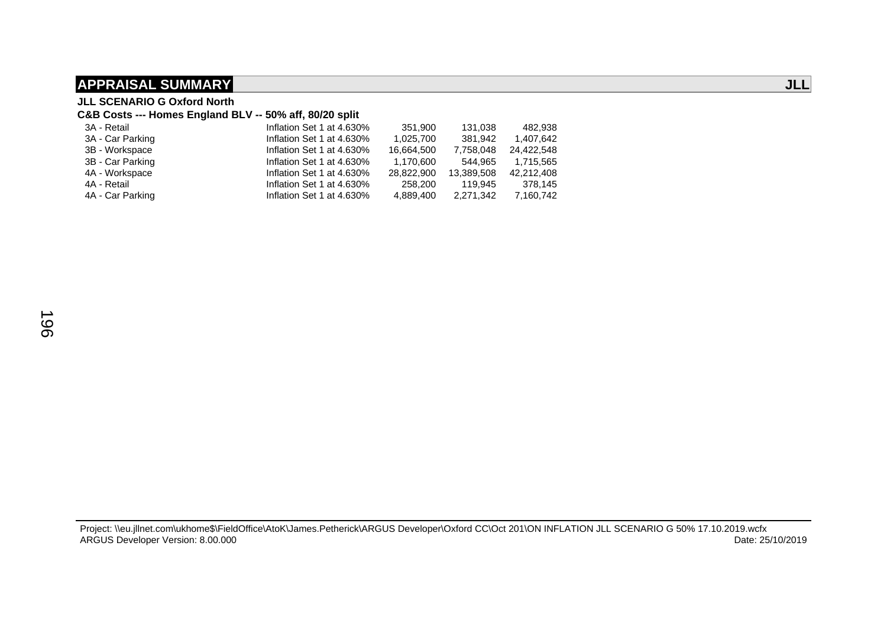## APPRAISAL SUMMARY

**JLL**

**JLL SCENARIO G Oxford North**

**C&B Costs --- Homes England BLV -- 50% aff, 80/20 split**

| | | | | |
|---|---|---|---|---|
| 3A - Retail | Inflation Set 1 at 4.630% | 351,900 | 131,038 | 482,938 |
| 3A - Car Parking | Inflation Set 1 at 4.630% | 1,025,700 | 381,942 | 1,407,642 |
| 3B - Workspace | Inflation Set 1 at 4.630% | 16,664,500 | 7,758,048 | 24,422,548 |
| 3B - Car Parking | Inflation Set 1 at 4.630% | 1,170,600 | 544,965 | 1,715,565 |
| 4A - Workspace | Inflation Set 1 at 4.630% | 28,822,900 | 13,389,508 | 42,212,408 |
| 4A - Retail | Inflation Set 1 at 4.630% | 258,200 | 119,945 | 378,145 |
| 4A - Car Parking | Inflation Set 1 at 4.630% | 4,889,400 | 2,271,342 | 7,160,742 |

Project: \\eu.jllnet.com\ukhome$\FieldOffice\AtoK\James.Petherick\ARGUS Developer\Oxford CC\Oct 201\ON INFLATION JLL SCENARIO G 50% 17.10.2019.wcfx
ARGUS Developer Version: 8.00.000 Date: 25/10/2019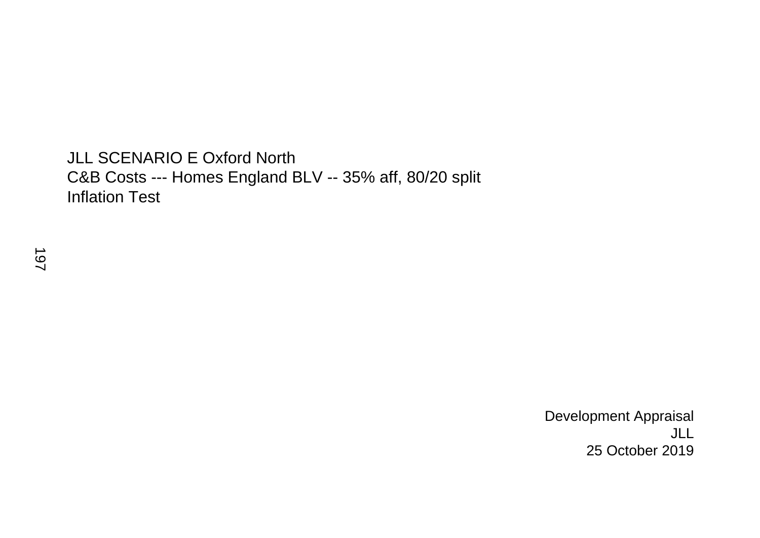JLL SCENARIO E Oxford North
C&B Costs --- Homes England BLV -- 35% aff, 80/20 split
Inflation Test

Development Appraisal
JLL
25 October 2019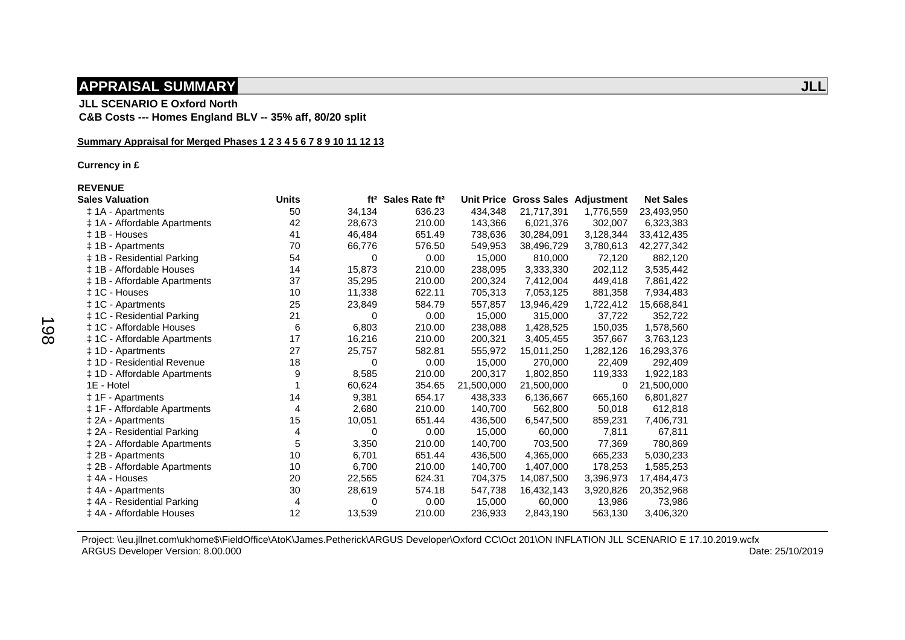## APPRAISAL SUMMARY

**JLL**

**JLL SCENARIO E Oxford North**
**C&B Costs --- Homes England BLV -- 35% aff, 80/20 split**

**Summary Appraisal for Merged Phases 1 2 3 4 5 6 7 8 9 10 11 12 13**

**Currency in £**

**REVENUE**

| Sales Valuation | Units | ft² | Sales Rate ft² | Unit Price | Gross Sales | Adjustment | Net Sales |
|---|---|---|---|---|---|---|---|
| ‡ 1A - Apartments | 50 | 34,134 | 636.23 | 434,348 | 21,717,391 | 1,776,559 | 23,493,950 |
| ‡ 1A - Affordable Apartments | 42 | 28,673 | 210.00 | 143,366 | 6,021,376 | 302,007 | 6,323,383 |
| ‡ 1B - Houses | 41 | 46,484 | 651.49 | 738,636 | 30,284,091 | 3,128,344 | 33,412,435 |
| ‡ 1B - Apartments | 70 | 66,776 | 576.50 | 549,953 | 38,496,729 | 3,780,613 | 42,277,342 |
| ‡ 1B - Residential Parking | 54 | 0 | 0.00 | 15,000 | 810,000 | 72,120 | 882,120 |
| ‡ 1B - Affordable Houses | 14 | 15,873 | 210.00 | 238,095 | 3,333,330 | 202,112 | 3,535,442 |
| ‡ 1B - Affordable Apartments | 37 | 35,295 | 210.00 | 200,324 | 7,412,004 | 449,418 | 7,861,422 |
| ‡ 1C - Houses | 10 | 11,338 | 622.11 | 705,313 | 7,053,125 | 881,358 | 7,934,483 |
| ‡ 1C - Apartments | 25 | 23,849 | 584.79 | 557,857 | 13,946,429 | 1,722,412 | 15,668,841 |
| ‡ 1C - Residential Parking | 21 | 0 | 0.00 | 15,000 | 315,000 | 37,722 | 352,722 |
| ‡ 1C - Affordable Houses | 6 | 6,803 | 210.00 | 238,088 | 1,428,525 | 150,035 | 1,578,560 |
| ‡ 1C - Affordable Apartments | 17 | 16,216 | 210.00 | 200,321 | 3,405,455 | 357,667 | 3,763,123 |
| ‡ 1D - Apartments | 27 | 25,757 | 582.81 | 555,972 | 15,011,250 | 1,282,126 | 16,293,376 |
| ‡ 1D - Residential Revenue | 18 | 0 | 0.00 | 15,000 | 270,000 | 22,409 | 292,409 |
| ‡ 1D - Affordable Apartments | 9 | 8,585 | 210.00 | 200,317 | 1,802,850 | 119,333 | 1,922,183 |
| 1E - Hotel | 1 | 60,624 | 354.65 | 21,500,000 | 21,500,000 | 0 | 21,500,000 |
| ‡ 1F - Apartments | 14 | 9,381 | 654.17 | 438,333 | 6,136,667 | 665,160 | 6,801,827 |
| ‡ 1F - Affordable Apartments | 4 | 2,680 | 210.00 | 140,700 | 562,800 | 50,018 | 612,818 |
| ‡ 2A - Apartments | 15 | 10,051 | 651.44 | 436,500 | 6,547,500 | 859,231 | 7,406,731 |
| ‡ 2A - Residential Parking | 4 | 0 | 0.00 | 15,000 | 60,000 | 7,811 | 67,811 |
| ‡ 2A - Affordable Apartments | 5 | 3,350 | 210.00 | 140,700 | 703,500 | 77,369 | 780,869 |
| ‡ 2B - Apartments | 10 | 6,701 | 651.44 | 436,500 | 4,365,000 | 665,233 | 5,030,233 |
| ‡ 2B - Affordable Apartments | 10 | 6,700 | 210.00 | 140,700 | 1,407,000 | 178,253 | 1,585,253 |
| ‡ 4A - Houses | 20 | 22,565 | 624.31 | 704,375 | 14,087,500 | 3,396,973 | 17,484,473 |
| ‡ 4A - Apartments | 30 | 28,619 | 574.18 | 547,738 | 16,432,143 | 3,920,826 | 20,352,968 |
| ‡ 4A - Residential Parking | 4 | 0 | 0.00 | 15,000 | 60,000 | 13,986 | 73,986 |
| ‡ 4A - Affordable Houses | 12 | 13,539 | 210.00 | 236,933 | 2,843,190 | 563,130 | 3,406,320 |

Project: \\eu.jllnet.com\ukhome$\FieldOffice\AtoK\James.Petherick\ARGUS Developer\Oxford CC\Oct 201\ON INFLATION JLL SCENARIO E 17.10.2019.wcfx
ARGUS Developer Version: 8.00.000 Date: 25/10/2019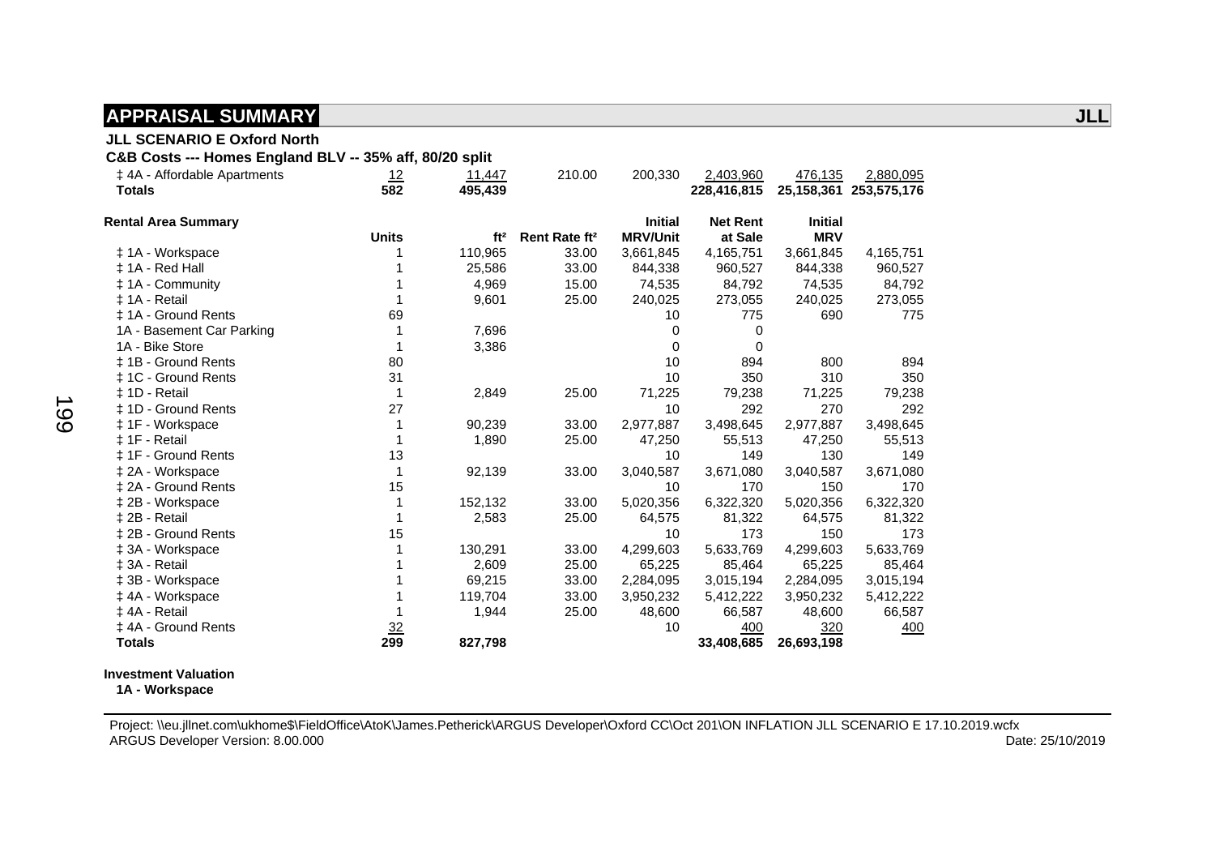## APPRAISAL SUMMARY

**JLL**

**JLL SCENARIO E Oxford North**

**C&B Costs --- Homes England BLV -- 35% aff, 80/20 split**

| | | | | | | | |
|---|---|---|---|---|---|---|---|
| ‡ 4A - Affordable Apartments | 12 | 11,447 | 210.00 | 200,330 | 2,403,960 | 476,135 | 2,880,095 |
| **Totals** | **582** | **495,439** | | | **228,416,815** | **25,158,361** | **253,575,176** |

**Rental Area Summary**

| | Units | ft² | Rent Rate ft² | Initial MRV/Unit | Net Rent at Sale | Initial MRV | |
|---|---|---|---|---|---|---|---|
| ‡ 1A - Workspace | 1 | 110,965 | 33.00 | 3,661,845 | 4,165,751 | 3,661,845 | 4,165,751 |
| ‡ 1A - Red Hall | 1 | 25,586 | 33.00 | 844,338 | 960,527 | 844,338 | 960,527 |
| ‡ 1A - Community | 1 | 4,969 | 15.00 | 74,535 | 84,792 | 74,535 | 84,792 |
| ‡ 1A - Retail | 1 | 9,601 | 25.00 | 240,025 | 273,055 | 240,025 | 273,055 |
| ‡ 1A - Ground Rents | 69 | | | 10 | 775 | 690 | 775 |
| 1A - Basement Car Parking | 1 | 7,696 | | 0 | 0 | | |
| 1A - Bike Store | 1 | 3,386 | | 0 | 0 | | |
| ‡ 1B - Ground Rents | 80 | | | 10 | 894 | 800 | 894 |
| ‡ 1C - Ground Rents | 31 | | | 10 | 350 | 310 | 350 |
| ‡ 1D - Retail | 1 | 2,849 | 25.00 | 71,225 | 79,238 | 71,225 | 79,238 |
| ‡ 1D - Ground Rents | 27 | | | 10 | 292 | 270 | 292 |
| ‡ 1F - Workspace | 1 | 90,239 | 33.00 | 2,977,887 | 3,498,645 | 2,977,887 | 3,498,645 |
| ‡ 1F - Retail | 1 | 1,890 | 25.00 | 47,250 | 55,513 | 47,250 | 55,513 |
| ‡ 1F - Ground Rents | 13 | | | 10 | 149 | 130 | 149 |
| ‡ 2A - Workspace | 1 | 92,139 | 33.00 | 3,040,587 | 3,671,080 | 3,040,587 | 3,671,080 |
| ‡ 2A - Ground Rents | 15 | | | 10 | 170 | 150 | 170 |
| ‡ 2B - Workspace | 1 | 152,132 | 33.00 | 5,020,356 | 6,322,320 | 5,020,356 | 6,322,320 |
| ‡ 2B - Retail | 1 | 2,583 | 25.00 | 64,575 | 81,322 | 64,575 | 81,322 |
| ‡ 2B - Ground Rents | 15 | | | 10 | 173 | 150 | 173 |
| ‡ 3A - Workspace | 1 | 130,291 | 33.00 | 4,299,603 | 5,633,769 | 4,299,603 | 5,633,769 |
| ‡ 3A - Retail | 1 | 2,609 | 25.00 | 65,225 | 85,464 | 65,225 | 85,464 |
| ‡ 3B - Workspace | 1 | 69,215 | 33.00 | 2,284,095 | 3,015,194 | 2,284,095 | 3,015,194 |
| ‡ 4A - Workspace | 1 | 119,704 | 33.00 | 3,950,232 | 5,412,222 | 3,950,232 | 5,412,222 |
| ‡ 4A - Retail | 1 | 1,944 | 25.00 | 48,600 | 66,587 | 48,600 | 66,587 |
| ‡ 4A - Ground Rents | 32 | | | 10 | 400 | 320 | 400 |
| **Totals** | **299** | **827,798** | | | **33,408,685** | **26,693,198** | |

**Investment Valuation**

**1A - Workspace**

Project: \\eu.jllnet.com\ukhome$\FieldOffice\AtoK\James.Petherick\ARGUS Developer\Oxford CC\Oct 201\ON INFLATION JLL SCENARIO E 17.10.2019.wcfx
ARGUS Developer Version: 8.00.000 Date: 25/10/2019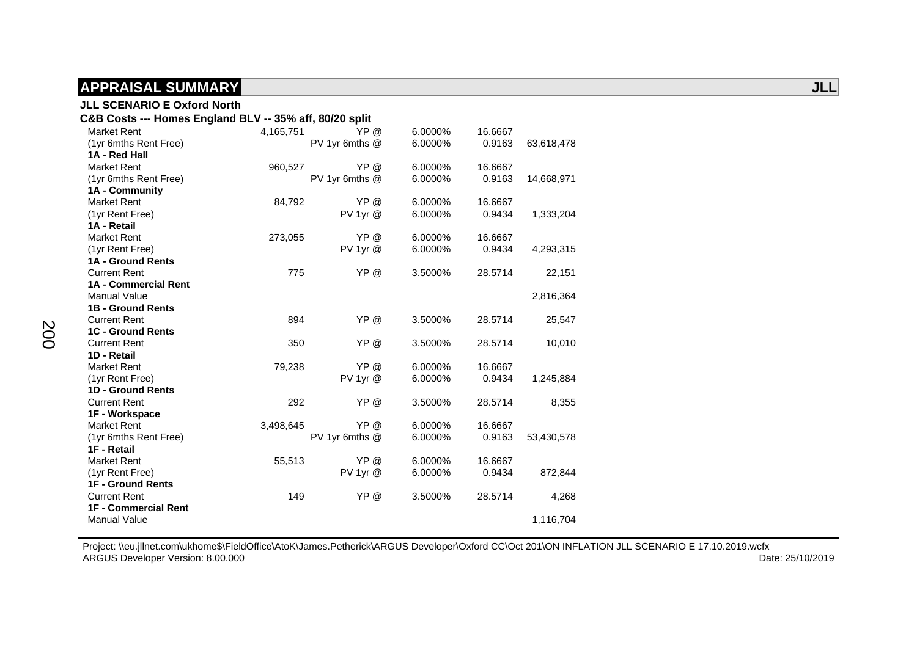## APPRAISAL SUMMARY

**JLL**

**JLL SCENARIO E Oxford North**

**C&B Costs --- Homes England BLV -- 35% aff, 80/20 split**

| | | | | | |
|---|---|---|---|---|---|
| Market Rent | 4,165,751 | YP @ | 6.0000% | 16.6667 | |
| (1yr 6mths Rent Free) | | PV 1yr 6mths @ | 6.0000% | 0.9163 | 63,618,478 |
| **1A - Red Hall** | | | | | |
| Market Rent | 960,527 | YP @ | 6.0000% | 16.6667 | |
| (1yr 6mths Rent Free) | | PV 1yr 6mths @ | 6.0000% | 0.9163 | 14,668,971 |
| **1A - Community** | | | | | |
| Market Rent | 84,792 | YP @ | 6.0000% | 16.6667 | |
| (1yr Rent Free) | | PV 1yr @ | 6.0000% | 0.9434 | 1,333,204 |
| **1A - Retail** | | | | | |
| Market Rent | 273,055 | YP @ | 6.0000% | 16.6667 | |
| (1yr Rent Free) | | PV 1yr @ | 6.0000% | 0.9434 | 4,293,315 |
| **1A - Ground Rents** | | | | | |
| Current Rent | 775 | YP @ | 3.5000% | 28.5714 | 22,151 |
| **1A - Commercial Rent** | | | | | |
| Manual Value | | | | | 2,816,364 |
| **1B - Ground Rents** | | | | | |
| Current Rent | 894 | YP @ | 3.5000% | 28.5714 | 25,547 |
| **1C - Ground Rents** | | | | | |
| Current Rent | 350 | YP @ | 3.5000% | 28.5714 | 10,010 |
| **1D - Retail** | | | | | |
| Market Rent | 79,238 | YP @ | 6.0000% | 16.6667 | |
| (1yr Rent Free) | | PV 1yr @ | 6.0000% | 0.9434 | 1,245,884 |
| **1D - Ground Rents** | | | | | |
| Current Rent | 292 | YP @ | 3.5000% | 28.5714 | 8,355 |
| **1F - Workspace** | | | | | |
| Market Rent | 3,498,645 | YP @ | 6.0000% | 16.6667 | |
| (1yr 6mths Rent Free) | | PV 1yr 6mths @ | 6.0000% | 0.9163 | 53,430,578 |
| **1F - Retail** | | | | | |
| Market Rent | 55,513 | YP @ | 6.0000% | 16.6667 | |
| (1yr Rent Free) | | PV 1yr @ | 6.0000% | 0.9434 | 872,844 |
| **1F - Ground Rents** | | | | | |
| Current Rent | 149 | YP @ | 3.5000% | 28.5714 | 4,268 |
| **1F - Commercial Rent** | | | | | |
| Manual Value | | | | | 1,116,704 |

Project: \\eu.jllnet.com\ukhome$\FieldOffice\AtoK\James.Petherick\ARGUS Developer\Oxford CC\Oct 201\ON INFLATION JLL SCENARIO E 17.10.2019.wcfx
ARGUS Developer Version: 8.00.000 Date: 25/10/2019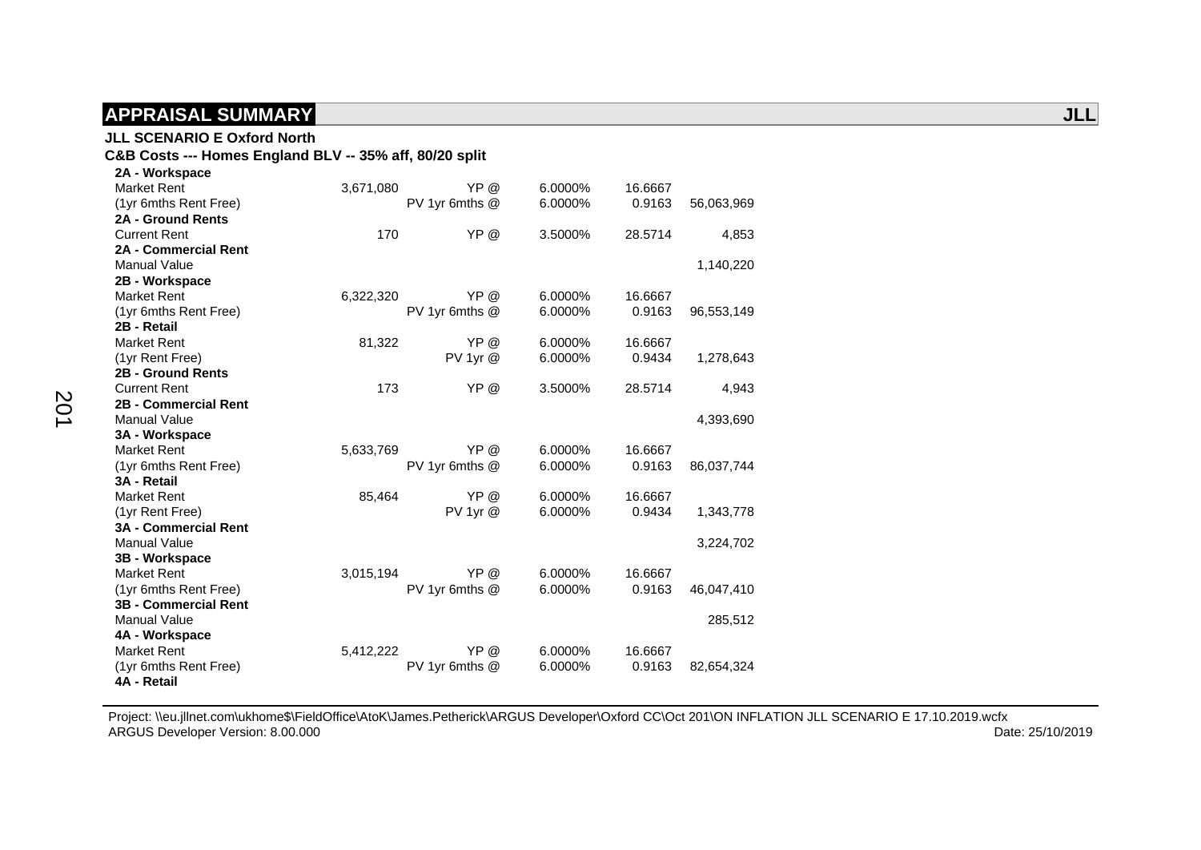## APPRAISAL SUMMARY

**JLL**

**JLL SCENARIO E Oxford North**

**C&B Costs --- Homes England BLV -- 35% aff, 80/20 split**

| | | | | | |
|---|---|---|---|---|---|
| **2A - Workspace** | | | | | |
| Market Rent | 3,671,080 | YP @ | 6.0000% | 16.6667 | |
| (1yr 6mths Rent Free) | | PV 1yr 6mths @ | 6.0000% | 0.9163 | 56,063,969 |
| **2A - Ground Rents** | | | | | |
| Current Rent | 170 | YP @ | 3.5000% | 28.5714 | 4,853 |
| **2A - Commercial Rent** | | | | | |
| Manual Value | | | | | 1,140,220 |
| **2B - Workspace** | | | | | |
| Market Rent | 6,322,320 | YP @ | 6.0000% | 16.6667 | |
| (1yr 6mths Rent Free) | | PV 1yr 6mths @ | 6.0000% | 0.9163 | 96,553,149 |
| **2B - Retail** | | | | | |
| Market Rent | 81,322 | YP @ | 6.0000% | 16.6667 | |
| (1yr Rent Free) | | PV 1yr @ | 6.0000% | 0.9434 | 1,278,643 |
| **2B - Ground Rents** | | | | | |
| Current Rent | 173 | YP @ | 3.5000% | 28.5714 | 4,943 |
| **2B - Commercial Rent** | | | | | |
| Manual Value | | | | | 4,393,690 |
| **3A - Workspace** | | | | | |
| Market Rent | 5,633,769 | YP @ | 6.0000% | 16.6667 | |
| (1yr 6mths Rent Free) | | PV 1yr 6mths @ | 6.0000% | 0.9163 | 86,037,744 |
| **3A - Retail** | | | | | |
| Market Rent | 85,464 | YP @ | 6.0000% | 16.6667 | |
| (1yr Rent Free) | | PV 1yr @ | 6.0000% | 0.9434 | 1,343,778 |
| **3A - Commercial Rent** | | | | | |
| Manual Value | | | | | 3,224,702 |
| **3B - Workspace** | | | | | |
| Market Rent | 3,015,194 | YP @ | 6.0000% | 16.6667 | |
| (1yr 6mths Rent Free) | | PV 1yr 6mths @ | 6.0000% | 0.9163 | 46,047,410 |
| **3B - Commercial Rent** | | | | | |
| Manual Value | | | | | 285,512 |
| **4A - Workspace** | | | | | |
| Market Rent | 5,412,222 | YP @ | 6.0000% | 16.6667 | |
| (1yr 6mths Rent Free) | | PV 1yr 6mths @ | 6.0000% | 0.9163 | 82,654,324 |
| **4A - Retail** | | | | | |

Project: \\eu.jllnet.com\ukhome$\FieldOffice\AtoK\James.Petherick\ARGUS Developer\Oxford CC\Oct 201\ON INFLATION JLL SCENARIO E 17.10.2019.wcfx
ARGUS Developer Version: 8.00.000 Date: 25/10/2019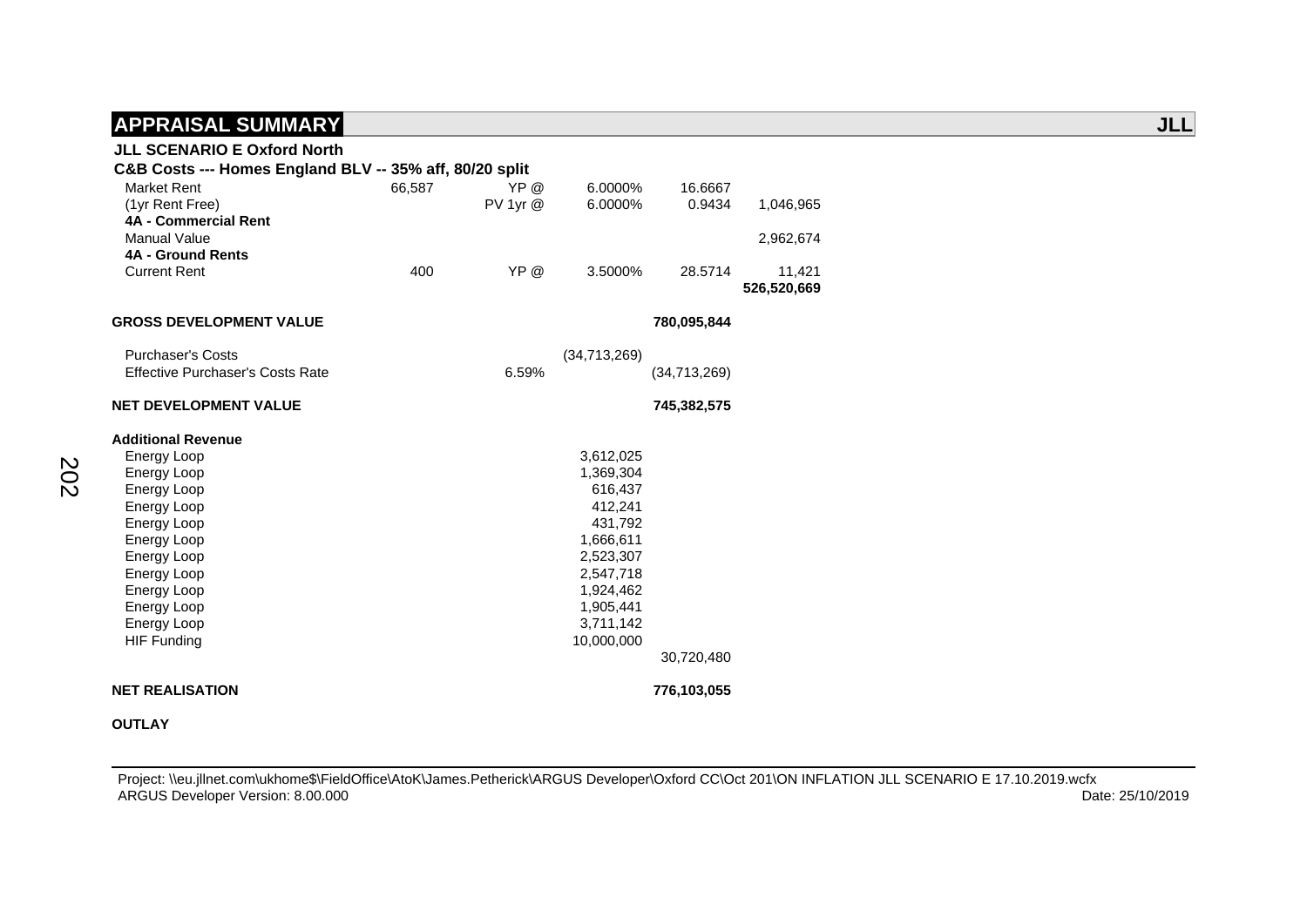## APPRAISAL SUMMARY

**JLL**

**JLL SCENARIO E Oxford North**

**C&B Costs --- Homes England BLV -- 35% aff, 80/20 split**

| | | | | | |
|---|---|---|---|---|---|
| Market Rent | 66,587 | YP @ | 6.0000% | 16.6667 | |
| (1yr Rent Free) | | PV 1yr @ | 6.0000% | 0.9434 | 1,046,965 |
| **4A - Commercial Rent** | | | | | |
| Manual Value | | | | | 2,962,674 |
| **4A - Ground Rents** | | | | | |
| Current Rent | 400 | YP @ | 3.5000% | 28.5714 | 11,421 |
| | | | | | **526,520,669** |
| **GROSS DEVELOPMENT VALUE** | | | | **780,095,844** | |
| Purchaser's Costs | | | (34,713,269) | | |
| Effective Purchaser's Costs Rate | | 6.59% | | (34,713,269) | |
| **NET DEVELOPMENT VALUE** | | | | **745,382,575** | |
| **Additional Revenue** | | | | | |
| Energy Loop | | | 3,612,025 | | |
| Energy Loop | | | 1,369,304 | | |
| Energy Loop | | | 616,437 | | |
| Energy Loop | | | 412,241 | | |
| Energy Loop | | | 431,792 | | |
| Energy Loop | | | 1,666,611 | | |
| Energy Loop | | | 2,523,307 | | |
| Energy Loop | | | 2,547,718 | | |
| Energy Loop | | | 1,924,462 | | |
| Energy Loop | | | 1,905,441 | | |
| Energy Loop | | | 3,711,142 | | |
| HIF Funding | | | 10,000,000 | | |
| | | | | 30,720,480 | |
| **NET REALISATION** | | | | **776,103,055** | |

**OUTLAY**

Project: \\eu.jllnet.com\ukhome$\FieldOffice\AtoK\James.Petherick\ARGUS Developer\Oxford CC\Oct 201\ON INFLATION JLL SCENARIO E 17.10.2019.wcfx
ARGUS Developer Version: 8.00.000 Date: 25/10/2019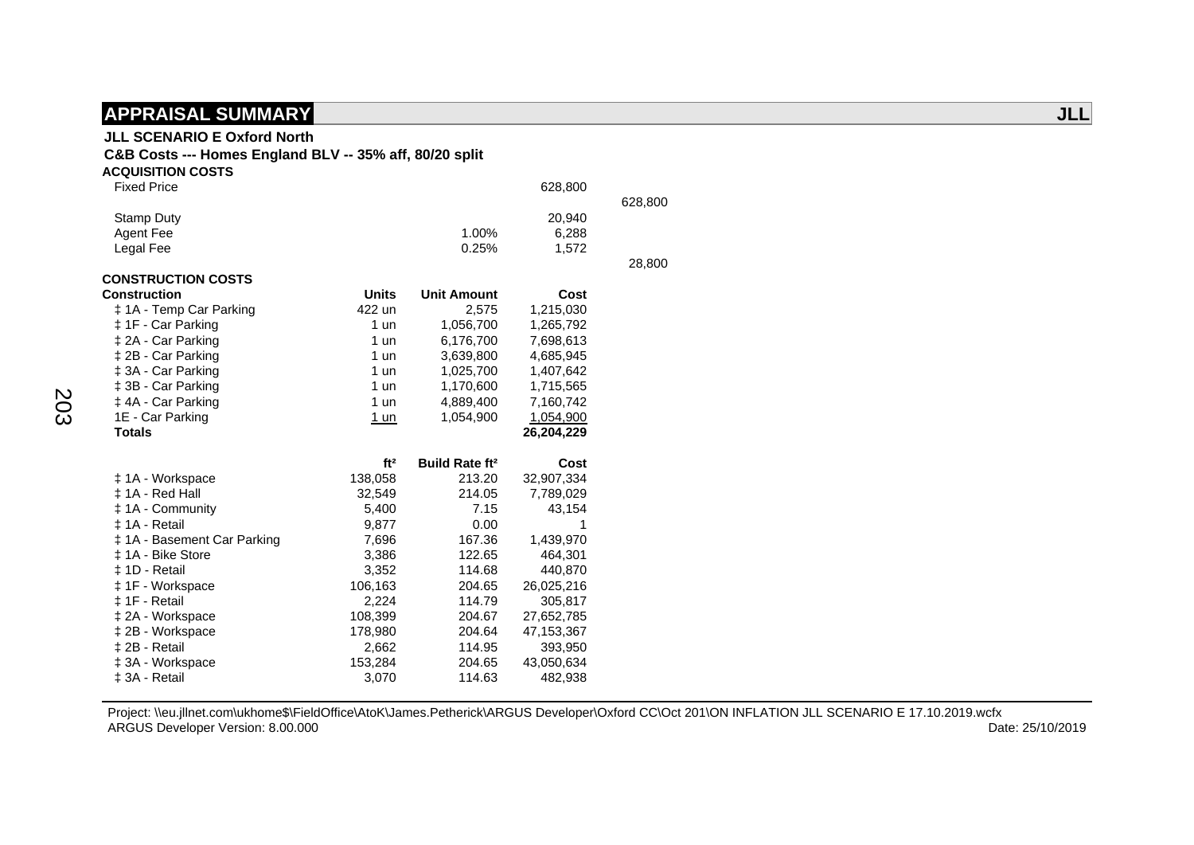## APPRAISAL SUMMARY

**JLL SCENARIO E Oxford North**

**C&B Costs --- Homes England BLV -- 35% aff, 80/20 split**

**ACQUISITION COSTS**

| | | | | |
|---|---|---|---|---|
| Fixed Price | | | 628,800 | |
| | | | | 628,800 |
| Stamp Duty | | | 20,940 | |
| Agent Fee | | 1.00% | 6,288 | |
| Legal Fee | | 0.25% | 1,572 | |
| | | | | 28,800 |

**CONSTRUCTION COSTS**

| **Construction** | **Units** | **Unit Amount** | **Cost** |
|---|---|---|---|
| ‡ 1A - Temp Car Parking | 422 un | 2,575 | 1,215,030 |
| ‡ 1F - Car Parking | 1 un | 1,056,700 | 1,265,792 |
| ‡ 2A - Car Parking | 1 un | 6,176,700 | 7,698,613 |
| ‡ 2B - Car Parking | 1 un | 3,639,800 | 4,685,945 |
| ‡ 3A - Car Parking | 1 un | 1,025,700 | 1,407,642 |
| ‡ 3B - Car Parking | 1 un | 1,170,600 | 1,715,565 |
| ‡ 4A - Car Parking | 1 un | 4,889,400 | 7,160,742 |
| 1E - Car Parking | 1 un | 1,054,900 | 1,054,900 |
| **Totals** | | | **26,204,229** |

| | **ft²** | **Build Rate ft²** | **Cost** |
|---|---|---|---|
| ‡ 1A - Workspace | 138,058 | 213.20 | 32,907,334 |
| ‡ 1A - Red Hall | 32,549 | 214.05 | 7,789,029 |
| ‡ 1A - Community | 5,400 | 7.15 | 43,154 |
| ‡ 1A - Retail | 9,877 | 0.00 | 1 |
| ‡ 1A - Basement Car Parking | 7,696 | 167.36 | 1,439,970 |
| ‡ 1A - Bike Store | 3,386 | 122.65 | 464,301 |
| ‡ 1D - Retail | 3,352 | 114.68 | 440,870 |
| ‡ 1F - Workspace | 106,163 | 204.65 | 26,025,216 |
| ‡ 1F - Retail | 2,224 | 114.79 | 305,817 |
| ‡ 2A - Workspace | 108,399 | 204.67 | 27,652,785 |
| ‡ 2B - Workspace | 178,980 | 204.64 | 47,153,367 |
| ‡ 2B - Retail | 2,662 | 114.95 | 393,950 |
| ‡ 3A - Workspace | 153,284 | 204.65 | 43,050,634 |
| ‡ 3A - Retail | 3,070 | 114.63 | 482,938 |

Project: \\eu.jllnet.com\ukhome$\FieldOffice\AtoK\James.Petherick\ARGUS Developer\Oxford CC\Oct 201\ON INFLATION JLL SCENARIO E 17.10.2019.wcfx
ARGUS Developer Version: 8.00.000 Date: 25/10/2019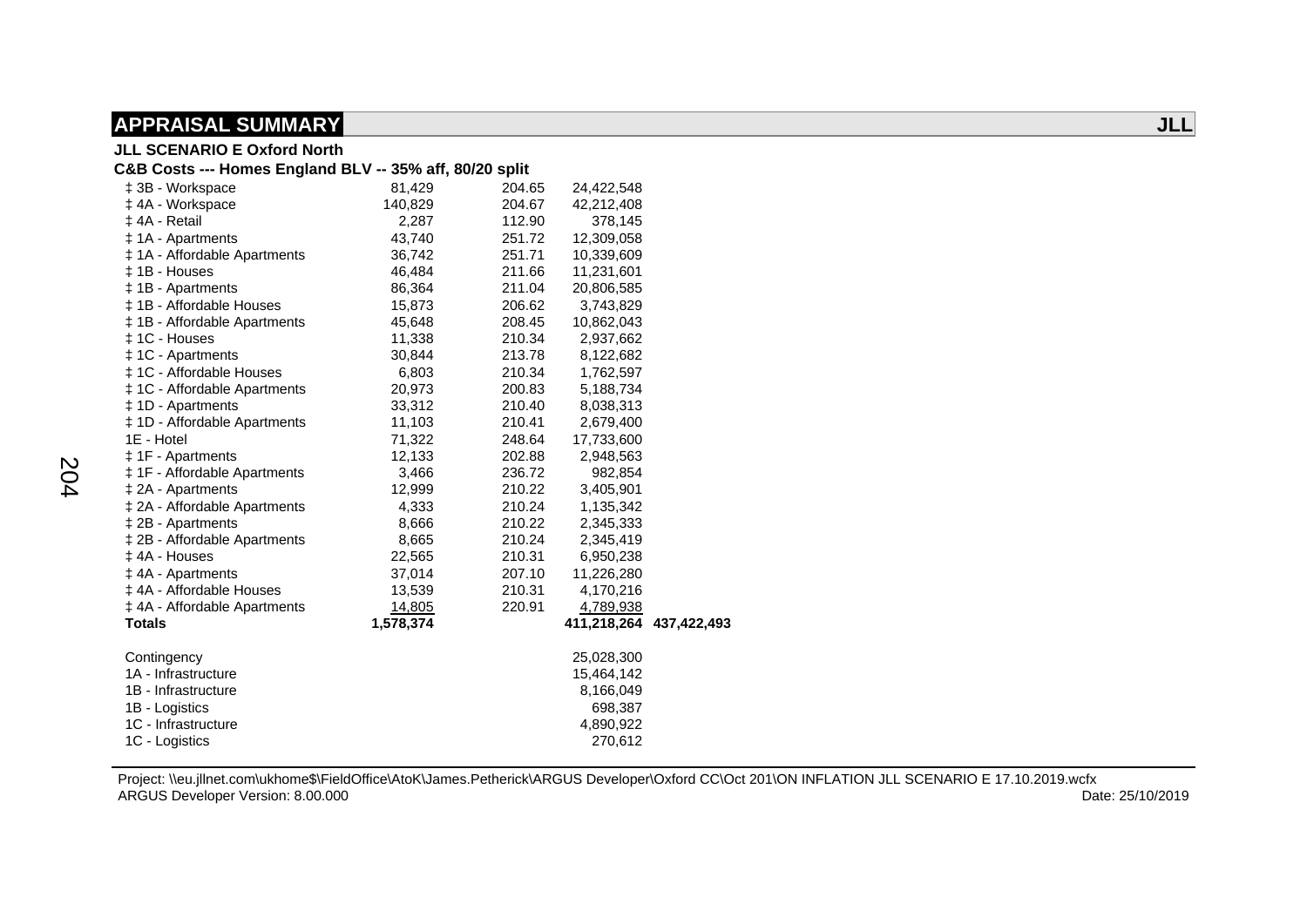## APPRAISAL SUMMARY

**JLL**

**JLL SCENARIO E Oxford North**

**C&B Costs --- Homes England BLV -- 35% aff, 80/20 split**

| | | | | |
|---|---|---|---|---|
| ‡ 3B - Workspace | 81,429 | 204.65 | 24,422,548 | |
| ‡ 4A - Workspace | 140,829 | 204.67 | 42,212,408 | |
| ‡ 4A - Retail | 2,287 | 112.90 | 378,145 | |
| ‡ 1A - Apartments | 43,740 | 251.72 | 12,309,058 | |
| ‡ 1A - Affordable Apartments | 36,742 | 251.71 | 10,339,609 | |
| ‡ 1B - Houses | 46,484 | 211.66 | 11,231,601 | |
| ‡ 1B - Apartments | 86,364 | 211.04 | 20,806,585 | |
| ‡ 1B - Affordable Houses | 15,873 | 206.62 | 3,743,829 | |
| ‡ 1B - Affordable Apartments | 45,648 | 208.45 | 10,862,043 | |
| ‡ 1C - Houses | 11,338 | 210.34 | 2,937,662 | |
| ‡ 1C - Apartments | 30,844 | 213.78 | 8,122,682 | |
| ‡ 1C - Affordable Houses | 6,803 | 210.34 | 1,762,597 | |
| ‡ 1C - Affordable Apartments | 20,973 | 200.83 | 5,188,734 | |
| ‡ 1D - Apartments | 33,312 | 210.40 | 8,038,313 | |
| ‡ 1D - Affordable Apartments | 11,103 | 210.41 | 2,679,400 | |
| 1E - Hotel | 71,322 | 248.64 | 17,733,600 | |
| ‡ 1F - Apartments | 12,133 | 202.88 | 2,948,563 | |
| ‡ 1F - Affordable Apartments | 3,466 | 236.72 | 982,854 | |
| ‡ 2A - Apartments | 12,999 | 210.22 | 3,405,901 | |
| ‡ 2A - Affordable Apartments | 4,333 | 210.24 | 1,135,342 | |
| ‡ 2B - Apartments | 8,666 | 210.22 | 2,345,333 | |
| ‡ 2B - Affordable Apartments | 8,665 | 210.24 | 2,345,419 | |
| ‡ 4A - Houses | 22,565 | 210.31 | 6,950,238 | |
| ‡ 4A - Apartments | 37,014 | 207.10 | 11,226,280 | |
| ‡ 4A - Affordable Houses | 13,539 | 210.31 | 4,170,216 | |
| ‡ 4A - Affordable Apartments | 14,805 | 220.91 | 4,789,938 | |
| **Totals** | **1,578,374** | | **411,218,264** | **437,422,493** |
| | | | | |
| Contingency | | | 25,028,300 | |
| 1A - Infrastructure | | | 15,464,142 | |
| 1B - Infrastructure | | | 8,166,049 | |
| 1B - Logistics | | | 698,387 | |
| 1C - Infrastructure | | | 4,890,922 | |
| 1C - Logistics | | | 270,612 | |

Project: \\eu.jllnet.com\ukhome$\FieldOffice\AtoK\James.Petherick\ARGUS Developer\Oxford CC\Oct 201\ON INFLATION JLL SCENARIO E 17.10.2019.wcfx
ARGUS Developer Version: 8.00.000 Date: 25/10/2019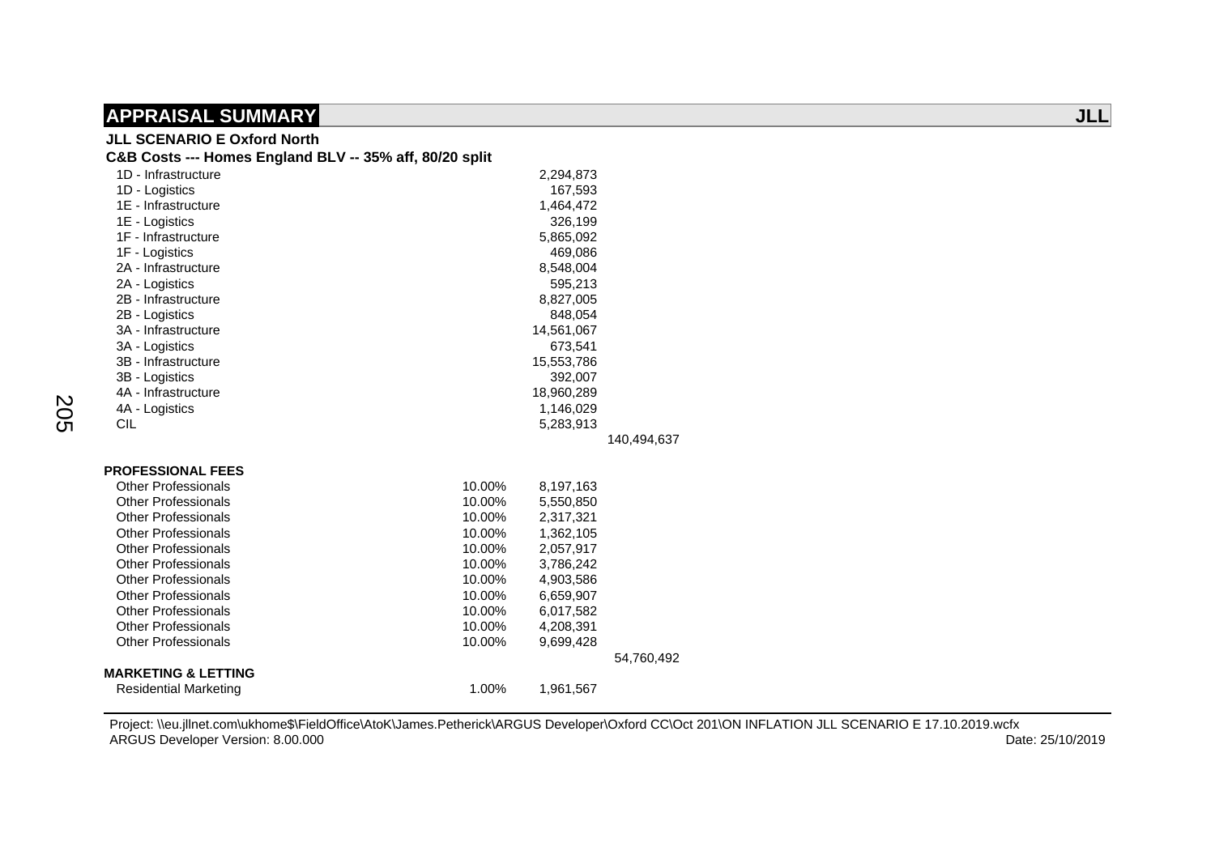## APPRAISAL SUMMARY

**JLL**

**JLL SCENARIO E Oxford North**

**C&B Costs --- Homes England BLV -- 35% aff, 80/20 split**

| | | | |
|---|---|---|---|
| 1D - Infrastructure | | 2,294,873 | |
| 1D - Logistics | | 167,593 | |
| 1E - Infrastructure | | 1,464,472 | |
| 1E - Logistics | | 326,199 | |
| 1F - Infrastructure | | 5,865,092 | |
| 1F - Logistics | | 469,086 | |
| 2A - Infrastructure | | 8,548,004 | |
| 2A - Logistics | | 595,213 | |
| 2B - Infrastructure | | 8,827,005 | |
| 2B - Logistics | | 848,054 | |
| 3A - Infrastructure | | 14,561,067 | |
| 3A - Logistics | | 673,541 | |
| 3B - Infrastructure | | 15,553,786 | |
| 3B - Logistics | | 392,007 | |
| 4A - Infrastructure | | 18,960,289 | |
| 4A - Logistics | | 1,146,029 | |
| CIL | | 5,283,913 | |
| | | | 140,494,637 |
| **PROFESSIONAL FEES** | | | |
| Other Professionals | 10.00% | 8,197,163 | |
| Other Professionals | 10.00% | 5,550,850 | |
| Other Professionals | 10.00% | 2,317,321 | |
| Other Professionals | 10.00% | 1,362,105 | |
| Other Professionals | 10.00% | 2,057,917 | |
| Other Professionals | 10.00% | 3,786,242 | |
| Other Professionals | 10.00% | 4,903,586 | |
| Other Professionals | 10.00% | 6,659,907 | |
| Other Professionals | 10.00% | 6,017,582 | |
| Other Professionals | 10.00% | 4,208,391 | |
| Other Professionals | 10.00% | 9,699,428 | |
| | | | 54,760,492 |
| **MARKETING & LETTING** | | | |
| Residential Marketing | 1.00% | 1,961,567 | |

Project: \\eu.jllnet.com\ukhome$\FieldOffice\AtoK\James.Petherick\ARGUS Developer\Oxford CC\Oct 201\ON INFLATION JLL SCENARIO E 17.10.2019.wcfx
ARGUS Developer Version: 8.00.000 Date: 25/10/2019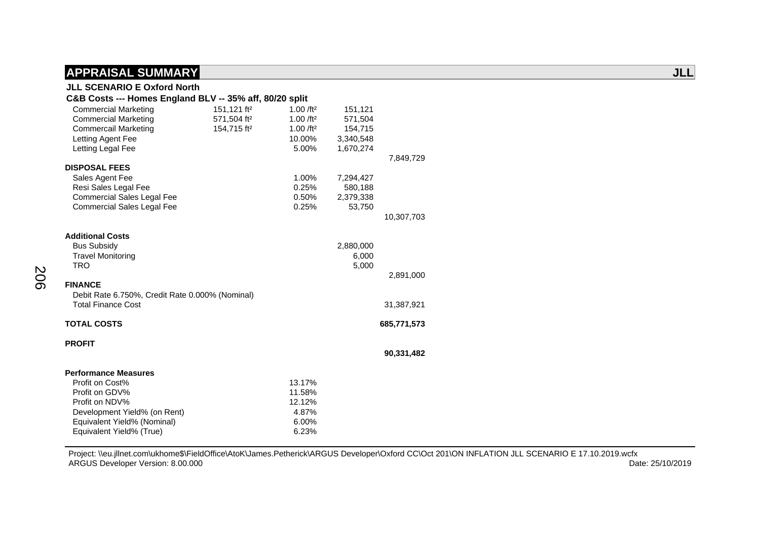## APPRAISAL SUMMARY

**JLL**

**JLL SCENARIO E Oxford North**

**C&B Costs --- Homes England BLV -- 35% aff, 80/20 split**

| | | | | |
|---|---|---|---|---|
| Commercial Marketing | 151,121 ft² | 1.00 /ft² | 151,121 | |
| Commercial Marketing | 571,504 ft² | 1.00 /ft² | 571,504 | |
| Commercail Marketing | 154,715 ft² | 1.00 /ft² | 154,715 | |
| Letting Agent Fee | | 10.00% | 3,340,548 | |
| Letting Legal Fee | | 5.00% | 1,670,274 | |
| | | | | 7,849,729 |
| **DISPOSAL FEES** | | | | |
| Sales Agent Fee | | 1.00% | 7,294,427 | |
| Resi Sales Legal Fee | | 0.25% | 580,188 | |
| Commercial Sales Legal Fee | | 0.50% | 2,379,338 | |
| Commercial Sales Legal Fee | | 0.25% | 53,750 | |
| | | | | 10,307,703 |
| **Additional Costs** | | | | |
| Bus Subsidy | | | 2,880,000 | |
| Travel Monitoring | | | 6,000 | |
| TRO | | | 5,000 | |
| | | | | 2,891,000 |
| **FINANCE** | | | | |
| Debit Rate 6.750%, Credit Rate 0.000% (Nominal) | | | | |
| Total Finance Cost | | | | 31,387,921 |
| **TOTAL COSTS** | | | | **685,771,573** |
| **PROFIT** | | | | |
| | | | | **90,331,482** |
| **Performance Measures** | | | | |
| Profit on Cost% | | 13.17% | | |
| Profit on GDV% | | 11.58% | | |
| Profit on NDV% | | 12.12% | | |
| Development Yield% (on Rent) | | 4.87% | | |
| Equivalent Yield% (Nominal) | | 6.00% | | |
| Equivalent Yield% (True) | | 6.23% | | |

Project: \\eu.jllnet.com\ukhome$\FieldOffice\AtoK\James.Petherick\ARGUS Developer\Oxford CC\Oct 201\ON INFLATION JLL SCENARIO E 17.10.2019.wcfx
ARGUS Developer Version: 8.00.000 Date: 25/10/2019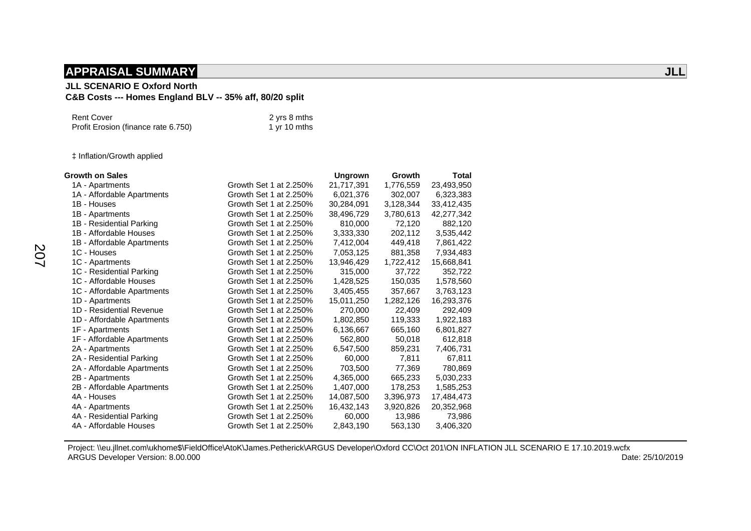## APPRAISAL SUMMARY

**JLL**

**JLL SCENARIO E Oxford North**
**C&B Costs --- Homes England BLV -- 35% aff, 80/20 split**

| | |
|---|---|
| Rent Cover | 2 yrs 8 mths |
| Profit Erosion (finance rate 6.750) | 1 yr 10 mths |

‡ Inflation/Growth applied

| Growth on Sales | | Ungrown | Growth | Total |
|---|---|---|---|---|
| 1A - Apartments | Growth Set 1 at 2.250% | 21,717,391 | 1,776,559 | 23,493,950 |
| 1A - Affordable Apartments | Growth Set 1 at 2.250% | 6,021,376 | 302,007 | 6,323,383 |
| 1B - Houses | Growth Set 1 at 2.250% | 30,284,091 | 3,128,344 | 33,412,435 |
| 1B - Apartments | Growth Set 1 at 2.250% | 38,496,729 | 3,780,613 | 42,277,342 |
| 1B - Residential Parking | Growth Set 1 at 2.250% | 810,000 | 72,120 | 882,120 |
| 1B - Affordable Houses | Growth Set 1 at 2.250% | 3,333,330 | 202,112 | 3,535,442 |
| 1B - Affordable Apartments | Growth Set 1 at 2.250% | 7,412,004 | 449,418 | 7,861,422 |
| 1C - Houses | Growth Set 1 at 2.250% | 7,053,125 | 881,358 | 7,934,483 |
| 1C - Apartments | Growth Set 1 at 2.250% | 13,946,429 | 1,722,412 | 15,668,841 |
| 1C - Residential Parking | Growth Set 1 at 2.250% | 315,000 | 37,722 | 352,722 |
| 1C - Affordable Houses | Growth Set 1 at 2.250% | 1,428,525 | 150,035 | 1,578,560 |
| 1C - Affordable Apartments | Growth Set 1 at 2.250% | 3,405,455 | 357,667 | 3,763,123 |
| 1D - Apartments | Growth Set 1 at 2.250% | 15,011,250 | 1,282,126 | 16,293,376 |
| 1D - Residential Revenue | Growth Set 1 at 2.250% | 270,000 | 22,409 | 292,409 |
| 1D - Affordable Apartments | Growth Set 1 at 2.250% | 1,802,850 | 119,333 | 1,922,183 |
| 1F - Apartments | Growth Set 1 at 2.250% | 6,136,667 | 665,160 | 6,801,827 |
| 1F - Affordable Apartments | Growth Set 1 at 2.250% | 562,800 | 50,018 | 612,818 |
| 2A - Apartments | Growth Set 1 at 2.250% | 6,547,500 | 859,231 | 7,406,731 |
| 2A - Residential Parking | Growth Set 1 at 2.250% | 60,000 | 7,811 | 67,811 |
| 2A - Affordable Apartments | Growth Set 1 at 2.250% | 703,500 | 77,369 | 780,869 |
| 2B - Apartments | Growth Set 1 at 2.250% | 4,365,000 | 665,233 | 5,030,233 |
| 2B - Affordable Apartments | Growth Set 1 at 2.250% | 1,407,000 | 178,253 | 1,585,253 |
| 4A - Houses | Growth Set 1 at 2.250% | 14,087,500 | 3,396,973 | 17,484,473 |
| 4A - Apartments | Growth Set 1 at 2.250% | 16,432,143 | 3,920,826 | 20,352,968 |
| 4A - Residential Parking | Growth Set 1 at 2.250% | 60,000 | 13,986 | 73,986 |
| 4A - Affordable Houses | Growth Set 1 at 2.250% | 2,843,190 | 563,130 | 3,406,320 |

Project: \\eu.jllnet.com\ukhome$\FieldOffice\AtoK\James.Petherick\ARGUS Developer\Oxford CC\Oct 201\ON INFLATION JLL SCENARIO E 17.10.2019.wcfx
ARGUS Developer Version: 8.00.000 Date: 25/10/2019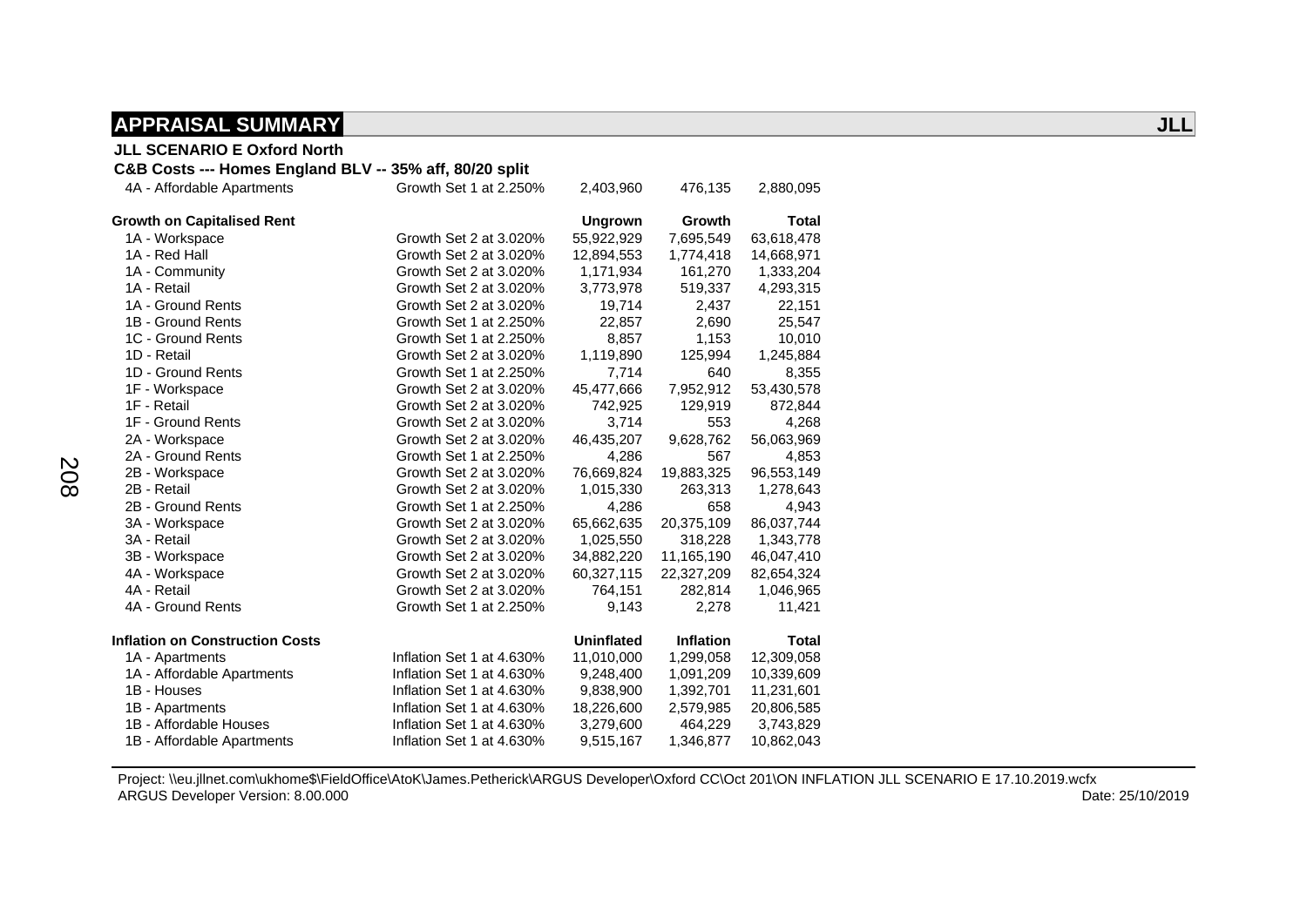## APPRAISAL SUMMARY **JLL**

**JLL SCENARIO E Oxford North**

**C&B Costs --- Homes England BLV -- 35% aff, 80/20 split**

| | | | | |
|---|---|---|---|---|
| 4A - Affordable Apartments | Growth Set 1 at 2.250% | 2,403,960 | 476,135 | 2,880,095 |

| **Growth on Capitalised Rent** | | **Ungrown** | **Growth** | **Total** |
|---|---|---|---|---|
| 1A - Workspace | Growth Set 2 at 3.020% | 55,922,929 | 7,695,549 | 63,618,478 |
| 1A - Red Hall | Growth Set 2 at 3.020% | 12,894,553 | 1,774,418 | 14,668,971 |
| 1A - Community | Growth Set 2 at 3.020% | 1,171,934 | 161,270 | 1,333,204 |
| 1A - Retail | Growth Set 2 at 3.020% | 3,773,978 | 519,337 | 4,293,315 |
| 1A - Ground Rents | Growth Set 2 at 3.020% | 19,714 | 2,437 | 22,151 |
| 1B - Ground Rents | Growth Set 1 at 2.250% | 22,857 | 2,690 | 25,547 |
| 1C - Ground Rents | Growth Set 1 at 2.250% | 8,857 | 1,153 | 10,010 |
| 1D - Retail | Growth Set 2 at 3.020% | 1,119,890 | 125,994 | 1,245,884 |
| 1D - Ground Rents | Growth Set 1 at 2.250% | 7,714 | 640 | 8,355 |
| 1F - Workspace | Growth Set 2 at 3.020% | 45,477,666 | 7,952,912 | 53,430,578 |
| 1F - Retail | Growth Set 2 at 3.020% | 742,925 | 129,919 | 872,844 |
| 1F - Ground Rents | Growth Set 2 at 3.020% | 3,714 | 553 | 4,268 |
| 2A - Workspace | Growth Set 2 at 3.020% | 46,435,207 | 9,628,762 | 56,063,969 |
| 2A - Ground Rents | Growth Set 1 at 2.250% | 4,286 | 567 | 4,853 |
| 2B - Workspace | Growth Set 2 at 3.020% | 76,669,824 | 19,883,325 | 96,553,149 |
| 2B - Retail | Growth Set 2 at 3.020% | 1,015,330 | 263,313 | 1,278,643 |
| 2B - Ground Rents | Growth Set 1 at 2.250% | 4,286 | 658 | 4,943 |
| 3A - Workspace | Growth Set 2 at 3.020% | 65,662,635 | 20,375,109 | 86,037,744 |
| 3A - Retail | Growth Set 2 at 3.020% | 1,025,550 | 318,228 | 1,343,778 |
| 3B - Workspace | Growth Set 2 at 3.020% | 34,882,220 | 11,165,190 | 46,047,410 |
| 4A - Workspace | Growth Set 2 at 3.020% | 60,327,115 | 22,327,209 | 82,654,324 |
| 4A - Retail | Growth Set 2 at 3.020% | 764,151 | 282,814 | 1,046,965 |
| 4A - Ground Rents | Growth Set 1 at 2.250% | 9,143 | 2,278 | 11,421 |

| **Inflation on Construction Costs** | | **Uninflated** | **Inflation** | **Total** |
|---|---|---|---|---|
| 1A - Apartments | Inflation Set 1 at 4.630% | 11,010,000 | 1,299,058 | 12,309,058 |
| 1A - Affordable Apartments | Inflation Set 1 at 4.630% | 9,248,400 | 1,091,209 | 10,339,609 |
| 1B - Houses | Inflation Set 1 at 4.630% | 9,838,900 | 1,392,701 | 11,231,601 |
| 1B - Apartments | Inflation Set 1 at 4.630% | 18,226,600 | 2,579,985 | 20,806,585 |
| 1B - Affordable Houses | Inflation Set 1 at 4.630% | 3,279,600 | 464,229 | 3,743,829 |
| 1B - Affordable Apartments | Inflation Set 1 at 4.630% | 9,515,167 | 1,346,877 | 10,862,043 |

Project: \\eu.jllnet.com\ukhome$\FieldOffice\AtoK\James.Petherick\ARGUS Developer\Oxford CC\Oct 201\ON INFLATION JLL SCENARIO E 17.10.2019.wcfx
ARGUS Developer Version: 8.00.000 Date: 25/10/2019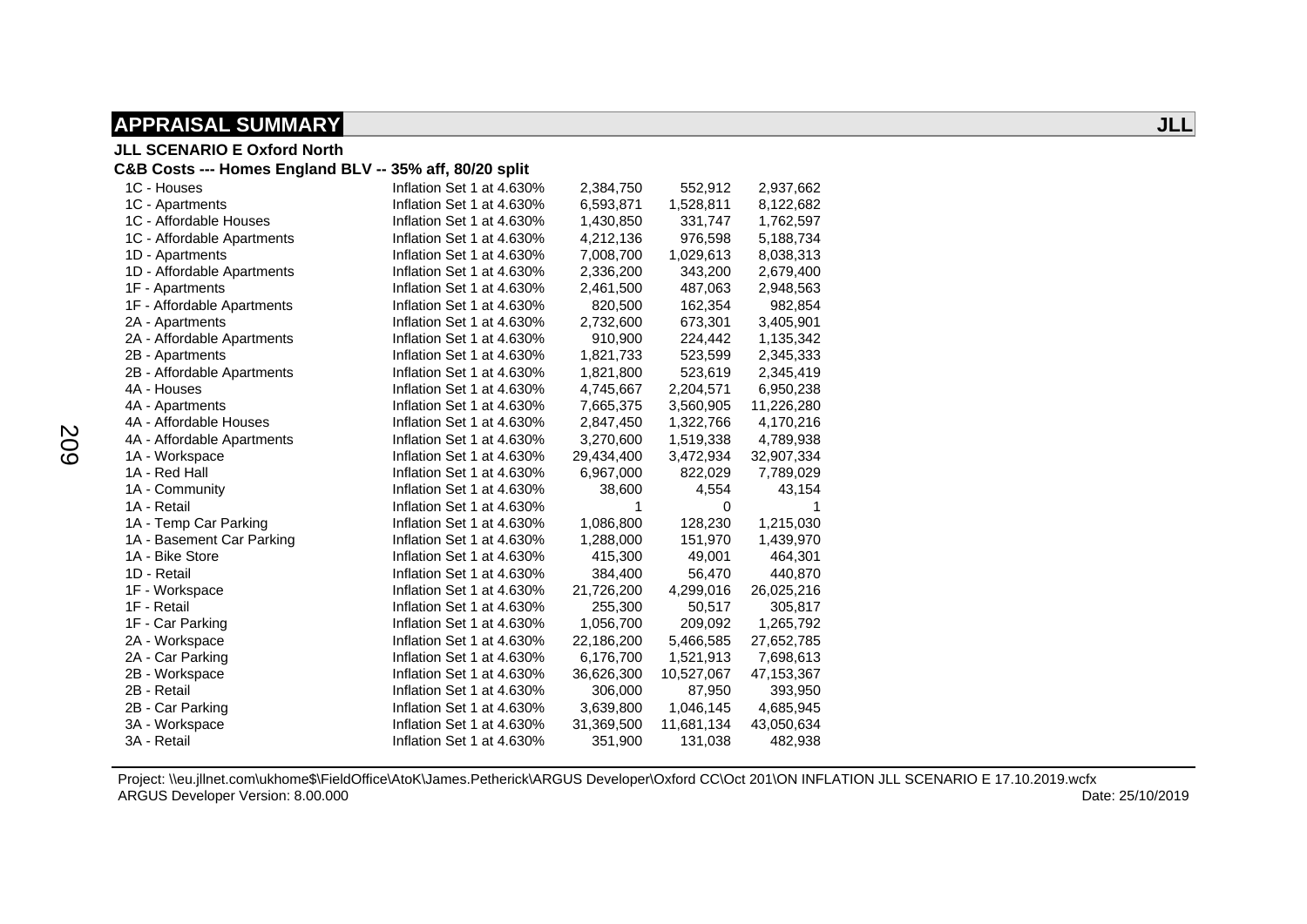## APPRAISAL SUMMARY

**JLL**

**JLL SCENARIO E Oxford North**

**C&B Costs --- Homes England BLV -- 35% aff, 80/20 split**

| | | | | |
|---|---|---|---|---|
| 1C - Houses | Inflation Set 1 at 4.630% | 2,384,750 | 552,912 | 2,937,662 |
| 1C - Apartments | Inflation Set 1 at 4.630% | 6,593,871 | 1,528,811 | 8,122,682 |
| 1C - Affordable Houses | Inflation Set 1 at 4.630% | 1,430,850 | 331,747 | 1,762,597 |
| 1C - Affordable Apartments | Inflation Set 1 at 4.630% | 4,212,136 | 976,598 | 5,188,734 |
| 1D - Apartments | Inflation Set 1 at 4.630% | 7,008,700 | 1,029,613 | 8,038,313 |
| 1D - Affordable Apartments | Inflation Set 1 at 4.630% | 2,336,200 | 343,200 | 2,679,400 |
| 1F - Apartments | Inflation Set 1 at 4.630% | 2,461,500 | 487,063 | 2,948,563 |
| 1F - Affordable Apartments | Inflation Set 1 at 4.630% | 820,500 | 162,354 | 982,854 |
| 2A - Apartments | Inflation Set 1 at 4.630% | 2,732,600 | 673,301 | 3,405,901 |
| 2A - Affordable Apartments | Inflation Set 1 at 4.630% | 910,900 | 224,442 | 1,135,342 |
| 2B - Apartments | Inflation Set 1 at 4.630% | 1,821,733 | 523,599 | 2,345,333 |
| 2B - Affordable Apartments | Inflation Set 1 at 4.630% | 1,821,800 | 523,619 | 2,345,419 |
| 4A - Houses | Inflation Set 1 at 4.630% | 4,745,667 | 2,204,571 | 6,950,238 |
| 4A - Apartments | Inflation Set 1 at 4.630% | 7,665,375 | 3,560,905 | 11,226,280 |
| 4A - Affordable Houses | Inflation Set 1 at 4.630% | 2,847,450 | 1,322,766 | 4,170,216 |
| 4A - Affordable Apartments | Inflation Set 1 at 4.630% | 3,270,600 | 1,519,338 | 4,789,938 |
| 1A - Workspace | Inflation Set 1 at 4.630% | 29,434,400 | 3,472,934 | 32,907,334 |
| 1A - Red Hall | Inflation Set 1 at 4.630% | 6,967,000 | 822,029 | 7,789,029 |
| 1A - Community | Inflation Set 1 at 4.630% | 38,600 | 4,554 | 43,154 |
| 1A - Retail | Inflation Set 1 at 4.630% | 1 | 0 | 1 |
| 1A - Temp Car Parking | Inflation Set 1 at 4.630% | 1,086,800 | 128,230 | 1,215,030 |
| 1A - Basement Car Parking | Inflation Set 1 at 4.630% | 1,288,000 | 151,970 | 1,439,970 |
| 1A - Bike Store | Inflation Set 1 at 4.630% | 415,300 | 49,001 | 464,301 |
| 1D - Retail | Inflation Set 1 at 4.630% | 384,400 | 56,470 | 440,870 |
| 1F - Workspace | Inflation Set 1 at 4.630% | 21,726,200 | 4,299,016 | 26,025,216 |
| 1F - Retail | Inflation Set 1 at 4.630% | 255,300 | 50,517 | 305,817 |
| 1F - Car Parking | Inflation Set 1 at 4.630% | 1,056,700 | 209,092 | 1,265,792 |
| 2A - Workspace | Inflation Set 1 at 4.630% | 22,186,200 | 5,466,585 | 27,652,785 |
| 2A - Car Parking | Inflation Set 1 at 4.630% | 6,176,700 | 1,521,913 | 7,698,613 |
| 2B - Workspace | Inflation Set 1 at 4.630% | 36,626,300 | 10,527,067 | 47,153,367 |
| 2B - Retail | Inflation Set 1 at 4.630% | 306,000 | 87,950 | 393,950 |
| 2B - Car Parking | Inflation Set 1 at 4.630% | 3,639,800 | 1,046,145 | 4,685,945 |
| 3A - Workspace | Inflation Set 1 at 4.630% | 31,369,500 | 11,681,134 | 43,050,634 |
| 3A - Retail | Inflation Set 1 at 4.630% | 351,900 | 131,038 | 482,938 |

Project: \\eu.jllnet.com\ukhome$\FieldOffice\AtoK\James.Petherick\ARGUS Developer\Oxford CC\Oct 201\ON INFLATION JLL SCENARIO E 17.10.2019.wcfx
ARGUS Developer Version: 8.00.000 Date: 25/10/2019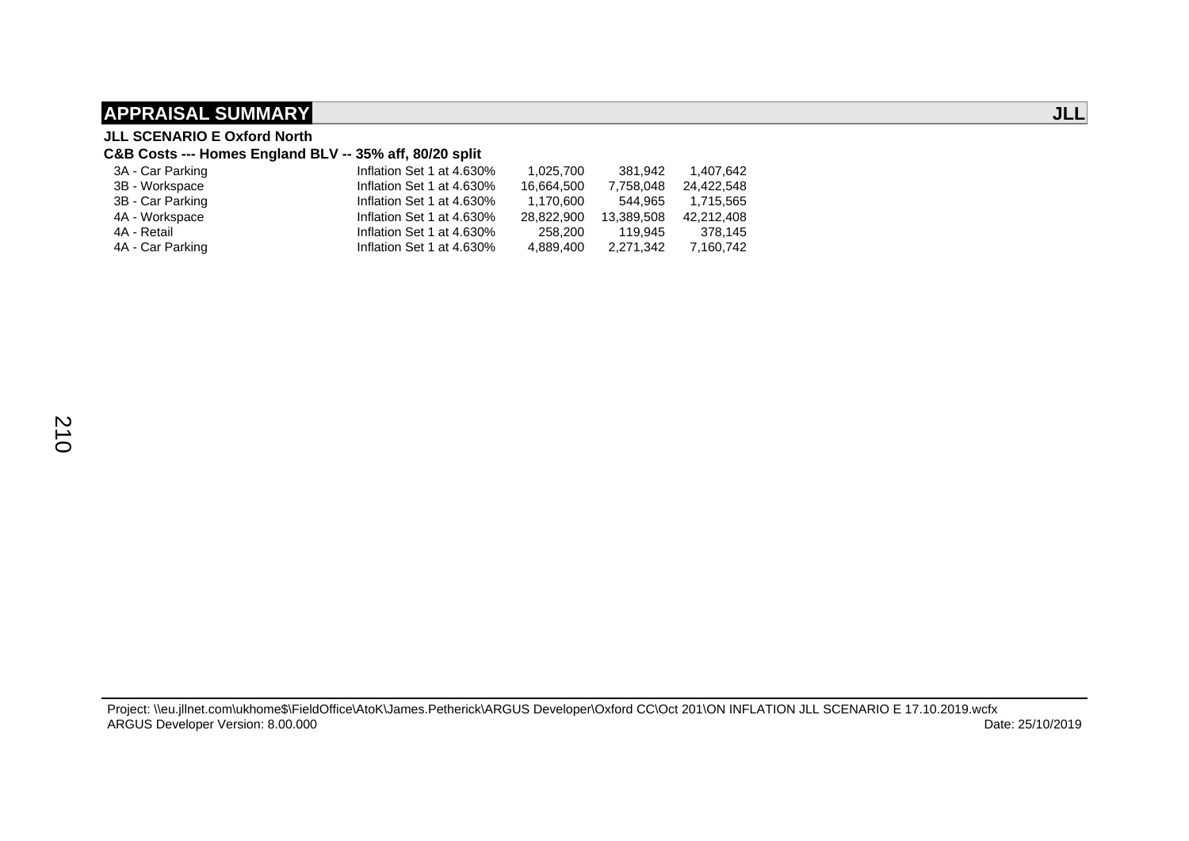## APPRAISAL SUMMARY

**JLL**

**JLL SCENARIO E Oxford North**

**C&B Costs --- Homes England BLV -- 35% aff, 80/20 split**

| | | | | |
|---|---|---|---|---|
| 3A - Car Parking | Inflation Set 1 at 4.630% | 1,025,700 | 381,942 | 1,407,642 |
| 3B - Workspace | Inflation Set 1 at 4.630% | 16,664,500 | 7,758,048 | 24,422,548 |
| 3B - Car Parking | Inflation Set 1 at 4.630% | 1,170,600 | 544,965 | 1,715,565 |
| 4A - Workspace | Inflation Set 1 at 4.630% | 28,822,900 | 13,389,508 | 42,212,408 |
| 4A - Retail | Inflation Set 1 at 4.630% | 258,200 | 119,945 | 378,145 |
| 4A - Car Parking | Inflation Set 1 at 4.630% | 4,889,400 | 2,271,342 | 7,160,742 |

Project: \\eu.jllnet.com\ukhome$\FieldOffice\AtoK\James.Petherick\ARGUS Developer\Oxford CC\Oct 201\ON INFLATION JLL SCENARIO E 17.10.2019.wcfx
ARGUS Developer Version: 8.00.000 Date: 25/10/2019